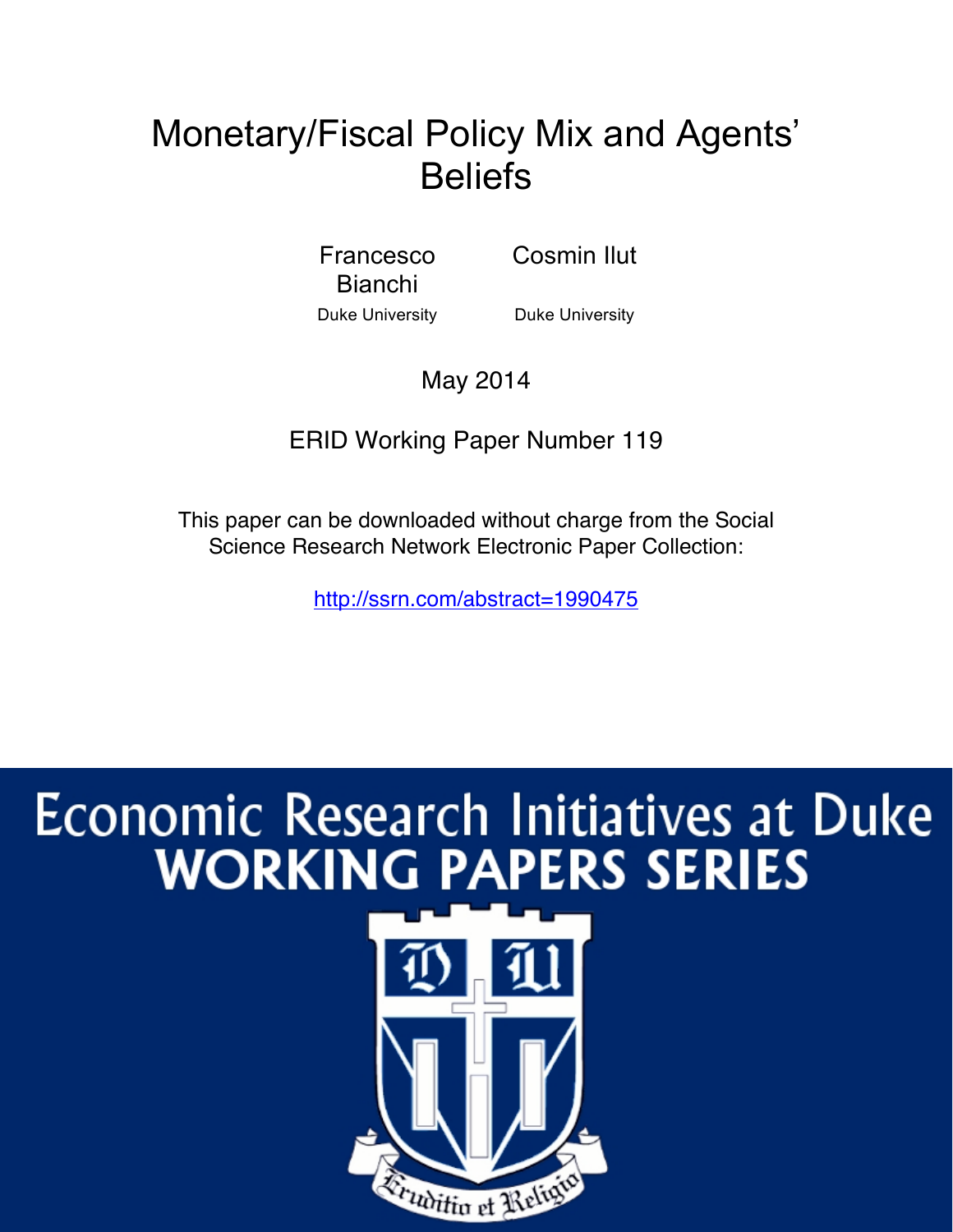# Monetary/Fiscal Policy Mix and Agents' Beliefs

Francesco Bianchi
Duke University

Cosmin Ilut
Duke University

May 2014

ERID Working Paper Number 119

This paper can be downloaded without charge from the Social Science Research Network Electronic Paper Collection:

http://ssrn.com/abstract=1990475

# Economic Research Initiatives at Duke
# WORKING PAPERS SERIES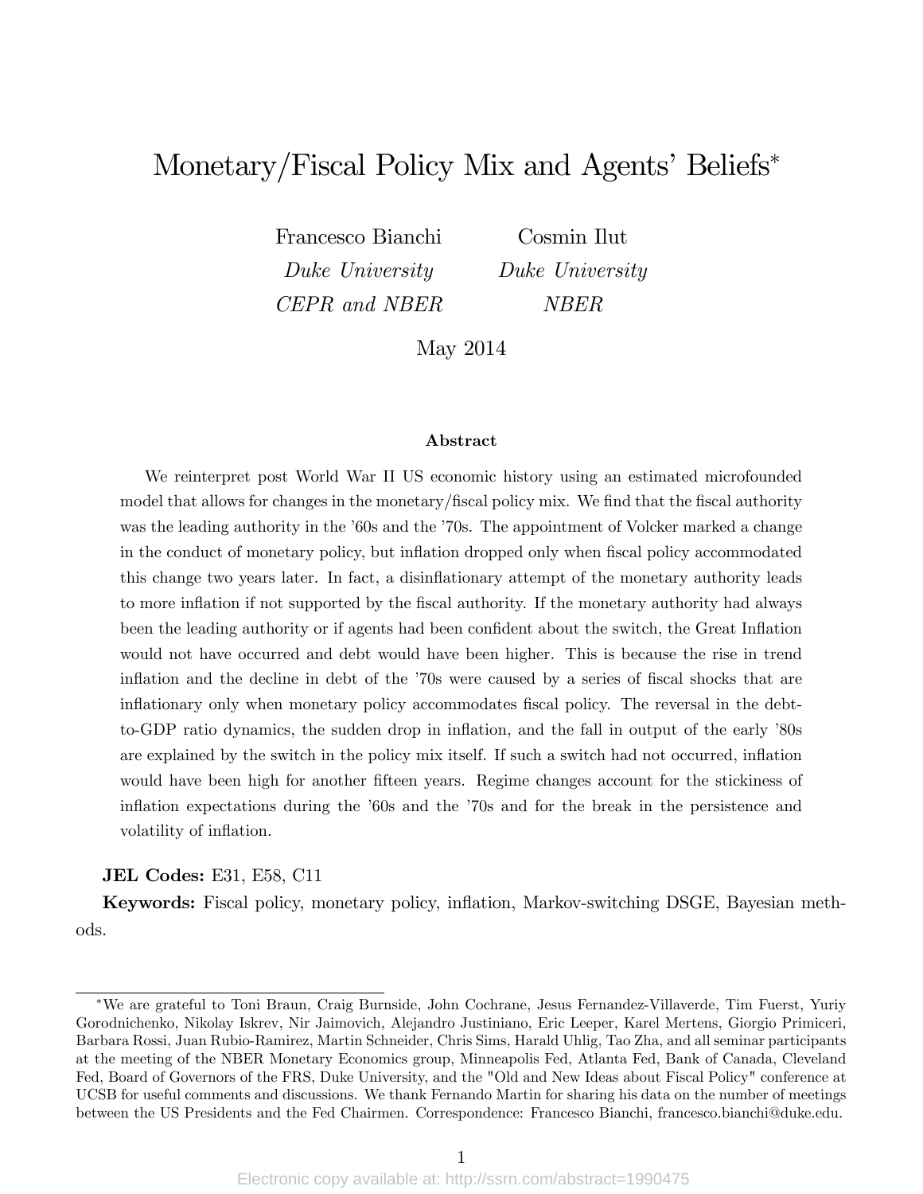# Monetary/Fiscal Policy Mix and Agents' Beliefs*

Francesco Bianchi
*Duke University*
*CEPR and NBER*

Cosmin Ilut
*Duke University*
*NBER*

May 2014

### Abstract

We reinterpret post World War II US economic history using an estimated microfounded model that allows for changes in the monetary/fiscal policy mix. We find that the fiscal authority was the leading authority in the '60s and the '70s. The appointment of Volcker marked a change in the conduct of monetary policy, but inflation dropped only when fiscal policy accommodated this change two years later. In fact, a disinflationary attempt of the monetary authority leads to more inflation if not supported by the fiscal authority. If the monetary authority had always been the leading authority or if agents had been confident about the switch, the Great Inflation would not have occurred and debt would have been higher. This is because the rise in trend inflation and the decline in debt of the '70s were caused by a series of fiscal shocks that are inflationary only when monetary policy accommodates fiscal policy. The reversal in the debt-to-GDP ratio dynamics, the sudden drop in inflation, and the fall in output of the early '80s are explained by the switch in the policy mix itself. If such a switch had not occurred, inflation would have been high for another fifteen years. Regime changes account for the stickiness of inflation expectations during the '60s and the '70s and for the break in the persistence and volatility of inflation.

**JEL Codes:** E31, E58, C11

**Keywords:** Fiscal policy, monetary policy, inflation, Markov-switching DSGE, Bayesian methods.

---

*We are grateful to Toni Braun, Craig Burnside, John Cochrane, Jesus Fernandez-Villaverde, Tim Fuerst, Yuriy Gorodnichenko, Nikolay Iskrev, Nir Jaimovich, Alejandro Justiniano, Eric Leeper, Karel Mertens, Giorgio Primiceri, Barbara Rossi, Juan Rubio-Ramirez, Martin Schneider, Chris Sims, Harald Uhlig, Tao Zha, and all seminar participants at the meeting of the NBER Monetary Economics group, Minneapolis Fed, Atlanta Fed, Bank of Canada, Cleveland Fed, Board of Governors of the FRS, Duke University, and the "Old and New Ideas about Fiscal Policy" conference at UCSB for useful comments and discussions. We thank Fernando Martin for sharing his data on the number of meetings between the US Presidents and the Fed Chairmen. Correspondence: Francesco Bianchi, francesco.bianchi@duke.edu.

Electronic copy available at: http://ssrn.com/abstract=1990475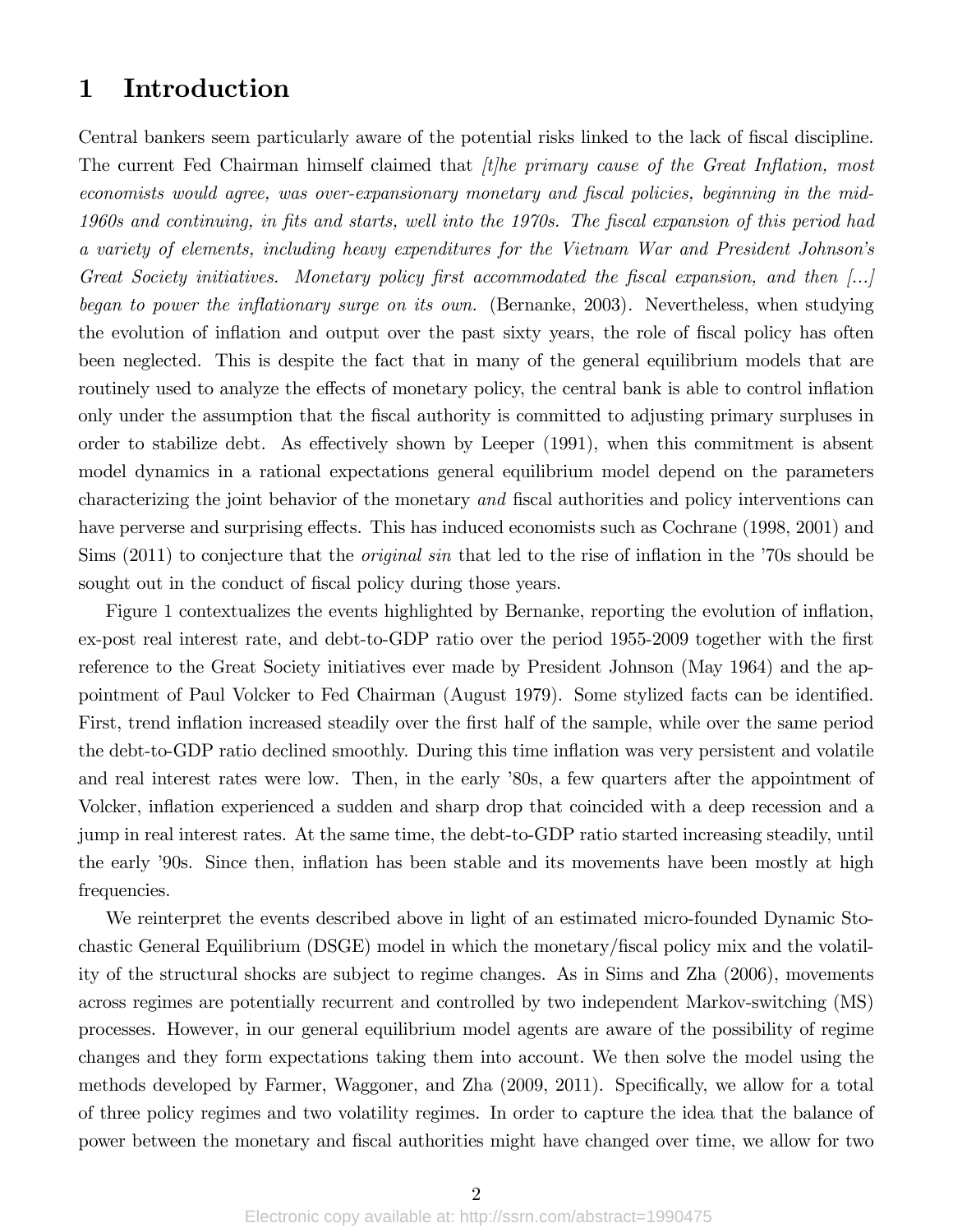# 1 Introduction

Central bankers seem particularly aware of the potential risks linked to the lack of fiscal discipline. The current Fed Chairman himself claimed that *[t]he primary cause of the Great Inflation, most economists would agree, was over-expansionary monetary and fiscal policies, beginning in the mid-1960s and continuing, in fits and starts, well into the 1970s. The fiscal expansion of this period had a variety of elements, including heavy expenditures for the Vietnam War and President Johnson's Great Society initiatives. Monetary policy first accommodated the fiscal expansion, and then [...] began to power the inflationary surge on its own.* (Bernanke, 2003). Nevertheless, when studying the evolution of inflation and output over the past sixty years, the role of fiscal policy has often been neglected. This is despite the fact that in many of the general equilibrium models that are routinely used to analyze the effects of monetary policy, the central bank is able to control inflation only under the assumption that the fiscal authority is committed to adjusting primary surpluses in order to stabilize debt. As effectively shown by Leeper (1991), when this commitment is absent model dynamics in a rational expectations general equilibrium model depend on the parameters characterizing the joint behavior of the monetary *and* fiscal authorities and policy interventions can have perverse and surprising effects. This has induced economists such as Cochrane (1998, 2001) and Sims (2011) to conjecture that the *original sin* that led to the rise of inflation in the '70s should be sought out in the conduct of fiscal policy during those years.

Figure 1 contextualizes the events highlighted by Bernanke, reporting the evolution of inflation, ex-post real interest rate, and debt-to-GDP ratio over the period 1955-2009 together with the first reference to the Great Society initiatives ever made by President Johnson (May 1964) and the appointment of Paul Volcker to Fed Chairman (August 1979). Some stylized facts can be identified. First, trend inflation increased steadily over the first half of the sample, while over the same period the debt-to-GDP ratio declined smoothly. During this time inflation was very persistent and volatile and real interest rates were low. Then, in the early '80s, a few quarters after the appointment of Volcker, inflation experienced a sudden and sharp drop that coincided with a deep recession and a jump in real interest rates. At the same time, the debt-to-GDP ratio started increasing steadily, until the early '90s. Since then, inflation has been stable and its movements have been mostly at high frequencies.

We reinterpret the events described above in light of an estimated micro-founded Dynamic Stochastic General Equilibrium (DSGE) model in which the monetary/fiscal policy mix and the volatility of the structural shocks are subject to regime changes. As in Sims and Zha (2006), movements across regimes are potentially recurrent and controlled by two independent Markov-switching (MS) processes. However, in our general equilibrium model agents are aware of the possibility of regime changes and they form expectations taking them into account. We then solve the model using the methods developed by Farmer, Waggoner, and Zha (2009, 2011). Specifically, we allow for a total of three policy regimes and two volatility regimes. In order to capture the idea that the balance of power between the monetary and fiscal authorities might have changed over time, we allow for two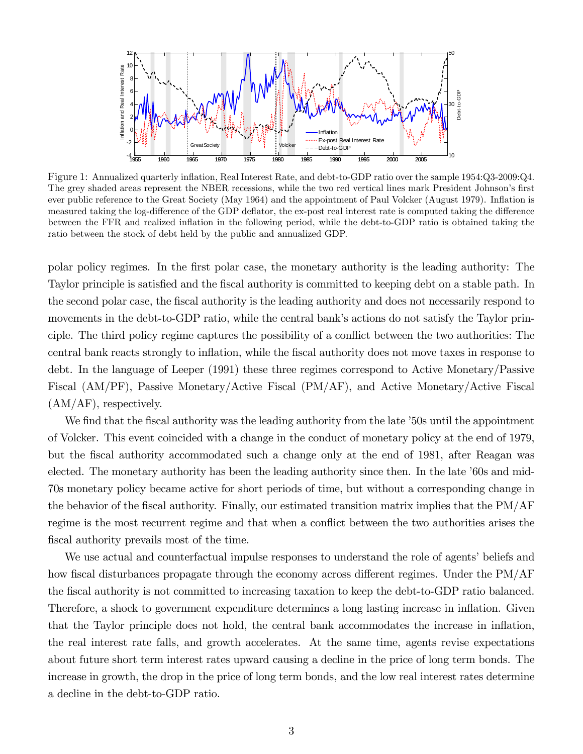Figure 1: Annualized quarterly inflation, Real Interest Rate, and debt-to-GDP ratio over the sample 1954:Q3-2009:Q4. The grey shaded areas represent the NBER recessions, while the two red vertical lines mark President Johnson's first ever public reference to the Great Society (May 1964) and the appointment of Paul Volcker (August 1979). Inflation is measured taking the log-difference of the GDP deflator, the ex-post real interest rate is computed taking the difference between the FFR and realized inflation in the following period, while the debt-to-GDP ratio is obtained taking the ratio between the stock of debt held by the public and annualized GDP.

polar policy regimes. In the first polar case, the monetary authority is the leading authority: The Taylor principle is satisfied and the fiscal authority is committed to keeping debt on a stable path. In the second polar case, the fiscal authority is the leading authority and does not necessarily respond to movements in the debt-to-GDP ratio, while the central bank's actions do not satisfy the Taylor principle. The third policy regime captures the possibility of a conflict between the two authorities: The central bank reacts strongly to inflation, while the fiscal authority does not move taxes in response to debt. In the language of Leeper (1991) these three regimes correspond to Active Monetary/Passive Fiscal (AM/PF), Passive Monetary/Active Fiscal (PM/AF), and Active Monetary/Active Fiscal (AM/AF), respectively.

We find that the fiscal authority was the leading authority from the late '50s until the appointment of Volcker. This event coincided with a change in the conduct of monetary policy at the end of 1979, but the fiscal authority accommodated such a change only at the end of 1981, after Reagan was elected. The monetary authority has been the leading authority since then. In the late '60s and mid-70s monetary policy became active for short periods of time, but without a corresponding change in the behavior of the fiscal authority. Finally, our estimated transition matrix implies that the PM/AF regime is the most recurrent regime and that when a conflict between the two authorities arises the fiscal authority prevails most of the time.

We use actual and counterfactual impulse responses to understand the role of agents' beliefs and how fiscal disturbances propagate through the economy across different regimes. Under the PM/AF the fiscal authority is not committed to increasing taxation to keep the debt-to-GDP ratio balanced. Therefore, a shock to government expenditure determines a long lasting increase in inflation. Given that the Taylor principle does not hold, the central bank accommodates the increase in inflation, the real interest rate falls, and growth accelerates. At the same time, agents revise expectations about future short term interest rates upward causing a decline in the price of long term bonds. The increase in growth, the drop in the price of long term bonds, and the low real interest rates determine a decline in the debt-to-GDP ratio.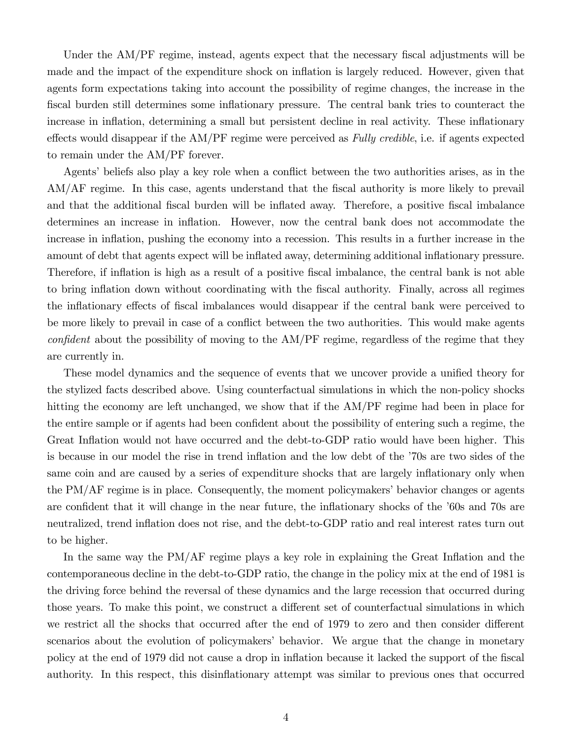Under the AM/PF regime, instead, agents expect that the necessary fiscal adjustments will be made and the impact of the expenditure shock on inflation is largely reduced. However, given that agents form expectations taking into account the possibility of regime changes, the increase in the fiscal burden still determines some inflationary pressure. The central bank tries to counteract the increase in inflation, determining a small but persistent decline in real activity. These inflationary effects would disappear if the AM/PF regime were perceived as *Fully credible*, i.e. if agents expected to remain under the AM/PF forever.

Agents' beliefs also play a key role when a conflict between the two authorities arises, as in the AM/AF regime. In this case, agents understand that the fiscal authority is more likely to prevail and that the additional fiscal burden will be inflated away. Therefore, a positive fiscal imbalance determines an increase in inflation. However, now the central bank does not accommodate the increase in inflation, pushing the economy into a recession. This results in a further increase in the amount of debt that agents expect will be inflated away, determining additional inflationary pressure. Therefore, if inflation is high as a result of a positive fiscal imbalance, the central bank is not able to bring inflation down without coordinating with the fiscal authority. Finally, across all regimes the inflationary effects of fiscal imbalances would disappear if the central bank were perceived to be more likely to prevail in case of a conflict between the two authorities. This would make agents *confident* about the possibility of moving to the AM/PF regime, regardless of the regime that they are currently in.

These model dynamics and the sequence of events that we uncover provide a unified theory for the stylized facts described above. Using counterfactual simulations in which the non-policy shocks hitting the economy are left unchanged, we show that if the AM/PF regime had been in place for the entire sample or if agents had been confident about the possibility of entering such a regime, the Great Inflation would not have occurred and the debt-to-GDP ratio would have been higher. This is because in our model the rise in trend inflation and the low debt of the '70s are two sides of the same coin and are caused by a series of expenditure shocks that are largely inflationary only when the PM/AF regime is in place. Consequently, the moment policymakers' behavior changes or agents are confident that it will change in the near future, the inflationary shocks of the '60s and 70s are neutralized, trend inflation does not rise, and the debt-to-GDP ratio and real interest rates turn out to be higher.

In the same way the PM/AF regime plays a key role in explaining the Great Inflation and the contemporaneous decline in the debt-to-GDP ratio, the change in the policy mix at the end of 1981 is the driving force behind the reversal of these dynamics and the large recession that occurred during those years. To make this point, we construct a different set of counterfactual simulations in which we restrict all the shocks that occurred after the end of 1979 to zero and then consider different scenarios about the evolution of policymakers' behavior. We argue that the change in monetary policy at the end of 1979 did not cause a drop in inflation because it lacked the support of the fiscal authority. In this respect, this disinflationary attempt was similar to previous ones that occurred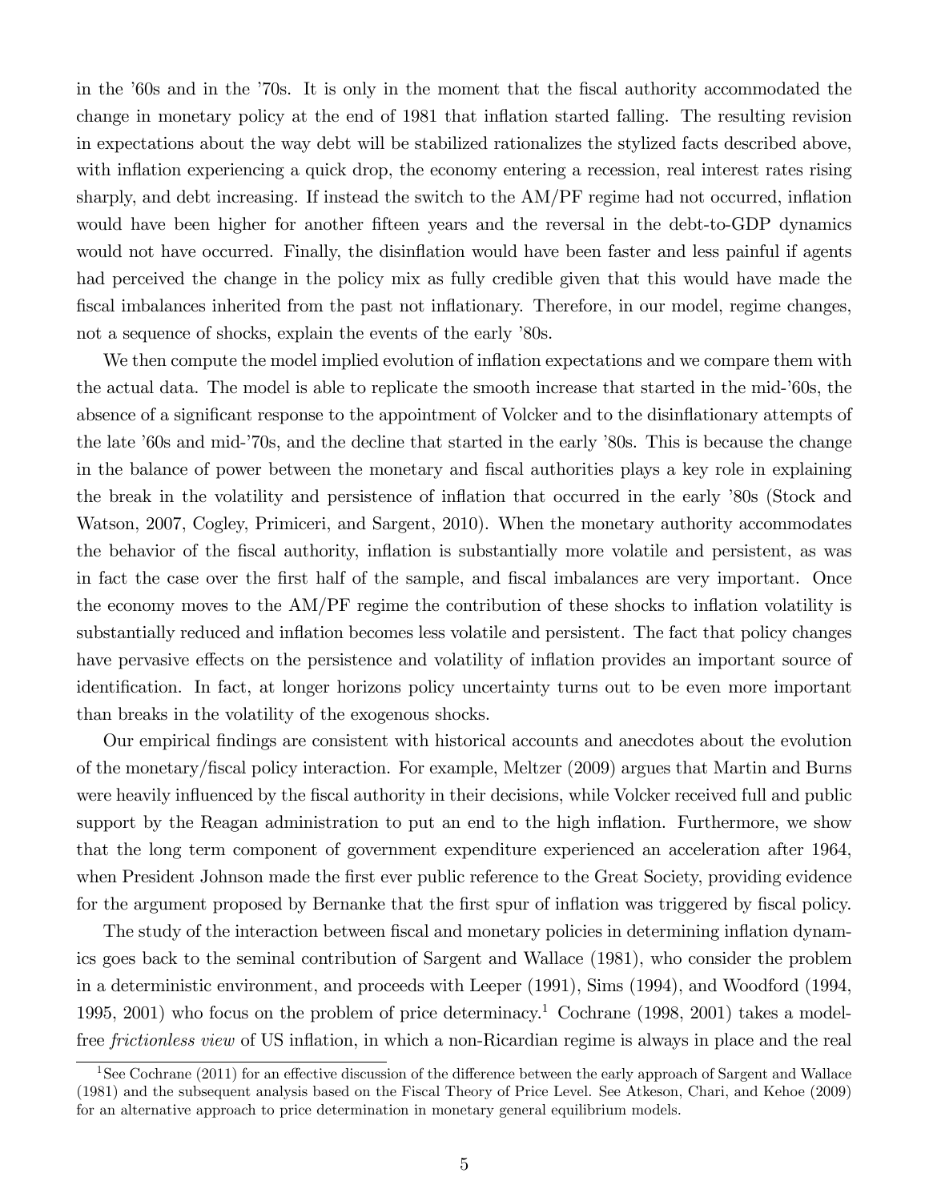in the '60s and in the '70s. It is only in the moment that the fiscal authority accommodated the change in monetary policy at the end of 1981 that inflation started falling. The resulting revision in expectations about the way debt will be stabilized rationalizes the stylized facts described above, with inflation experiencing a quick drop, the economy entering a recession, real interest rates rising sharply, and debt increasing. If instead the switch to the AM/PF regime had not occurred, inflation would have been higher for another fifteen years and the reversal in the debt-to-GDP dynamics would not have occurred. Finally, the disinflation would have been faster and less painful if agents had perceived the change in the policy mix as fully credible given that this would have made the fiscal imbalances inherited from the past not inflationary. Therefore, in our model, regime changes, not a sequence of shocks, explain the events of the early '80s.

We then compute the model implied evolution of inflation expectations and we compare them with the actual data. The model is able to replicate the smooth increase that started in the mid-'60s, the absence of a significant response to the appointment of Volcker and to the disinflationary attempts of the late '60s and mid-'70s, and the decline that started in the early '80s. This is because the change in the balance of power between the monetary and fiscal authorities plays a key role in explaining the break in the volatility and persistence of inflation that occurred in the early '80s (Stock and Watson, 2007, Cogley, Primiceri, and Sargent, 2010). When the monetary authority accommodates the behavior of the fiscal authority, inflation is substantially more volatile and persistent, as was in fact the case over the first half of the sample, and fiscal imbalances are very important. Once the economy moves to the AM/PF regime the contribution of these shocks to inflation volatility is substantially reduced and inflation becomes less volatile and persistent. The fact that policy changes have pervasive effects on the persistence and volatility of inflation provides an important source of identification. In fact, at longer horizons policy uncertainty turns out to be even more important than breaks in the volatility of the exogenous shocks.

Our empirical findings are consistent with historical accounts and anecdotes about the evolution of the monetary/fiscal policy interaction. For example, Meltzer (2009) argues that Martin and Burns were heavily influenced by the fiscal authority in their decisions, while Volcker received full and public support by the Reagan administration to put an end to the high inflation. Furthermore, we show that the long term component of government expenditure experienced an acceleration after 1964, when President Johnson made the first ever public reference to the Great Society, providing evidence for the argument proposed by Bernanke that the first spur of inflation was triggered by fiscal policy.

The study of the interaction between fiscal and monetary policies in determining inflation dynamics goes back to the seminal contribution of Sargent and Wallace (1981), who consider the problem in a deterministic environment, and proceeds with Leeper (1991), Sims (1994), and Woodford (1994, 1995, 2001) who focus on the problem of price determinacy.[1] Cochrane (1998, 2001) takes a model-free *frictionless view* of US inflation, in which a non-Ricardian regime is always in place and the real

[1] See Cochrane (2011) for an effective discussion of the difference between the early approach of Sargent and Wallace (1981) and the subsequent analysis based on the Fiscal Theory of Price Level. See Atkeson, Chari, and Kehoe (2009) for an alternative approach to price determination in monetary general equilibrium models.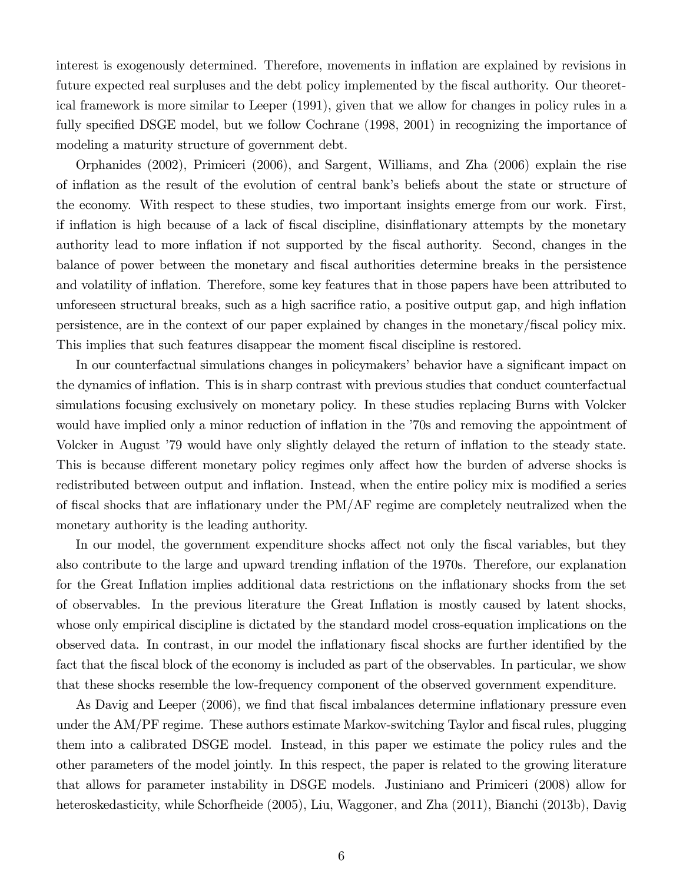interest is exogenously determined. Therefore, movements in inflation are explained by revisions in future expected real surpluses and the debt policy implemented by the fiscal authority. Our theoretical framework is more similar to Leeper (1991), given that we allow for changes in policy rules in a fully specified DSGE model, but we follow Cochrane (1998, 2001) in recognizing the importance of modeling a maturity structure of government debt.

Orphanides (2002), Primiceri (2006), and Sargent, Williams, and Zha (2006) explain the rise of inflation as the result of the evolution of central bank's beliefs about the state or structure of the economy. With respect to these studies, two important insights emerge from our work. First, if inflation is high because of a lack of fiscal discipline, disinflationary attempts by the monetary authority lead to more inflation if not supported by the fiscal authority. Second, changes in the balance of power between the monetary and fiscal authorities determine breaks in the persistence and volatility of inflation. Therefore, some key features that in those papers have been attributed to unforeseen structural breaks, such as a high sacrifice ratio, a positive output gap, and high inflation persistence, are in the context of our paper explained by changes in the monetary/fiscal policy mix. This implies that such features disappear the moment fiscal discipline is restored.

In our counterfactual simulations changes in policymakers' behavior have a significant impact on the dynamics of inflation. This is in sharp contrast with previous studies that conduct counterfactual simulations focusing exclusively on monetary policy. In these studies replacing Burns with Volcker would have implied only a minor reduction of inflation in the '70s and removing the appointment of Volcker in August '79 would have only slightly delayed the return of inflation to the steady state. This is because different monetary policy regimes only affect how the burden of adverse shocks is redistributed between output and inflation. Instead, when the entire policy mix is modified a series of fiscal shocks that are inflationary under the PM/AF regime are completely neutralized when the monetary authority is the leading authority.

In our model, the government expenditure shocks affect not only the fiscal variables, but they also contribute to the large and upward trending inflation of the 1970s. Therefore, our explanation for the Great Inflation implies additional data restrictions on the inflationary shocks from the set of observables. In the previous literature the Great Inflation is mostly caused by latent shocks, whose only empirical discipline is dictated by the standard model cross-equation implications on the observed data. In contrast, in our model the inflationary fiscal shocks are further identified by the fact that the fiscal block of the economy is included as part of the observables. In particular, we show that these shocks resemble the low-frequency component of the observed government expenditure.

As Davig and Leeper (2006), we find that fiscal imbalances determine inflationary pressure even under the AM/PF regime. These authors estimate Markov-switching Taylor and fiscal rules, plugging them into a calibrated DSGE model. Instead, in this paper we estimate the policy rules and the other parameters of the model jointly. In this respect, the paper is related to the growing literature that allows for parameter instability in DSGE models. Justiniano and Primiceri (2008) allow for heteroskedasticity, while Schorfheide (2005), Liu, Waggoner, and Zha (2011), Bianchi (2013b), Davig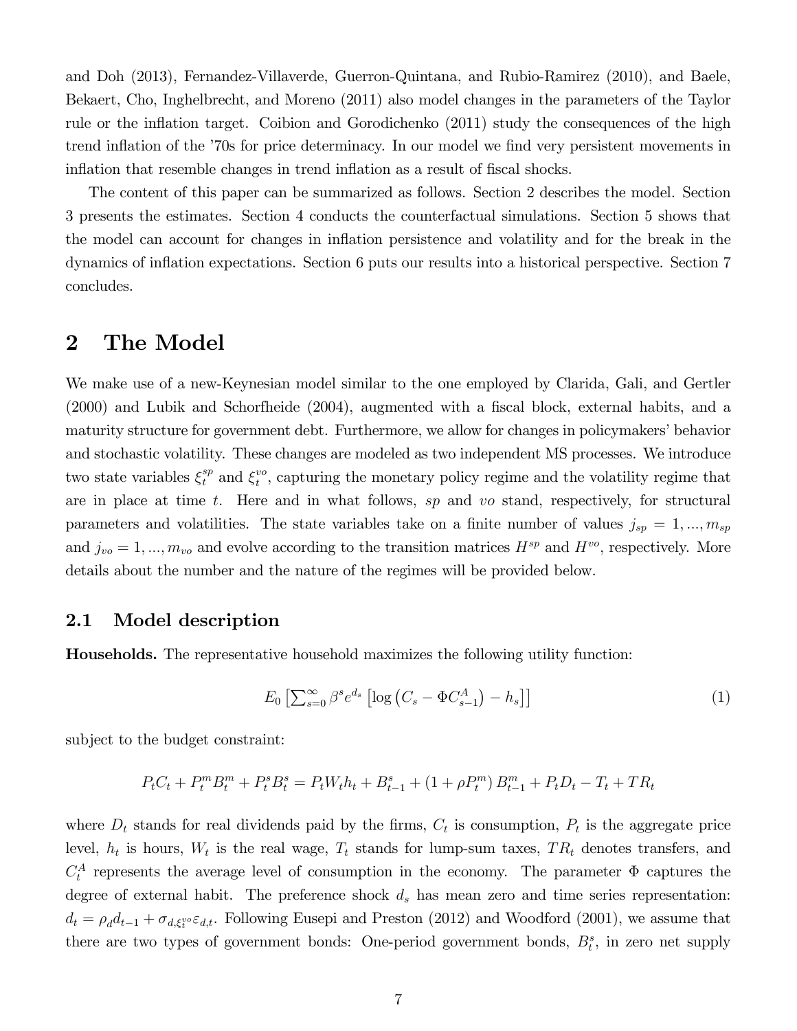and Doh (2013), Fernandez-Villaverde, Guerron-Quintana, and Rubio-Ramirez (2010), and Baele, Bekaert, Cho, Inghelbrecht, and Moreno (2011) also model changes in the parameters of the Taylor rule or the inflation target. Coibion and Gorodichenko (2011) study the consequences of the high trend inflation of the '70s for price determinacy. In our model we find very persistent movements in inflation that resemble changes in trend inflation as a result of fiscal shocks.

The content of this paper can be summarized as follows. Section 2 describes the model. Section 3 presents the estimates. Section 4 conducts the counterfactual simulations. Section 5 shows that the model can account for changes in inflation persistence and volatility and for the break in the dynamics of inflation expectations. Section 6 puts our results into a historical perspective. Section 7 concludes.

# 2 The Model

We make use of a new-Keynesian model similar to the one employed by Clarida, Gali, and Gertler (2000) and Lubik and Schorfheide (2004), augmented with a fiscal block, external habits, and a maturity structure for government debt. Furthermore, we allow for changes in policymakers' behavior and stochastic volatility. These changes are modeled as two independent MS processes. We introduce two state variables $\xi_t^{sp}$ and $\xi_t^{vo}$, capturing the monetary policy regime and the volatility regime that are in place at time $t$. Here and in what follows, $sp$ and $vo$ stand, respectively, for structural parameters and volatilities. The state variables take on a finite number of values $j_{sp} = 1, ..., m_{sp}$ and $j_{vo} = 1, ..., m_{vo}$ and evolve according to the transition matrices $H^{sp}$ and $H^{vo}$, respectively. More details about the number and the nature of the regimes will be provided below.

## 2.1 Model description

**Households.** The representative household maximizes the following utility function:

$$E_0 \left[ \sum_{s=0}^{\infty} \beta^s e^{d_s} \left[ \log \left( C_s - \Phi C_{s-1}^A \right) - h_s \right] \right] \tag{1}$$

subject to the budget constraint:

$$P_t C_t + P_t^m B_t^m + P_t^s B_t^s = P_t W_t h_t + B_{t-1}^s + (1 + \rho P_t^m) B_{t-1}^m + P_t D_t - T_t + TR_t$$

where $D_t$ stands for real dividends paid by the firms, $C_t$ is consumption, $P_t$ is the aggregate price level, $h_t$ is hours, $W_t$ is the real wage, $T_t$ stands for lump-sum taxes, $TR_t$ denotes transfers, and $C_t^A$ represents the average level of consumption in the economy. The parameter $\Phi$ captures the degree of external habit. The preference shock $d_s$ has mean zero and time series representation: $d_t = \rho_d d_{t-1} + \sigma_{d,\xi_t^{vo}} \varepsilon_{d,t}$. Following Eusepi and Preston (2012) and Woodford (2001), we assume that there are two types of government bonds: One-period government bonds, $B_t^s$, in zero net supply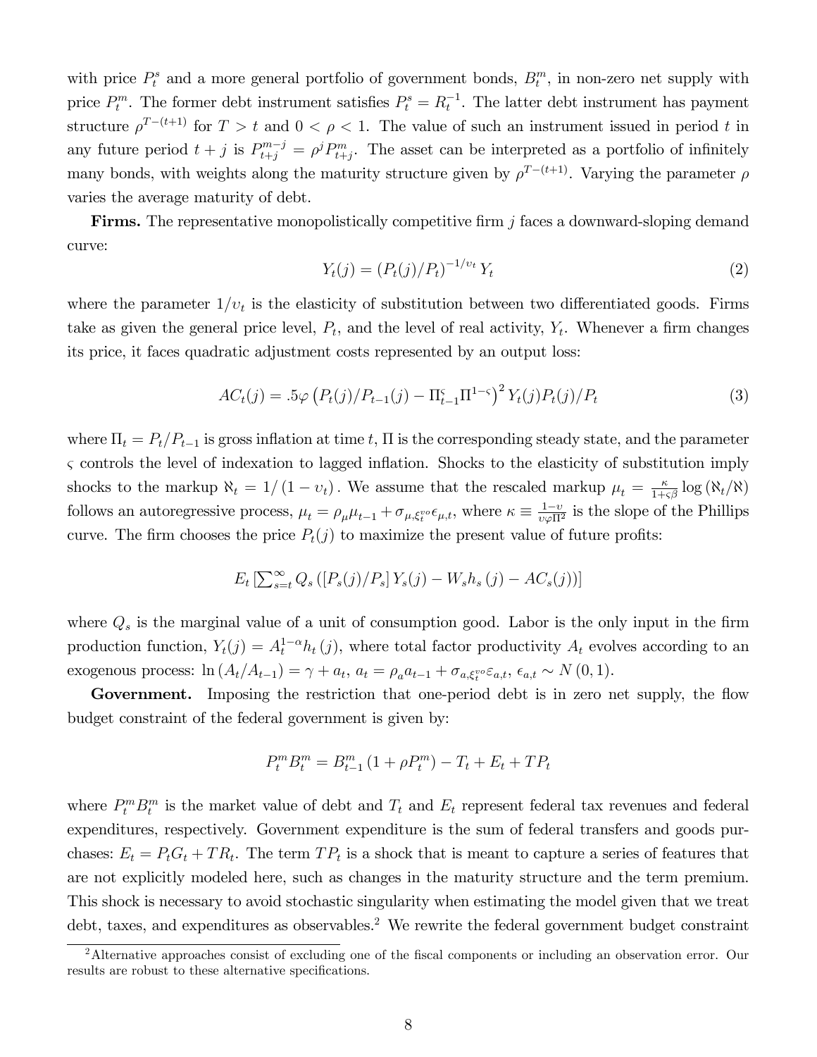with price $P_t^s$ and a more general portfolio of government bonds, $B_t^m$, in non-zero net supply with price $P_t^m$. The former debt instrument satisfies $P_t^s = R_t^{-1}$. The latter debt instrument has payment structure $\rho^{T-(t+1)}$ for $T > t$ and $0 < \rho < 1$. The value of such an instrument issued in period $t$ in any future period $t+j$ is $P_{t+j}^{m-j} = \rho^j P_{t+j}^m$. The asset can be interpreted as a portfolio of infinitely many bonds, with weights along the maturity structure given by $\rho^{T-(t+1)}$. Varying the parameter $\rho$ varies the average maturity of debt.

**Firms.** The representative monopolistically competitive firm $j$ faces a downward-sloping demand curve:

$$Y_t(j) = (P_t(j)/P_t)^{-1/\upsilon_t} Y_t \tag{2}$$

where the parameter $1/\upsilon_t$ is the elasticity of substitution between two differentiated goods. Firms take as given the general price level, $P_t$, and the level of real activity, $Y_t$. Whenever a firm changes its price, it faces quadratic adjustment costs represented by an output loss:

$$AC_t(j) = .5\varphi \left(P_t(j)/P_{t-1}(j) - \Pi_{t-1}^{\varsigma}\Pi^{1-\varsigma}\right)^2 Y_t(j)P_t(j)/P_t \tag{3}$$

where $\Pi_t = P_t/P_{t-1}$ is gross inflation at time $t$, $\Pi$ is the corresponding steady state, and the parameter $\varsigma$ controls the level of indexation to lagged inflation. Shocks to the elasticity of substitution imply shocks to the markup $\aleph_t = 1/(1-\upsilon_t)$. We assume that the rescaled markup $\mu_t = \frac{\kappa}{1+\varsigma\beta}\log(\aleph_t/\aleph)$ follows an autoregressive process, $\mu_t = \rho_\mu \mu_{t-1} + \sigma_{\mu,\xi_t^{vo}}\epsilon_{\mu,t}$, where $\kappa \equiv \frac{1-\upsilon}{\upsilon\varphi\Pi^2}$ is the slope of the Phillips curve. The firm chooses the price $P_t(j)$ to maximize the present value of future profits:

$$E_t\left[\sum_{s=t}^{\infty} Q_s \left([P_s(j)/P_s]\, Y_s(j) - W_s h_s(j) - AC_s(j)\right)\right]$$

where $Q_s$ is the marginal value of a unit of consumption good. Labor is the only input in the firm production function, $Y_t(j) = A_t^{1-\alpha} h_t(j)$, where total factor productivity $A_t$ evolves according to an exogenous process: $\ln(A_t/A_{t-1}) = \gamma + a_t$, $a_t = \rho_a a_{t-1} + \sigma_{a,\xi_t^{vo}}\varepsilon_{a,t}$, $\epsilon_{a,t} \sim N(0,1)$.

**Government.** Imposing the restriction that one-period debt is in zero net supply, the flow budget constraint of the federal government is given by:

$$P_t^m B_t^m = B_{t-1}^m (1 + \rho P_t^m) - T_t + E_t + TP_t$$

where $P_t^m B_t^m$ is the market value of debt and $T_t$ and $E_t$ represent federal tax revenues and federal expenditures, respectively. Government expenditure is the sum of federal transfers and goods purchases: $E_t = P_t G_t + TR_t$. The term $TP_t$ is a shock that is meant to capture a series of features that are not explicitly modeled here, such as changes in the maturity structure and the term premium. This shock is necessary to avoid stochastic singularity when estimating the model given that we treat debt, taxes, and expenditures as observables.[2] We rewrite the federal government budget constraint

[2] Alternative approaches consist of excluding one of the fiscal components or including an observation error. Our results are robust to these alternative specifications.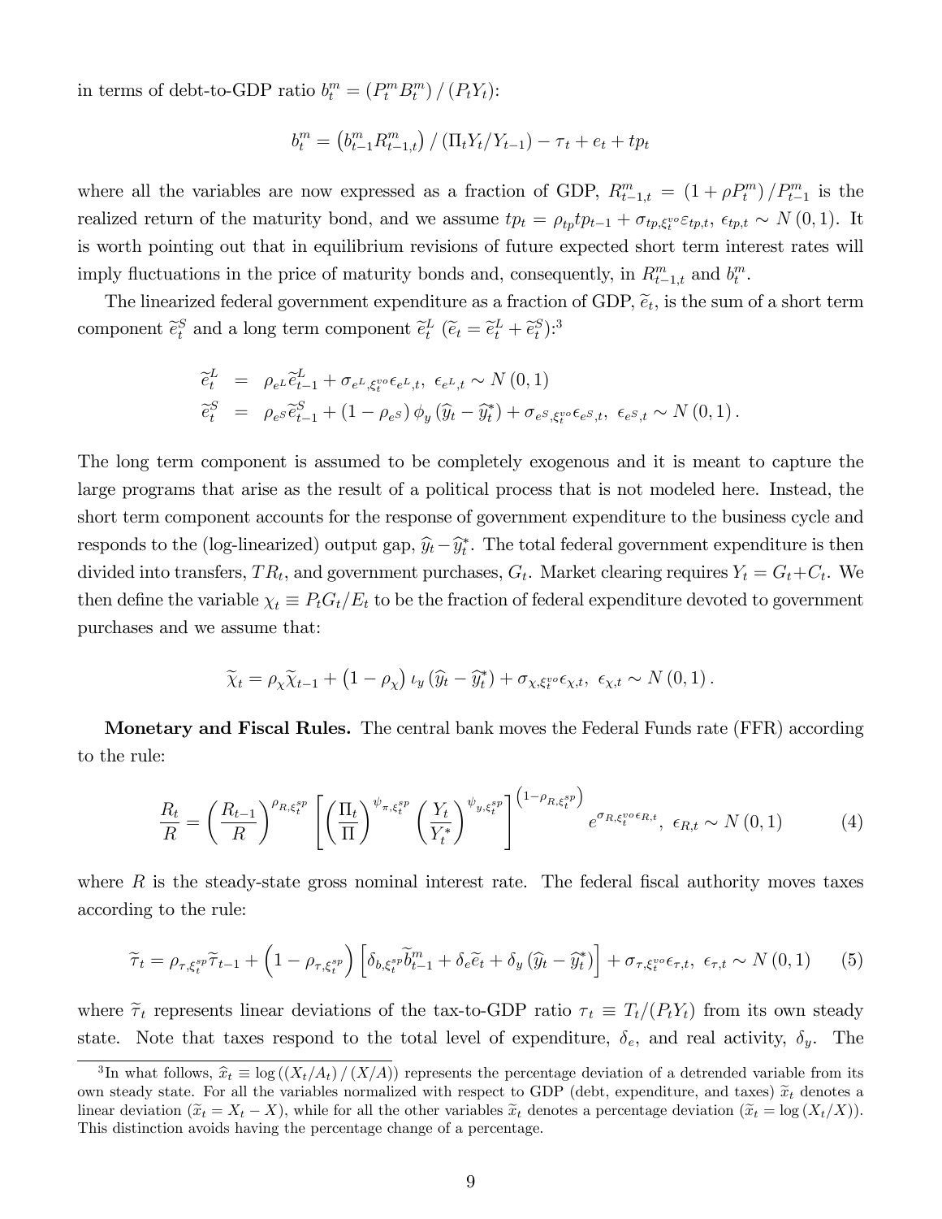in terms of debt-to-GDP ratio $b_t^m = (P_t^m B_t^m) / (P_t Y_t)$:

$$b_t^m = \left(b_{t-1}^m R_{t-1,t}^m\right) / \left(\Pi_t Y_t / Y_{t-1}\right) - \tau_t + e_t + tp_t$$

where all the variables are now expressed as a fraction of GDP, $R_{t-1,t}^m = (1 + \rho P_t^m) / P_{t-1}^m$ is the realized return of the maturity bond, and we assume $tp_t = \rho_{tp} tp_{t-1} + \sigma_{tp,\xi_t^{vo}} \varepsilon_{tp,t}$, $\epsilon_{tp,t} \sim N(0,1)$. It is worth pointing out that in equilibrium revisions of future expected short term interest rates will imply fluctuations in the price of maturity bonds and, consequently, in $R_{t-1,t}^m$ and $b_t^m$.

The linearized federal government expenditure as a fraction of GDP, $\widetilde{e}_t$, is the sum of a short term component $\widetilde{e}_t^S$ and a long term component $\widetilde{e}_t^L$ ($\widetilde{e}_t = \widetilde{e}_t^L + \widetilde{e}_t^S$):[3]

$$\begin{aligned}
\widetilde{e}_t^L &= \rho_{e^L} \widetilde{e}_{t-1}^L + \sigma_{e^L,\xi_t^{vo}} \epsilon_{e^L,t}, \ \epsilon_{e^L,t} \sim N(0,1) \\
\widetilde{e}_t^S &= \rho_{e^S} \widetilde{e}_{t-1}^S + (1 - \rho_{e^S}) \phi_y \left(\widehat{y}_t - \widehat{y}_t^*\right) + \sigma_{e^S,\xi_t^{vo}} \epsilon_{e^S,t}, \ \epsilon_{e^S,t} \sim N(0,1).
\end{aligned}$$

The long term component is assumed to be completely exogenous and it is meant to capture the large programs that arise as the result of a political process that is not modeled here. Instead, the short term component accounts for the response of government expenditure to the business cycle and responds to the (log-linearized) output gap, $\widehat{y}_t - \widehat{y}_t^*$. The total federal government expenditure is then divided into transfers, $TR_t$, and government purchases, $G_t$. Market clearing requires $Y_t = G_t + C_t$. We then define the variable $\chi_t \equiv P_t G_t / E_t$ to be the fraction of federal expenditure devoted to government purchases and we assume that:

$$\widetilde{\chi}_t = \rho_\chi \widetilde{\chi}_{t-1} + \left(1 - \rho_\chi\right) \iota_y \left(\widehat{y}_t - \widehat{y}_t^*\right) + \sigma_{\chi,\xi_t^{vo}} \epsilon_{\chi,t}, \ \epsilon_{\chi,t} \sim N(0,1).$$

**Monetary and Fiscal Rules.** The central bank moves the Federal Funds rate (FFR) according to the rule:

$$\frac{R_t}{R} = \left(\frac{R_{t-1}}{R}\right)^{\rho_{R,\xi_t^{sp}}} \left[\left(\frac{\Pi_t}{\Pi}\right)^{\psi_{\pi,\xi_t^{sp}}} \left(\frac{Y_t}{Y_t^*}\right)^{\psi_{y,\xi_t^{sp}}}\right]^{\left(1-\rho_{R,\xi_t^{sp}}\right)} e^{\sigma_{R,\xi_t^{vo}} \epsilon_{R,t}}, \ \epsilon_{R,t} \sim N(0,1) \tag{4}$$

where $R$ is the steady-state gross nominal interest rate. The federal fiscal authority moves taxes according to the rule:

$$\widetilde{\tau}_t = \rho_{\tau,\xi_t^{sp}} \widetilde{\tau}_{t-1} + \left(1 - \rho_{\tau,\xi_t^{sp}}\right) \left[\delta_{b,\xi_t^{sp}} \widetilde{b}_{t-1}^m + \delta_e \widetilde{e}_t + \delta_y \left(\widehat{y}_t - \widehat{y}_t^*\right)\right] + \sigma_{\tau,\xi_t^{vo}} \epsilon_{\tau,t}, \ \epsilon_{\tau,t} \sim N(0,1) \tag{5}$$

where $\widetilde{\tau}_t$ represents linear deviations of the tax-to-GDP ratio $\tau_t \equiv T_t / (P_t Y_t)$ from its own steady state. Note that taxes respond to the total level of expenditure, $\delta_e$, and real activity, $\delta_y$. The

---

[3] In what follows, $\widehat{x}_t \equiv \log\left((X_t/A_t)/(X/A)\right)$ represents the percentage deviation of a detrended variable from its own steady state. For all the variables normalized with respect to GDP (debt, expenditure, and taxes) $\widetilde{x}_t$ denotes a linear deviation ($\widetilde{x}_t = X_t - X$), while for all the other variables $\widetilde{x}_t$ denotes a percentage deviation ($\widetilde{x}_t = \log(X_t/X)$). This distinction avoids having the percentage change of a percentage.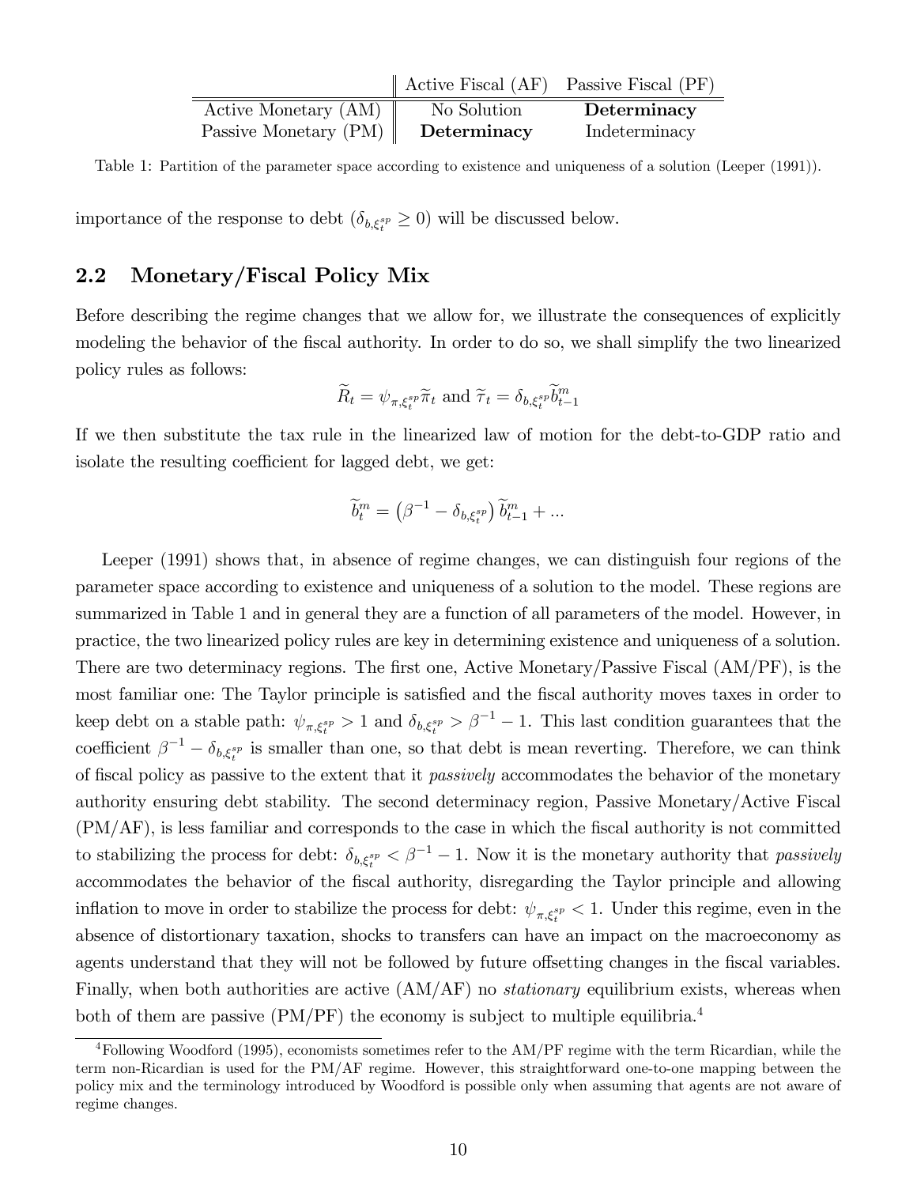| | Active Fiscal (AF) | Passive Fiscal (PF) |
|---|---|---|
| Active Monetary (AM) | No Solution | **Determinacy** |
| Passive Monetary (PM) | **Determinacy** | Indeterminacy |

Table 1: Partition of the parameter space according to existence and uniqueness of a solution (Leeper (1991)).

importance of the response to debt ($\delta_{b,\xi_t^{sp}} \geq 0$) will be discussed below.

## 2.2 Monetary/Fiscal Policy Mix

Before describing the regime changes that we allow for, we illustrate the consequences of explicitly modeling the behavior of the fiscal authority. In order to do so, we shall simplify the two linearized policy rules as follows:

$$\widetilde{R}_t = \psi_{\pi,\xi_t^{sp}} \widetilde{\pi}_t \text{ and } \widetilde{\tau}_t = \delta_{b,\xi_t^{sp}} \widetilde{b}_{t-1}^m$$

If we then substitute the tax rule in the linearized law of motion for the debt-to-GDP ratio and isolate the resulting coefficient for lagged debt, we get:

$$\widetilde{b}_t^m = \left(\beta^{-1} - \delta_{b,\xi_t^{sp}}\right) \widetilde{b}_{t-1}^m + ...$$

Leeper (1991) shows that, in absence of regime changes, we can distinguish four regions of the parameter space according to existence and uniqueness of a solution to the model. These regions are summarized in Table 1 and in general they are a function of all parameters of the model. However, in practice, the two linearized policy rules are key in determining existence and uniqueness of a solution. There are two determinacy regions. The first one, Active Monetary/Passive Fiscal (AM/PF), is the most familiar one: The Taylor principle is satisfied and the fiscal authority moves taxes in order to keep debt on a stable path: $\psi_{\pi,\xi_t^{sp}} > 1$ and $\delta_{b,\xi_t^{sp}} > \beta^{-1} - 1$. This last condition guarantees that the coefficient $\beta^{-1} - \delta_{b,\xi_t^{sp}}$ is smaller than one, so that debt is mean reverting. Therefore, we can think of fiscal policy as passive to the extent that it *passively* accommodates the behavior of the monetary authority ensuring debt stability. The second determinacy region, Passive Monetary/Active Fiscal (PM/AF), is less familiar and corresponds to the case in which the fiscal authority is not committed to stabilizing the process for debt: $\delta_{b,\xi_t^{sp}} < \beta^{-1} - 1$. Now it is the monetary authority that *passively* accommodates the behavior of the fiscal authority, disregarding the Taylor principle and allowing inflation to move in order to stabilize the process for debt: $\psi_{\pi,\xi_t^{sp}} < 1$. Under this regime, even in the absence of distortionary taxation, shocks to transfers can have an impact on the macroeconomy as agents understand that they will not be followed by future offsetting changes in the fiscal variables. Finally, when both authorities are active (AM/AF) no *stationary* equilibrium exists, whereas when both of them are passive (PM/PF) the economy is subject to multiple equilibria.[4]

[4] Following Woodford (1995), economists sometimes refer to the AM/PF regime with the term Ricardian, while the term non-Ricardian is used for the PM/AF regime. However, this straightforward one-to-one mapping between the policy mix and the terminology introduced by Woodford is possible only when assuming that agents are not aware of regime changes.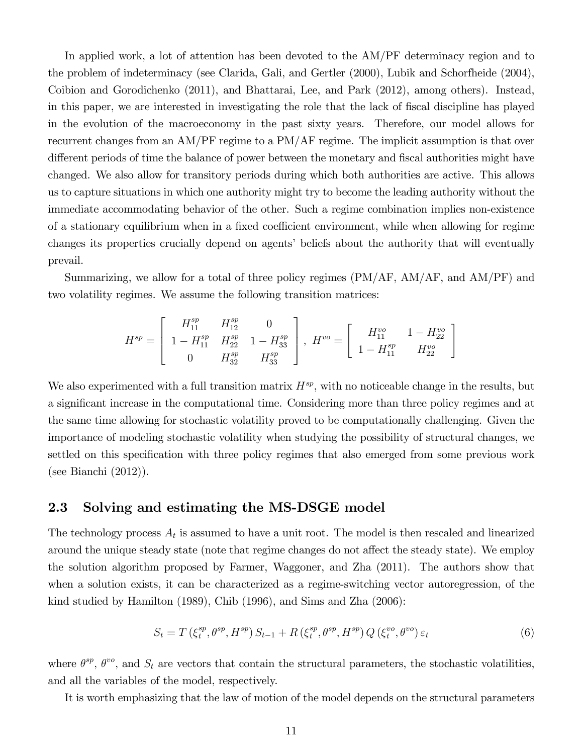In applied work, a lot of attention has been devoted to the AM/PF determinacy region and to the problem of indeterminacy (see Clarida, Gali, and Gertler (2000), Lubik and Schorfheide (2004), Coibion and Gorodichenko (2011), and Bhattarai, Lee, and Park (2012), among others). Instead, in this paper, we are interested in investigating the role that the lack of fiscal discipline has played in the evolution of the macroeconomy in the past sixty years. Therefore, our model allows for recurrent changes from an AM/PF regime to a PM/AF regime. The implicit assumption is that over different periods of time the balance of power between the monetary and fiscal authorities might have changed. We also allow for transitory periods during which both authorities are active. This allows us to capture situations in which one authority might try to become the leading authority without the immediate accommodating behavior of the other. Such a regime combination implies non-existence of a stationary equilibrium when in a fixed coefficient environment, while when allowing for regime changes its properties crucially depend on agents' beliefs about the authority that will eventually prevail.

Summarizing, we allow for a total of three policy regimes (PM/AF, AM/AF, and AM/PF) and two volatility regimes. We assume the following transition matrices:

$$H^{sp} = \begin{bmatrix} H_{11}^{sp} & H_{12}^{sp} & 0 \\ 1 - H_{11}^{sp} & H_{22}^{sp} & 1 - H_{33}^{sp} \\ 0 & H_{32}^{sp} & H_{33}^{sp} \end{bmatrix}, \ H^{vo} = \begin{bmatrix} H_{11}^{vo} & 1 - H_{22}^{vo} \\ 1 - H_{11}^{sp} & H_{22}^{vo} \end{bmatrix}$$

We also experimented with a full transition matrix $H^{sp}$, with no noticeable change in the results, but a significant increase in the computational time. Considering more than three policy regimes and at the same time allowing for stochastic volatility proved to be computationally challenging. Given the importance of modeling stochastic volatility when studying the possibility of structural changes, we settled on this specification with three policy regimes that also emerged from some previous work (see Bianchi (2012)).

## 2.3 Solving and estimating the MS-DSGE model

The technology process $A_t$ is assumed to have a unit root. The model is then rescaled and linearized around the unique steady state (note that regime changes do not affect the steady state). We employ the solution algorithm proposed by Farmer, Waggoner, and Zha (2011). The authors show that when a solution exists, it can be characterized as a regime-switching vector autoregression, of the kind studied by Hamilton (1989), Chib (1996), and Sims and Zha (2006):

$$S_t = T\left(\xi_t^{sp}, \theta^{sp}, H^{sp}\right) S_{t-1} + R\left(\xi_t^{sp}, \theta^{sp}, H^{sp}\right) Q\left(\xi_t^{vo}, \theta^{vo}\right) \varepsilon_t \tag{6}$$

where $\theta^{sp}$, $\theta^{vo}$, and $S_t$ are vectors that contain the structural parameters, the stochastic volatilities, and all the variables of the model, respectively.

It is worth emphasizing that the law of motion of the model depends on the structural parameters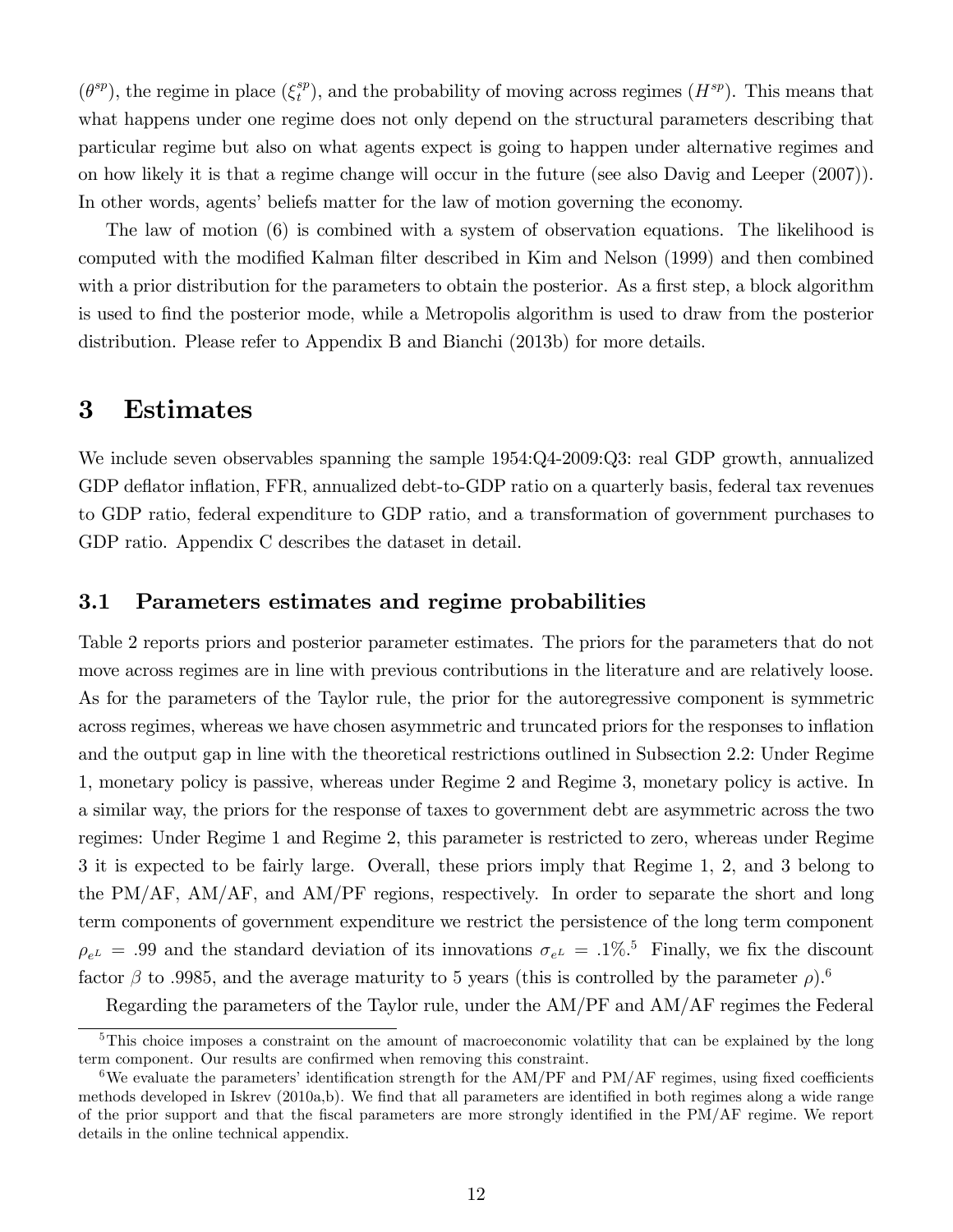($\theta^{sp}$), the regime in place ($\xi_t^{sp}$), and the probability of moving across regimes ($H^{sp}$). This means that what happens under one regime does not only depend on the structural parameters describing that particular regime but also on what agents expect is going to happen under alternative regimes and on how likely it is that a regime change will occur in the future (see also Davig and Leeper (2007)). In other words, agents' beliefs matter for the law of motion governing the economy.

The law of motion (6) is combined with a system of observation equations. The likelihood is computed with the modified Kalman filter described in Kim and Nelson (1999) and then combined with a prior distribution for the parameters to obtain the posterior. As a first step, a block algorithm is used to find the posterior mode, while a Metropolis algorithm is used to draw from the posterior distribution. Please refer to Appendix B and Bianchi (2013b) for more details.

# 3 Estimates

We include seven observables spanning the sample 1954:Q4-2009:Q3: real GDP growth, annualized GDP deflator inflation, FFR, annualized debt-to-GDP ratio on a quarterly basis, federal tax revenues to GDP ratio, federal expenditure to GDP ratio, and a transformation of government purchases to GDP ratio. Appendix C describes the dataset in detail.

## 3.1 Parameters estimates and regime probabilities

Table 2 reports priors and posterior parameter estimates. The priors for the parameters that do not move across regimes are in line with previous contributions in the literature and are relatively loose. As for the parameters of the Taylor rule, the prior for the autoregressive component is symmetric across regimes, whereas we have chosen asymmetric and truncated priors for the responses to inflation and the output gap in line with the theoretical restrictions outlined in Subsection 2.2: Under Regime 1, monetary policy is passive, whereas under Regime 2 and Regime 3, monetary policy is active. In a similar way, the priors for the response of taxes to government debt are asymmetric across the two regimes: Under Regime 1 and Regime 2, this parameter is restricted to zero, whereas under Regime 3 it is expected to be fairly large. Overall, these priors imply that Regime 1, 2, and 3 belong to the PM/AF, AM/AF, and AM/PF regions, respectively. In order to separate the short and long term components of government expenditure we restrict the persistence of the long term component $\rho_{e^L} = .99$ and the standard deviation of its innovations $\sigma_{e^L} = .1\%$.[5] Finally, we fix the discount factor $\beta$ to .9985, and the average maturity to 5 years (this is controlled by the parameter $\rho$).[6]

Regarding the parameters of the Taylor rule, under the AM/PF and AM/AF regimes the Federal

[5] This choice imposes a constraint on the amount of macroeconomic volatility that can be explained by the long term component. Our results are confirmed when removing this constraint.

[6] We evaluate the parameters' identification strength for the AM/PF and PM/AF regimes, using fixed coefficients methods developed in Iskrev (2010a,b). We find that all parameters are identified in both regimes along a wide range of the prior support and that the fiscal parameters are more strongly identified in the PM/AF regime. We report details in the online technical appendix.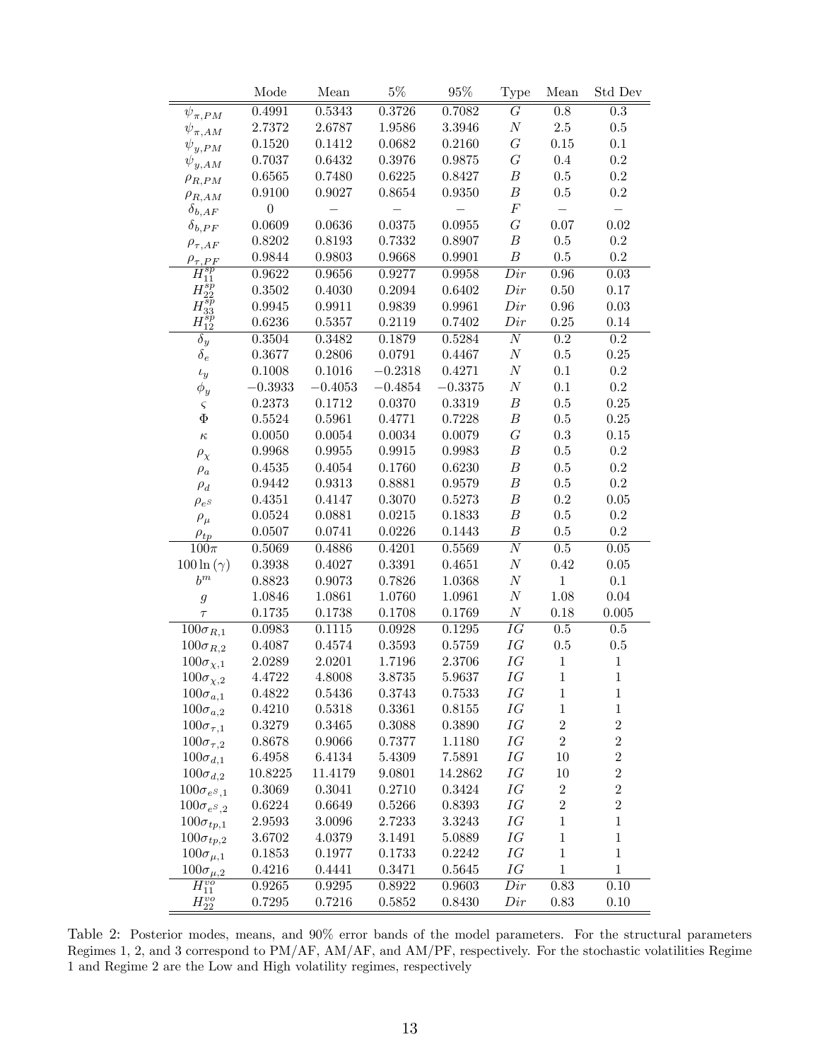| | Mode | Mean | 5% | 95% | Type | Mean | Std Dev |
|---|---|---|---|---|---|---|---|
| $\psi_{\pi,PM}$ | 0.4991 | 0.5343 | 0.3726 | 0.7082 | $G$ | 0.8 | 0.3 |
| $\psi_{\pi,AM}$ | 2.7372 | 2.6787 | 1.9586 | 3.3946 | $N$ | 2.5 | 0.5 |
| $\psi_{y,PM}$ | 0.1520 | 0.1412 | 0.0682 | 0.2160 | $G$ | 0.15 | 0.1 |
| $\psi_{y,AM}$ | 0.7037 | 0.6432 | 0.3976 | 0.9875 | $G$ | 0.4 | 0.2 |
| $\rho_{R,PM}$ | 0.6565 | 0.7480 | 0.6225 | 0.8427 | $B$ | 0.5 | 0.2 |
| $\rho_{R,AM}$ | 0.9100 | 0.9027 | 0.8654 | 0.9350 | $B$ | 0.5 | 0.2 |
| $\delta_{b,AF}$ | 0 | – | – | – | $F$ | – | – |
| $\delta_{b,PF}$ | 0.0609 | 0.0636 | 0.0375 | 0.0955 | $G$ | 0.07 | 0.02 |
| $\rho_{\tau,AF}$ | 0.8202 | 0.8193 | 0.7332 | 0.8907 | $B$ | 0.5 | 0.2 |
| $\rho_{\tau,PF}$ | 0.9844 | 0.9803 | 0.9668 | 0.9901 | $B$ | 0.5 | 0.2 |
| $H_{11}^{sp}$ | 0.9622 | 0.9656 | 0.9277 | 0.9958 | $Dir$ | 0.96 | 0.03 |
| $H_{22}^{sp}$ | 0.3502 | 0.4030 | 0.2094 | 0.6402 | $Dir$ | 0.50 | 0.17 |
| $H_{33}^{sp}$ | 0.9945 | 0.9911 | 0.9839 | 0.9961 | $Dir$ | 0.96 | 0.03 |
| $H_{12}^{sp}$ | 0.6236 | 0.5357 | 0.2119 | 0.7402 | $Dir$ | 0.25 | 0.14 |
| $\delta_y$ | 0.3504 | 0.3482 | 0.1879 | 0.5284 | $N$ | 0.2 | 0.2 |
| $\delta_e$ | 0.3677 | 0.2806 | 0.0791 | 0.4467 | $N$ | 0.5 | 0.25 |
| $\iota_y$ | 0.1008 | 0.1016 | $-0.2318$ | 0.4271 | $N$ | 0.1 | 0.2 |
| $\phi_y$ | $-0.3933$ | $-0.4053$ | $-0.4854$ | $-0.3375$ | $N$ | 0.1 | 0.2 |
| $\varsigma$ | 0.2373 | 0.1712 | 0.0370 | 0.3319 | $B$ | 0.5 | 0.25 |
| $\Phi$ | 0.5524 | 0.5961 | 0.4771 | 0.7228 | $B$ | 0.5 | 0.25 |
| $\kappa$ | 0.0050 | 0.0054 | 0.0034 | 0.0079 | $G$ | 0.3 | 0.15 |
| $\rho_\chi$ | 0.9968 | 0.9955 | 0.9915 | 0.9983 | $B$ | 0.5 | 0.2 |
| $\rho_a$ | 0.4535 | 0.4054 | 0.1760 | 0.6230 | $B$ | 0.5 | 0.2 |
| $\rho_d$ | 0.9442 | 0.9313 | 0.8881 | 0.9579 | $B$ | 0.5 | 0.2 |
| $\rho_{e^S}$ | 0.4351 | 0.4147 | 0.3070 | 0.5273 | $B$ | 0.2 | 0.05 |
| $\rho_\mu$ | 0.0524 | 0.0881 | 0.0215 | 0.1833 | $B$ | 0.5 | 0.2 |
| $\rho_{tp}$ | 0.0507 | 0.0741 | 0.0226 | 0.1443 | $B$ | 0.5 | 0.2 |
| $100\pi$ | 0.5069 | 0.4886 | 0.4201 | 0.5569 | $N$ | 0.5 | 0.05 |
| $100\ln(\gamma)$ | 0.3938 | 0.4027 | 0.3391 | 0.4651 | $N$ | 0.42 | 0.05 |
| $b^m$ | 0.8823 | 0.9073 | 0.7826 | 1.0368 | $N$ | 1 | 0.1 |
| $g$ | 1.0846 | 1.0861 | 1.0760 | 1.0961 | $N$ | 1.08 | 0.04 |
| $\tau$ | 0.1735 | 0.1738 | 0.1708 | 0.1769 | $N$ | 0.18 | 0.005 |
| $100\sigma_{R,1}$ | 0.0983 | 0.1115 | 0.0928 | 0.1295 | $IG$ | 0.5 | 0.5 |
| $100\sigma_{R,2}$ | 0.4087 | 0.4574 | 0.3593 | 0.5759 | $IG$ | 0.5 | 0.5 |
| $100\sigma_{\chi,1}$ | 2.0289 | 2.0201 | 1.7196 | 2.3706 | $IG$ | 1 | 1 |
| $100\sigma_{\chi,2}$ | 4.4722 | 4.8008 | 3.8735 | 5.9637 | $IG$ | 1 | 1 |
| $100\sigma_{a,1}$ | 0.4822 | 0.5436 | 0.3743 | 0.7533 | $IG$ | 1 | 1 |
| $100\sigma_{a,2}$ | 0.4210 | 0.5318 | 0.3361 | 0.8155 | $IG$ | 1 | 1 |
| $100\sigma_{\tau,1}$ | 0.3279 | 0.3465 | 0.3088 | 0.3890 | $IG$ | 2 | 2 |
| $100\sigma_{\tau,2}$ | 0.8678 | 0.9066 | 0.7377 | 1.1180 | $IG$ | 2 | 2 |
| $100\sigma_{d,1}$ | 6.4958 | 6.4134 | 5.4309 | 7.5891 | $IG$ | 10 | 2 |
| $100\sigma_{d,2}$ | 10.8225 | 11.4179 | 9.0801 | 14.2862 | $IG$ | 10 | 2 |
| $100\sigma_{e^S,1}$ | 0.3069 | 0.3041 | 0.2710 | 0.3424 | $IG$ | 2 | 2 |
| $100\sigma_{e^S,2}$ | 0.6224 | 0.6649 | 0.5266 | 0.8393 | $IG$ | 2 | 2 |
| $100\sigma_{tp,1}$ | 2.9593 | 3.0096 | 2.7233 | 3.3243 | $IG$ | 1 | 1 |
| $100\sigma_{tp,2}$ | 3.6702 | 4.0379 | 3.1491 | 5.0889 | $IG$ | 1 | 1 |
| $100\sigma_{\mu,1}$ | 0.1853 | 0.1977 | 0.1733 | 0.2242 | $IG$ | 1 | 1 |
| $100\sigma_{\mu,2}$ | 0.4216 | 0.4441 | 0.3471 | 0.5645 | $IG$ | 1 | 1 |
| $H_{11}^{vo}$ | 0.9265 | 0.9295 | 0.8922 | 0.9603 | $Dir$ | 0.83 | 0.10 |
| $H_{22}^{vo}$ | 0.7295 | 0.7216 | 0.5852 | 0.8430 | $Dir$ | 0.83 | 0.10 |

Table 2: Posterior modes, means, and 90% error bands of the model parameters. For the structural parameters Regimes 1, 2, and 3 correspond to PM/AF, AM/AF, and AM/PF, respectively. For the stochastic volatilities Regime 1 and Regime 2 are the Low and High volatility regimes, respectively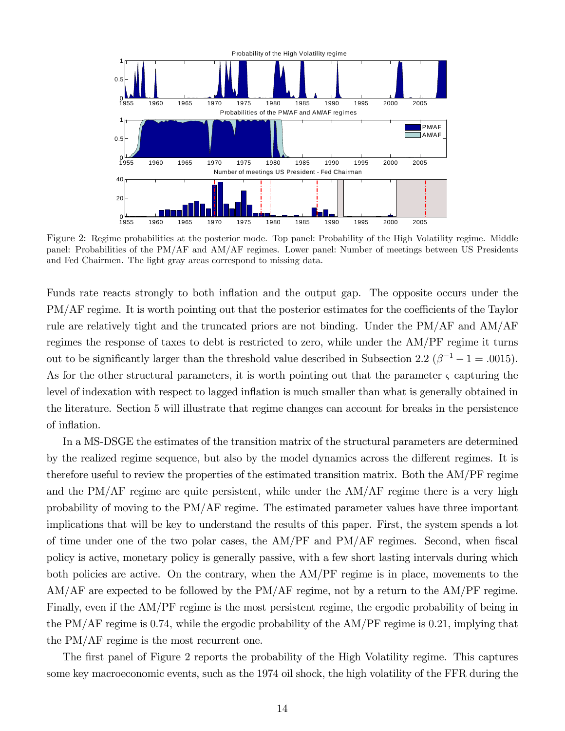Figure 2: Regime probabilities at the posterior mode. Top panel: Probability of the High Volatility regime. Middle panel: Probabilities of the PM/AF and AM/AF regimes. Lower panel: Number of meetings between US Presidents and Fed Chairmen. The light gray areas correspond to missing data.

Funds rate reacts strongly to both inflation and the output gap. The opposite occurs under the PM/AF regime. It is worth pointing out that the posterior estimates for the coefficients of the Taylor rule are relatively tight and the truncated priors are not binding. Under the PM/AF and AM/AF regimes the response of taxes to debt is restricted to zero, while under the AM/PF regime it turns out to be significantly larger than the threshold value described in Subsection 2.2 ($\beta^{-1} - 1 = .0015$). As for the other structural parameters, it is worth pointing out that the parameter $\varsigma$ capturing the level of indexation with respect to lagged inflation is much smaller than what is generally obtained in the literature. Section 5 will illustrate that regime changes can account for breaks in the persistence of inflation.

In a MS-DSGE the estimates of the transition matrix of the structural parameters are determined by the realized regime sequence, but also by the model dynamics across the different regimes. It is therefore useful to review the properties of the estimated transition matrix. Both the AM/PF regime and the PM/AF regime are quite persistent, while under the AM/AF regime there is a very high probability of moving to the PM/AF regime. The estimated parameter values have three important implications that will be key to understand the results of this paper. First, the system spends a lot of time under one of the two polar cases, the AM/PF and PM/AF regimes. Second, when fiscal policy is active, monetary policy is generally passive, with a few short lasting intervals during which both policies are active. On the contrary, when the AM/PF regime is in place, movements to the AM/AF are expected to be followed by the PM/AF regime, not by a return to the AM/PF regime. Finally, even if the AM/PF regime is the most persistent regime, the ergodic probability of being in the PM/AF regime is 0.74, while the ergodic probability of the AM/PF regime is 0.21, implying that the PM/AF regime is the most recurrent one.

The first panel of Figure 2 reports the probability of the High Volatility regime. This captures some key macroeconomic events, such as the 1974 oil shock, the high volatility of the FFR during the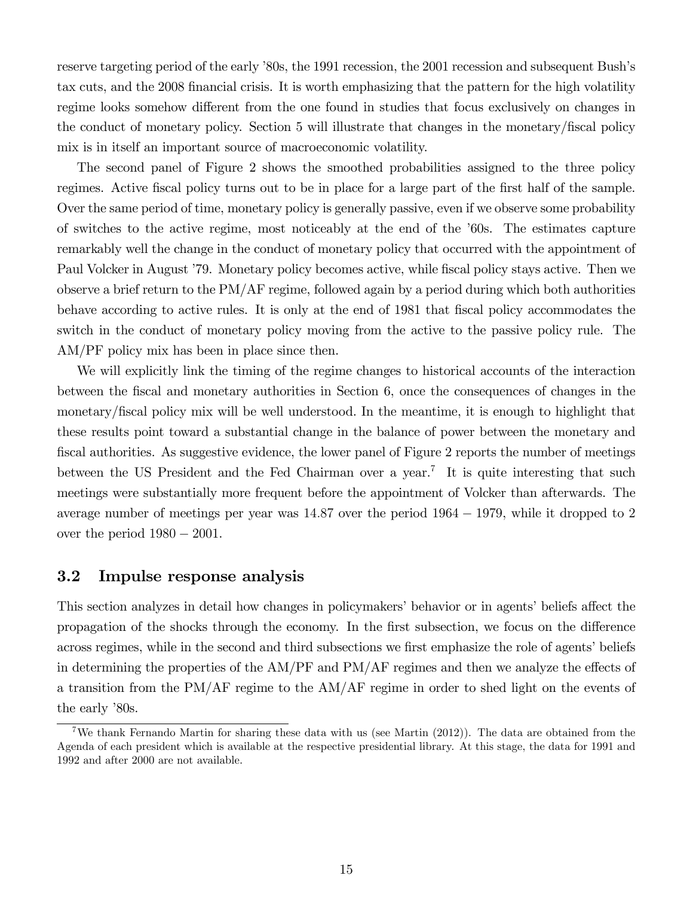reserve targeting period of the early '80s, the 1991 recession, the 2001 recession and subsequent Bush's tax cuts, and the 2008 financial crisis. It is worth emphasizing that the pattern for the high volatility regime looks somehow different from the one found in studies that focus exclusively on changes in the conduct of monetary policy. Section 5 will illustrate that changes in the monetary/fiscal policy mix is in itself an important source of macroeconomic volatility.

The second panel of Figure 2 shows the smoothed probabilities assigned to the three policy regimes. Active fiscal policy turns out to be in place for a large part of the first half of the sample. Over the same period of time, monetary policy is generally passive, even if we observe some probability of switches to the active regime, most noticeably at the end of the '60s. The estimates capture remarkably well the change in the conduct of monetary policy that occurred with the appointment of Paul Volcker in August '79. Monetary policy becomes active, while fiscal policy stays active. Then we observe a brief return to the PM/AF regime, followed again by a period during which both authorities behave according to active rules. It is only at the end of 1981 that fiscal policy accommodates the switch in the conduct of monetary policy moving from the active to the passive policy rule. The AM/PF policy mix has been in place since then.

We will explicitly link the timing of the regime changes to historical accounts of the interaction between the fiscal and monetary authorities in Section 6, once the consequences of changes in the monetary/fiscal policy mix will be well understood. In the meantime, it is enough to highlight that these results point toward a substantial change in the balance of power between the monetary and fiscal authorities. As suggestive evidence, the lower panel of Figure 2 reports the number of meetings between the US President and the Fed Chairman over a year.[7] It is quite interesting that such meetings were substantially more frequent before the appointment of Volcker than afterwards. The average number of meetings per year was 14.87 over the period $1964 - 1979$, while it dropped to 2 over the period $1980 - 2001$.

## 3.2 Impulse response analysis

This section analyzes in detail how changes in policymakers' behavior or in agents' beliefs affect the propagation of the shocks through the economy. In the first subsection, we focus on the difference across regimes, while in the second and third subsections we first emphasize the role of agents' beliefs in determining the properties of the AM/PF and PM/AF regimes and then we analyze the effects of a transition from the PM/AF regime to the AM/AF regime in order to shed light on the events of the early '80s.

[7] We thank Fernando Martin for sharing these data with us (see Martin (2012)). The data are obtained from the Agenda of each president which is available at the respective presidential library. At this stage, the data for 1991 and 1992 and after 2000 are not available.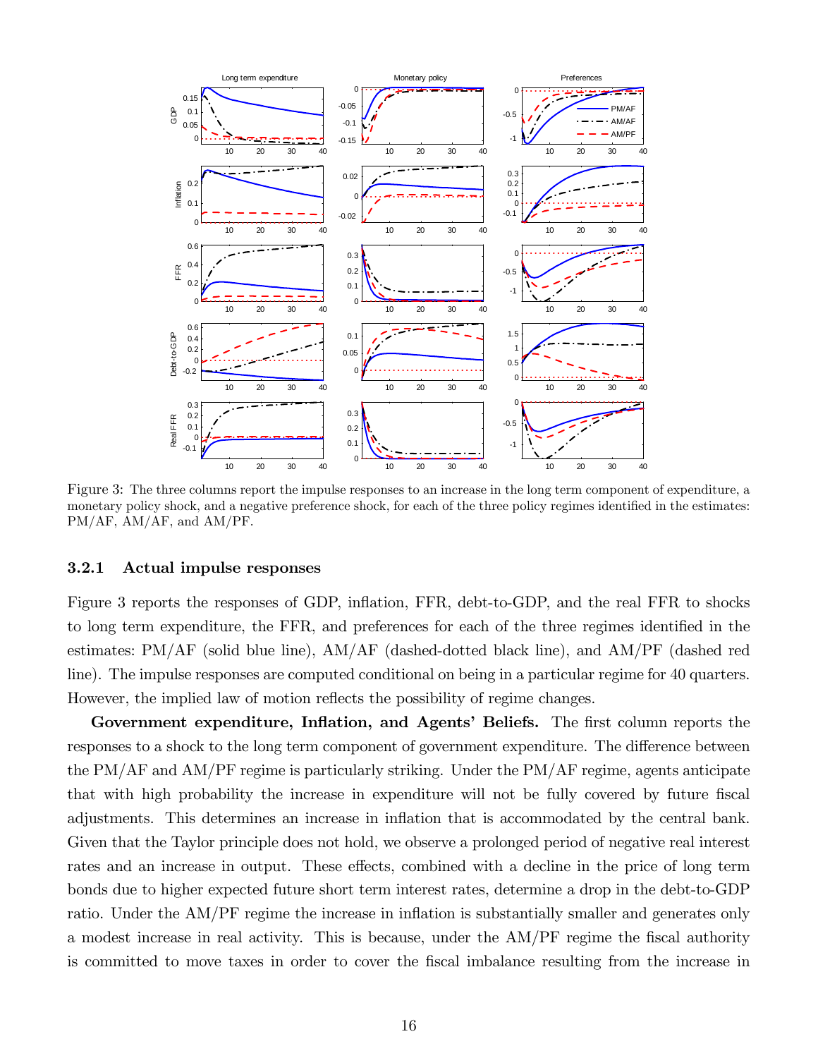Figure 3: The three columns report the impulse responses to an increase in the long term component of expenditure, a monetary policy shock, and a negative preference shock, for each of the three policy regimes identified in the estimates: PM/AF, AM/AF, and AM/PF.

### 3.2.1 Actual impulse responses

Figure 3 reports the responses of GDP, inflation, FFR, debt-to-GDP, and the real FFR to shocks to long term expenditure, the FFR, and preferences for each of the three regimes identified in the estimates: PM/AF (solid blue line), AM/AF (dashed-dotted black line), and AM/PF (dashed red line). The impulse responses are computed conditional on being in a particular regime for 40 quarters. However, the implied law of motion reflects the possibility of regime changes.

**Government expenditure, Inflation, and Agents' Beliefs.** The first column reports the responses to a shock to the long term component of government expenditure. The difference between the PM/AF and AM/PF regime is particularly striking. Under the PM/AF regime, agents anticipate that with high probability the increase in expenditure will not be fully covered by future fiscal adjustments. This determines an increase in inflation that is accommodated by the central bank. Given that the Taylor principle does not hold, we observe a prolonged period of negative real interest rates and an increase in output. These effects, combined with a decline in the price of long term bonds due to higher expected future short term interest rates, determine a drop in the debt-to-GDP ratio. Under the AM/PF regime the increase in inflation is substantially smaller and generates only a modest increase in real activity. This is because, under the AM/PF regime the fiscal authority is committed to move taxes in order to cover the fiscal imbalance resulting from the increase in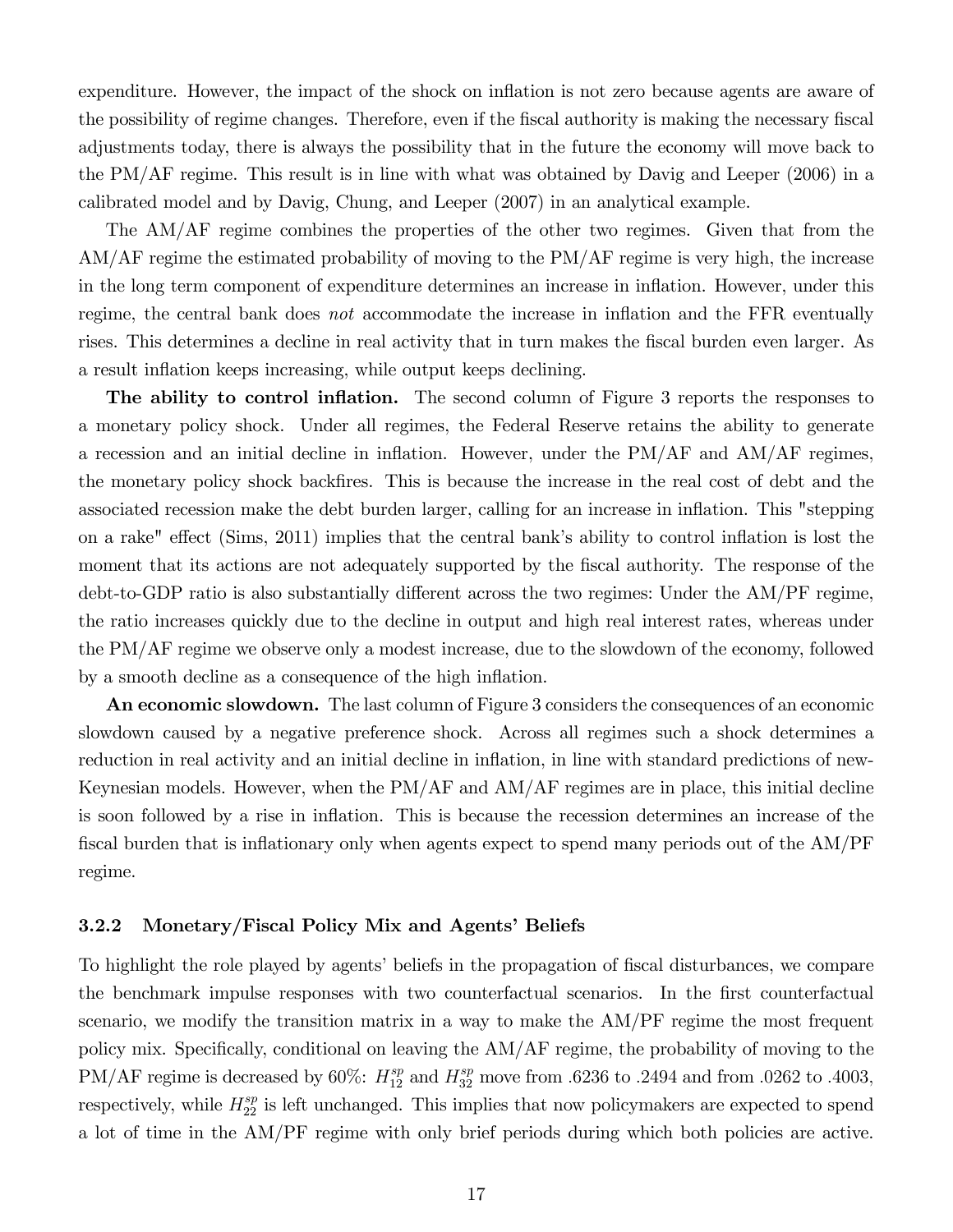expenditure. However, the impact of the shock on inflation is not zero because agents are aware of the possibility of regime changes. Therefore, even if the fiscal authority is making the necessary fiscal adjustments today, there is always the possibility that in the future the economy will move back to the PM/AF regime. This result is in line with what was obtained by Davig and Leeper (2006) in a calibrated model and by Davig, Chung, and Leeper (2007) in an analytical example.

The AM/AF regime combines the properties of the other two regimes. Given that from the AM/AF regime the estimated probability of moving to the PM/AF regime is very high, the increase in the long term component of expenditure determines an increase in inflation. However, under this regime, the central bank does *not* accommodate the increase in inflation and the FFR eventually rises. This determines a decline in real activity that in turn makes the fiscal burden even larger. As a result inflation keeps increasing, while output keeps declining.

**The ability to control inflation.** The second column of Figure 3 reports the responses to a monetary policy shock. Under all regimes, the Federal Reserve retains the ability to generate a recession and an initial decline in inflation. However, under the PM/AF and AM/AF regimes, the monetary policy shock backfires. This is because the increase in the real cost of debt and the associated recession make the debt burden larger, calling for an increase in inflation. This "stepping on a rake" effect (Sims, 2011) implies that the central bank's ability to control inflation is lost the moment that its actions are not adequately supported by the fiscal authority. The response of the debt-to-GDP ratio is also substantially different across the two regimes: Under the AM/PF regime, the ratio increases quickly due to the decline in output and high real interest rates, whereas under the PM/AF regime we observe only a modest increase, due to the slowdown of the economy, followed by a smooth decline as a consequence of the high inflation.

**An economic slowdown.** The last column of Figure 3 considers the consequences of an economic slowdown caused by a negative preference shock. Across all regimes such a shock determines a reduction in real activity and an initial decline in inflation, in line with standard predictions of new-Keynesian models. However, when the PM/AF and AM/AF regimes are in place, this initial decline is soon followed by a rise in inflation. This is because the recession determines an increase of the fiscal burden that is inflationary only when agents expect to spend many periods out of the AM/PF regime.

### 3.2.2 Monetary/Fiscal Policy Mix and Agents' Beliefs

To highlight the role played by agents' beliefs in the propagation of fiscal disturbances, we compare the benchmark impulse responses with two counterfactual scenarios. In the first counterfactual scenario, we modify the transition matrix in a way to make the AM/PF regime the most frequent policy mix. Specifically, conditional on leaving the AM/AF regime, the probability of moving to the PM/AF regime is decreased by 60%: $H_{12}^{sp}$ and $H_{32}^{sp}$ move from .6236 to .2494 and from .0262 to .4003, respectively, while $H_{22}^{sp}$ is left unchanged. This implies that now policymakers are expected to spend a lot of time in the AM/PF regime with only brief periods during which both policies are active.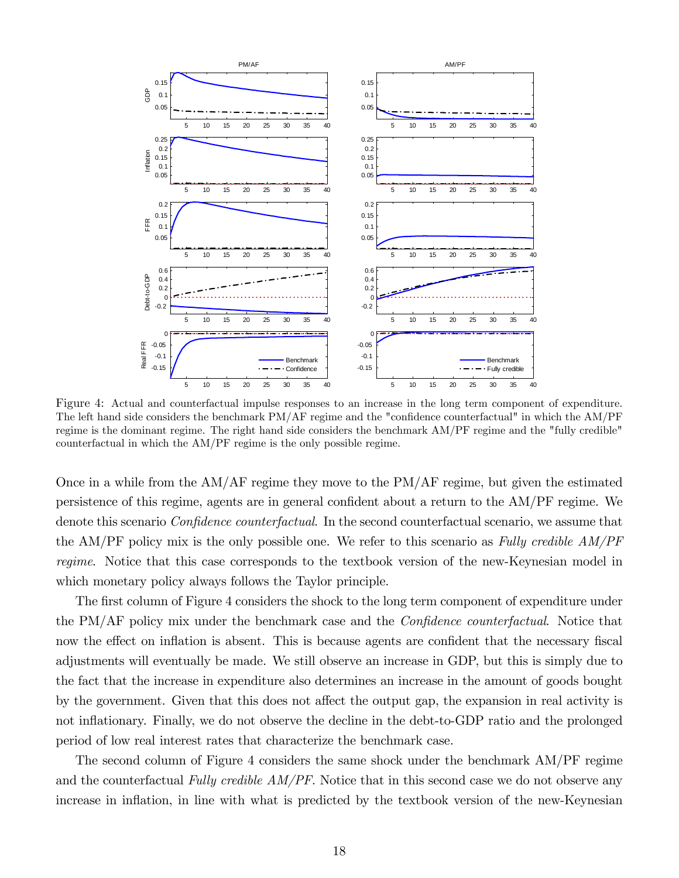Figure 4: Actual and counterfactual impulse responses to an increase in the long term component of expenditure. The left hand side considers the benchmark PM/AF regime and the "confidence counterfactual" in which the AM/PF regime is the dominant regime. The right hand side considers the benchmark AM/PF regime and the "fully credible" counterfactual in which the AM/PF regime is the only possible regime.

Once in a while from the AM/AF regime they move to the PM/AF regime, but given the estimated persistence of this regime, agents are in general confident about a return to the AM/PF regime. We denote this scenario *Confidence counterfactual*. In the second counterfactual scenario, we assume that the AM/PF policy mix is the only possible one. We refer to this scenario as *Fully credible AM/PF regime*. Notice that this case corresponds to the textbook version of the new-Keynesian model in which monetary policy always follows the Taylor principle.

The first column of Figure 4 considers the shock to the long term component of expenditure under the PM/AF policy mix under the benchmark case and the *Confidence counterfactual*. Notice that now the effect on inflation is absent. This is because agents are confident that the necessary fiscal adjustments will eventually be made. We still observe an increase in GDP, but this is simply due to the fact that the increase in expenditure also determines an increase in the amount of goods bought by the government. Given that this does not affect the output gap, the expansion in real activity is not inflationary. Finally, we do not observe the decline in the debt-to-GDP ratio and the prolonged period of low real interest rates that characterize the benchmark case.

The second column of Figure 4 considers the same shock under the benchmark AM/PF regime and the counterfactual *Fully credible AM/PF*. Notice that in this second case we do not observe any increase in inflation, in line with what is predicted by the textbook version of the new-Keynesian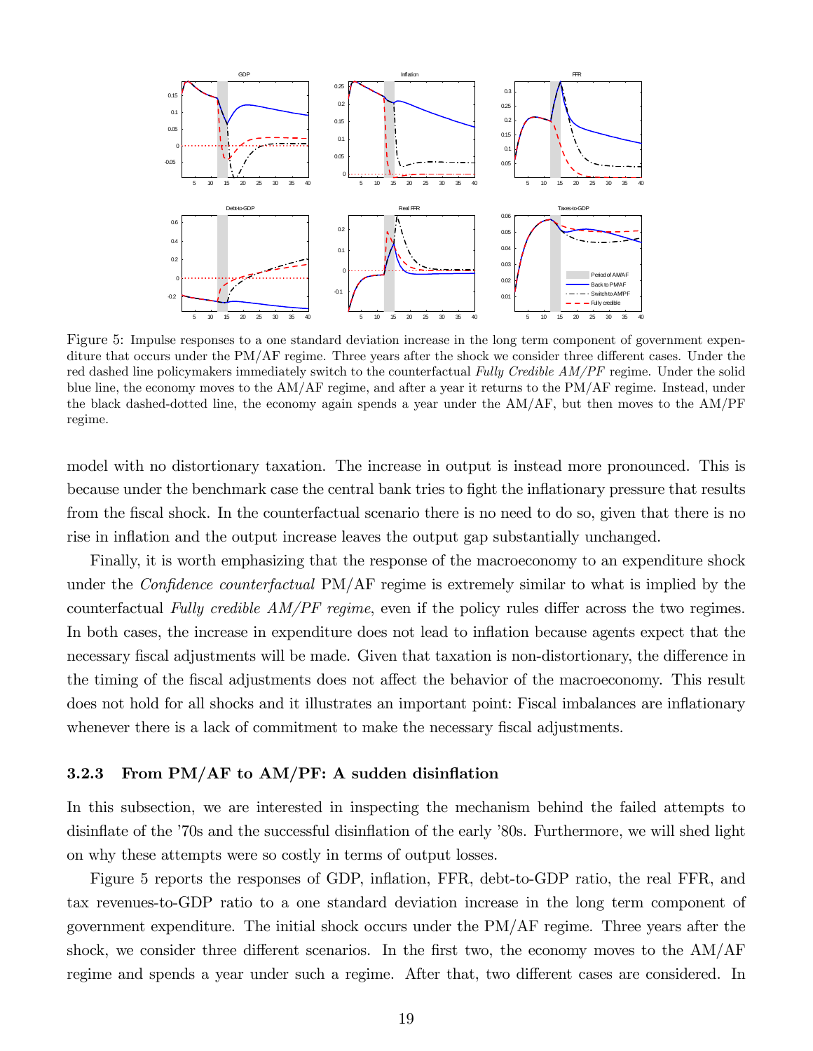Figure 5: Impulse responses to a one standard deviation increase in the long term component of government expenditure that occurs under the PM/AF regime. Three years after the shock we consider three different cases. Under the red dashed line policymakers immediately switch to the counterfactual *Fully Credible AM/PF* regime. Under the solid blue line, the economy moves to the AM/AF regime, and after a year it returns to the PM/AF regime. Instead, under the black dashed-dotted line, the economy again spends a year under the AM/AF, but then moves to the AM/PF regime.

model with no distortionary taxation. The increase in output is instead more pronounced. This is because under the benchmark case the central bank tries to fight the inflationary pressure that results from the fiscal shock. In the counterfactual scenario there is no need to do so, given that there is no rise in inflation and the output increase leaves the output gap substantially unchanged.

Finally, it is worth emphasizing that the response of the macroeconomy to an expenditure shock under the *Confidence counterfactual* PM/AF regime is extremely similar to what is implied by the counterfactual *Fully credible AM/PF regime*, even if the policy rules differ across the two regimes. In both cases, the increase in expenditure does not lead to inflation because agents expect that the necessary fiscal adjustments will be made. Given that taxation is non-distortionary, the difference in the timing of the fiscal adjustments does not affect the behavior of the macroeconomy. This result does not hold for all shocks and it illustrates an important point: Fiscal imbalances are inflationary whenever there is a lack of commitment to make the necessary fiscal adjustments.

### 3.2.3 From PM/AF to AM/PF: A sudden disinflation

In this subsection, we are interested in inspecting the mechanism behind the failed attempts to disinflate of the '70s and the successful disinflation of the early '80s. Furthermore, we will shed light on why these attempts were so costly in terms of output losses.

Figure 5 reports the responses of GDP, inflation, FFR, debt-to-GDP ratio, the real FFR, and tax revenues-to-GDP ratio to a one standard deviation increase in the long term component of government expenditure. The initial shock occurs under the PM/AF regime. Three years after the shock, we consider three different scenarios. In the first two, the economy moves to the AM/AF regime and spends a year under such a regime. After that, two different cases are considered. In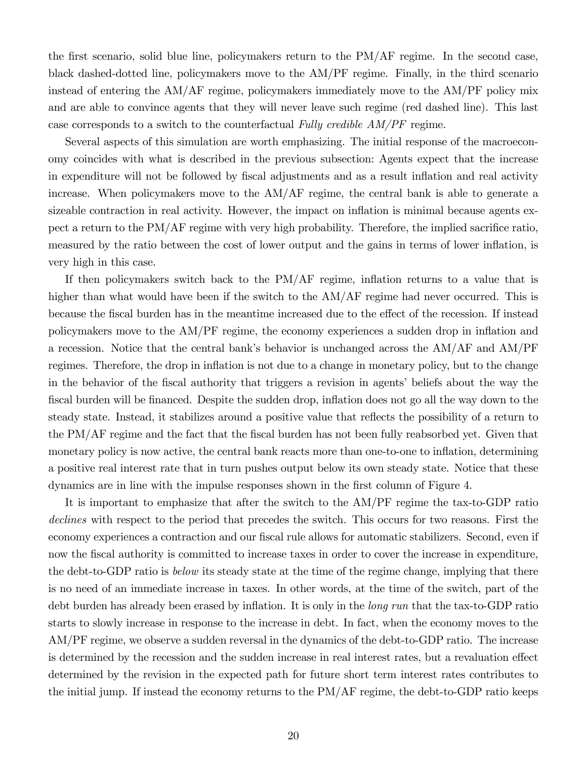the first scenario, solid blue line, policymakers return to the PM/AF regime. In the second case, black dashed-dotted line, policymakers move to the AM/PF regime. Finally, in the third scenario instead of entering the AM/AF regime, policymakers immediately move to the AM/PF policy mix and are able to convince agents that they will never leave such regime (red dashed line). This last case corresponds to a switch to the counterfactual *Fully credible AM/PF* regime.

Several aspects of this simulation are worth emphasizing. The initial response of the macroeconomy coincides with what is described in the previous subsection: Agents expect that the increase in expenditure will not be followed by fiscal adjustments and as a result inflation and real activity increase. When policymakers move to the AM/AF regime, the central bank is able to generate a sizeable contraction in real activity. However, the impact on inflation is minimal because agents expect a return to the PM/AF regime with very high probability. Therefore, the implied sacrifice ratio, measured by the ratio between the cost of lower output and the gains in terms of lower inflation, is very high in this case.

If then policymakers switch back to the PM/AF regime, inflation returns to a value that is higher than what would have been if the switch to the AM/AF regime had never occurred. This is because the fiscal burden has in the meantime increased due to the effect of the recession. If instead policymakers move to the AM/PF regime, the economy experiences a sudden drop in inflation and a recession. Notice that the central bank's behavior is unchanged across the AM/AF and AM/PF regimes. Therefore, the drop in inflation is not due to a change in monetary policy, but to the change in the behavior of the fiscal authority that triggers a revision in agents' beliefs about the way the fiscal burden will be financed. Despite the sudden drop, inflation does not go all the way down to the steady state. Instead, it stabilizes around a positive value that reflects the possibility of a return to the PM/AF regime and the fact that the fiscal burden has not been fully reabsorbed yet. Given that monetary policy is now active, the central bank reacts more than one-to-one to inflation, determining a positive real interest rate that in turn pushes output below its own steady state. Notice that these dynamics are in line with the impulse responses shown in the first column of Figure 4.

It is important to emphasize that after the switch to the AM/PF regime the tax-to-GDP ratio *declines* with respect to the period that precedes the switch. This occurs for two reasons. First the economy experiences a contraction and our fiscal rule allows for automatic stabilizers. Second, even if now the fiscal authority is committed to increase taxes in order to cover the increase in expenditure, the debt-to-GDP ratio is *below* its steady state at the time of the regime change, implying that there is no need of an immediate increase in taxes. In other words, at the time of the switch, part of the debt burden has already been erased by inflation. It is only in the *long run* that the tax-to-GDP ratio starts to slowly increase in response to the increase in debt. In fact, when the economy moves to the AM/PF regime, we observe a sudden reversal in the dynamics of the debt-to-GDP ratio. The increase is determined by the recession and the sudden increase in real interest rates, but a revaluation effect determined by the revision in the expected path for future short term interest rates contributes to the initial jump. If instead the economy returns to the PM/AF regime, the debt-to-GDP ratio keeps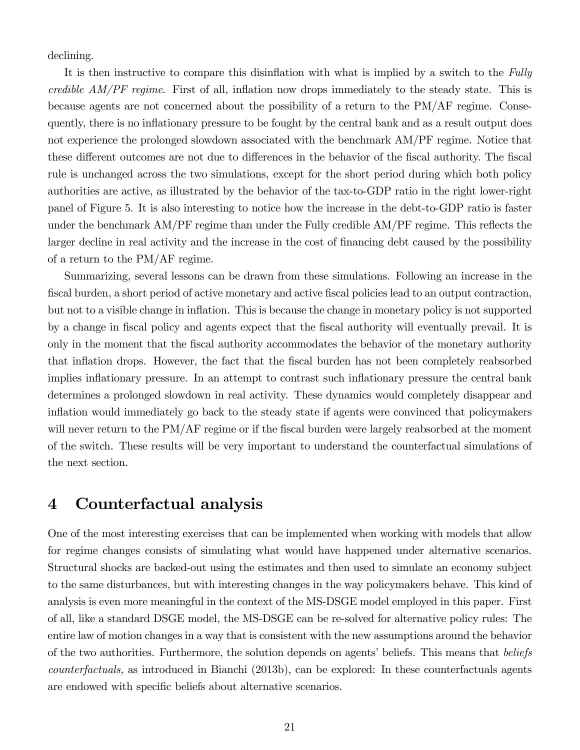declining.

It is then instructive to compare this disinflation with what is implied by a switch to the *Fully credible AM/PF regime*. First of all, inflation now drops immediately to the steady state. This is because agents are not concerned about the possibility of a return to the PM/AF regime. Consequently, there is no inflationary pressure to be fought by the central bank and as a result output does not experience the prolonged slowdown associated with the benchmark AM/PF regime. Notice that these different outcomes are not due to differences in the behavior of the fiscal authority. The fiscal rule is unchanged across the two simulations, except for the short period during which both policy authorities are active, as illustrated by the behavior of the tax-to-GDP ratio in the right lower-right panel of Figure 5. It is also interesting to notice how the increase in the debt-to-GDP ratio is faster under the benchmark AM/PF regime than under the Fully credible AM/PF regime. This reflects the larger decline in real activity and the increase in the cost of financing debt caused by the possibility of a return to the PM/AF regime.

Summarizing, several lessons can be drawn from these simulations. Following an increase in the fiscal burden, a short period of active monetary and active fiscal policies lead to an output contraction, but not to a visible change in inflation. This is because the change in monetary policy is not supported by a change in fiscal policy and agents expect that the fiscal authority will eventually prevail. It is only in the moment that the fiscal authority accommodates the behavior of the monetary authority that inflation drops. However, the fact that the fiscal burden has not been completely reabsorbed implies inflationary pressure. In an attempt to contrast such inflationary pressure the central bank determines a prolonged slowdown in real activity. These dynamics would completely disappear and inflation would immediately go back to the steady state if agents were convinced that policymakers will never return to the PM/AF regime or if the fiscal burden were largely reabsorbed at the moment of the switch. These results will be very important to understand the counterfactual simulations of the next section.

# 4 Counterfactual analysis

One of the most interesting exercises that can be implemented when working with models that allow for regime changes consists of simulating what would have happened under alternative scenarios. Structural shocks are backed-out using the estimates and then used to simulate an economy subject to the same disturbances, but with interesting changes in the way policymakers behave. This kind of analysis is even more meaningful in the context of the MS-DSGE model employed in this paper. First of all, like a standard DSGE model, the MS-DSGE can be re-solved for alternative policy rules: The entire law of motion changes in a way that is consistent with the new assumptions around the behavior of the two authorities. Furthermore, the solution depends on agents' beliefs. This means that *beliefs counterfactuals,* as introduced in Bianchi (2013b), can be explored: In these counterfactuals agents are endowed with specific beliefs about alternative scenarios.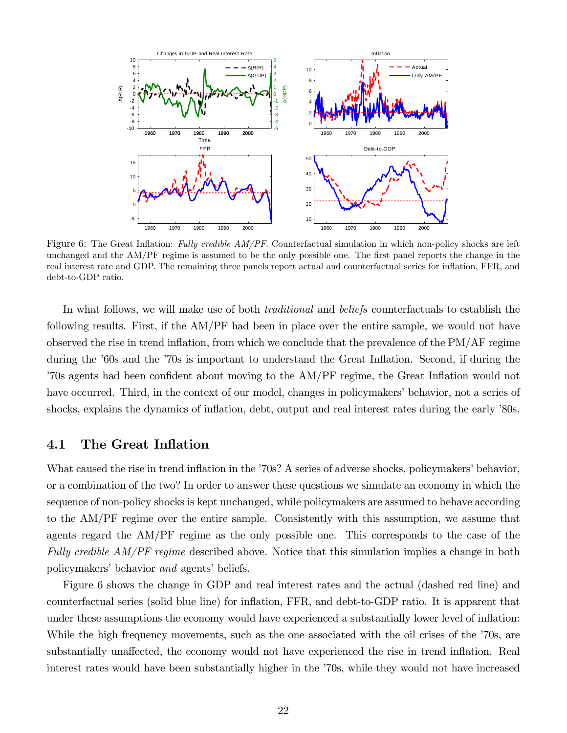Figure 6: The Great Inflation: *Fully credible AM/PF*. Counterfactual simulation in which non-policy shocks are left unchanged and the AM/PF regime is assumed to be the only possible one. The first panel reports the change in the real interest rate and GDP. The remaining three panels report actual and counterfactual series for inflation, FFR, and debt-to-GDP ratio.

In what follows, we will make use of both *traditional* and *beliefs* counterfactuals to establish the following results. First, if the AM/PF had been in place over the entire sample, we would not have observed the rise in trend inflation, from which we conclude that the prevalence of the PM/AF regime during the '60s and the '70s is important to understand the Great Inflation. Second, if during the '70s agents had been confident about moving to the AM/PF regime, the Great Inflation would not have occurred. Third, in the context of our model, changes in policymakers' behavior, not a series of shocks, explains the dynamics of inflation, debt, output and real interest rates during the early '80s.

## 4.1 The Great Inflation

What caused the rise in trend inflation in the '70s? A series of adverse shocks, policymakers' behavior, or a combination of the two? In order to answer these questions we simulate an economy in which the sequence of non-policy shocks is kept unchanged, while policymakers are assumed to behave according to the AM/PF regime over the entire sample. Consistently with this assumption, we assume that agents regard the AM/PF regime as the only possible one. This corresponds to the case of the *Fully credible AM/PF regime* described above. Notice that this simulation implies a change in both policymakers' behavior *and* agents' beliefs.

Figure 6 shows the change in GDP and real interest rates and the actual (dashed red line) and counterfactual series (solid blue line) for inflation, FFR, and debt-to-GDP ratio. It is apparent that under these assumptions the economy would have experienced a substantially lower level of inflation: While the high frequency movements, such as the one associated with the oil crises of the '70s, are substantially unaffected, the economy would not have experienced the rise in trend inflation. Real interest rates would have been substantially higher in the '70s, while they would not have increased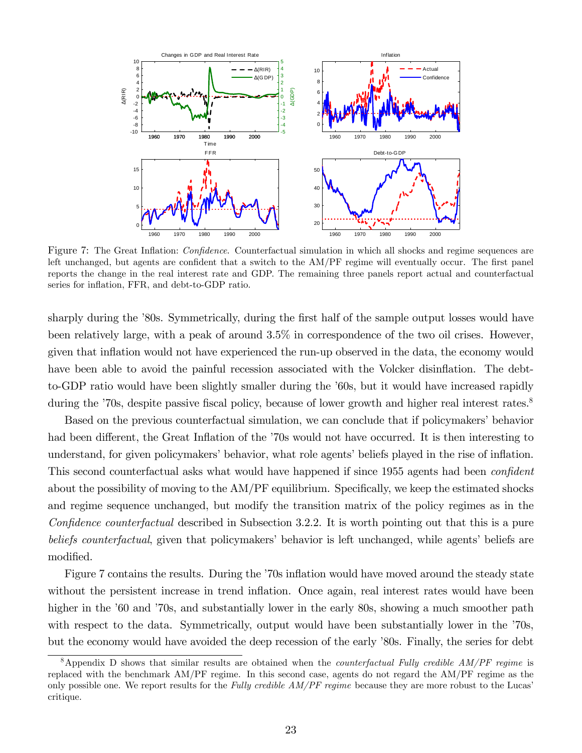Figure 7: The Great Inflation: *Confidence*. Counterfactual simulation in which all shocks and regime sequences are left unchanged, but agents are confident that a switch to the AM/PF regime will eventually occur. The first panel reports the change in the real interest rate and GDP. The remaining three panels report actual and counterfactual series for inflation, FFR, and debt-to-GDP ratio.

sharply during the '80s. Symmetrically, during the first half of the sample output losses would have been relatively large, with a peak of around 3.5% in correspondence of the two oil crises. However, given that inflation would not have experienced the run-up observed in the data, the economy would have been able to avoid the painful recession associated with the Volcker disinflation. The debt-to-GDP ratio would have been slightly smaller during the '60s, but it would have increased rapidly during the '70s, despite passive fiscal policy, because of lower growth and higher real interest rates.[8]

Based on the previous counterfactual simulation, we can conclude that if policymakers' behavior had been different, the Great Inflation of the '70s would not have occurred. It is then interesting to understand, for given policymakers' behavior, what role agents' beliefs played in the rise of inflation. This second counterfactual asks what would have happened if since 1955 agents had been *confident* about the possibility of moving to the AM/PF equilibrium. Specifically, we keep the estimated shocks and regime sequence unchanged, but modify the transition matrix of the policy regimes as in the *Confidence counterfactual* described in Subsection 3.2.2. It is worth pointing out that this is a pure *beliefs counterfactual*, given that policymakers' behavior is left unchanged, while agents' beliefs are modified.

Figure 7 contains the results. During the '70s inflation would have moved around the steady state without the persistent increase in trend inflation. Once again, real interest rates would have been higher in the '60 and '70s, and substantially lower in the early 80s, showing a much smoother path with respect to the data. Symmetrically, output would have been substantially lower in the '70s, but the economy would have avoided the deep recession of the early '80s. Finally, the series for debt

[8] Appendix D shows that similar results are obtained when the *counterfactual Fully credible AM/PF regime* is replaced with the benchmark AM/PF regime. In this second case, agents do not regard the AM/PF regime as the only possible one. We report results for the *Fully credible AM/PF regime* because they are more robust to the Lucas' critique.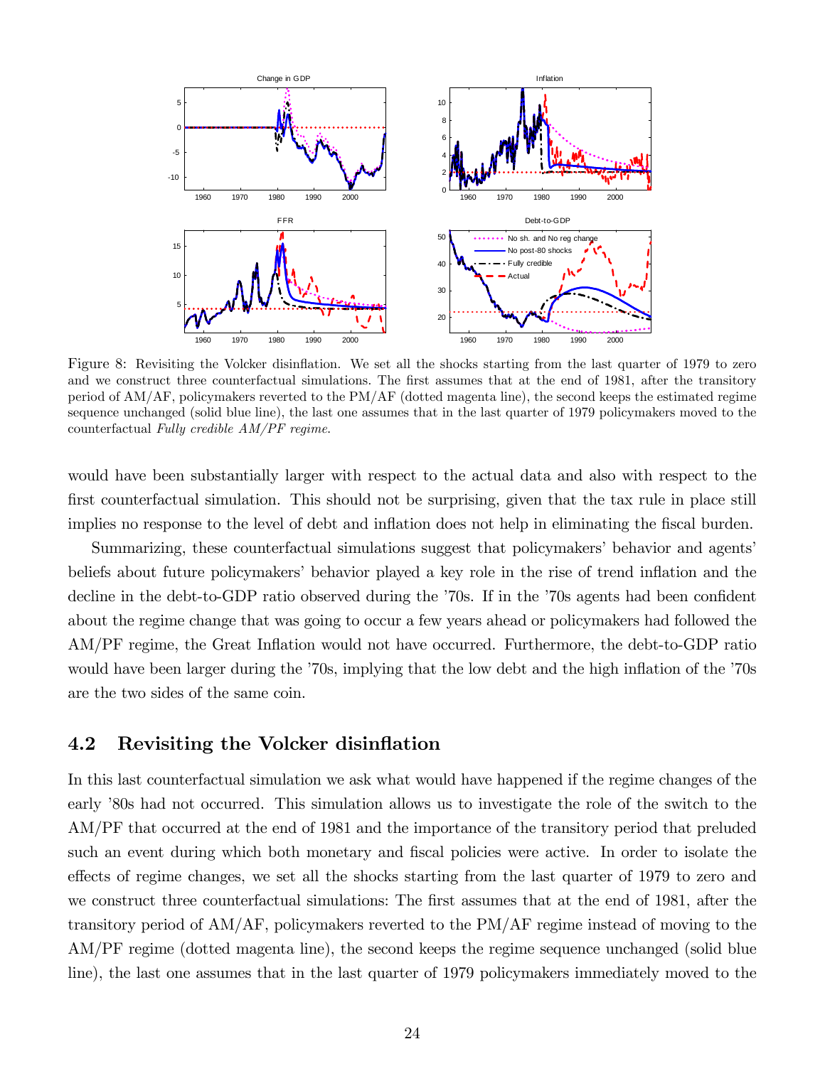Figure 8: Revisiting the Volcker disinflation. We set all the shocks starting from the last quarter of 1979 to zero and we construct three counterfactual simulations. The first assumes that at the end of 1981, after the transitory period of AM/AF, policymakers reverted to the PM/AF (dotted magenta line), the second keeps the estimated regime sequence unchanged (solid blue line), the last one assumes that in the last quarter of 1979 policymakers moved to the counterfactual *Fully credible AM/PF regime*.

would have been substantially larger with respect to the actual data and also with respect to the first counterfactual simulation. This should not be surprising, given that the tax rule in place still implies no response to the level of debt and inflation does not help in eliminating the fiscal burden.

Summarizing, these counterfactual simulations suggest that policymakers' behavior and agents' beliefs about future policymakers' behavior played a key role in the rise of trend inflation and the decline in the debt-to-GDP ratio observed during the '70s. If in the '70s agents had been confident about the regime change that was going to occur a few years ahead or policymakers had followed the AM/PF regime, the Great Inflation would not have occurred. Furthermore, the debt-to-GDP ratio would have been larger during the '70s, implying that the low debt and the high inflation of the '70s are the two sides of the same coin.

## 4.2 Revisiting the Volcker disinflation

In this last counterfactual simulation we ask what would have happened if the regime changes of the early '80s had not occurred. This simulation allows us to investigate the role of the switch to the AM/PF that occurred at the end of 1981 and the importance of the transitory period that preluded such an event during which both monetary and fiscal policies were active. In order to isolate the effects of regime changes, we set all the shocks starting from the last quarter of 1979 to zero and we construct three counterfactual simulations: The first assumes that at the end of 1981, after the transitory period of AM/AF, policymakers reverted to the PM/AF regime instead of moving to the AM/PF regime (dotted magenta line), the second keeps the regime sequence unchanged (solid blue line), the last one assumes that in the last quarter of 1979 policymakers immediately moved to the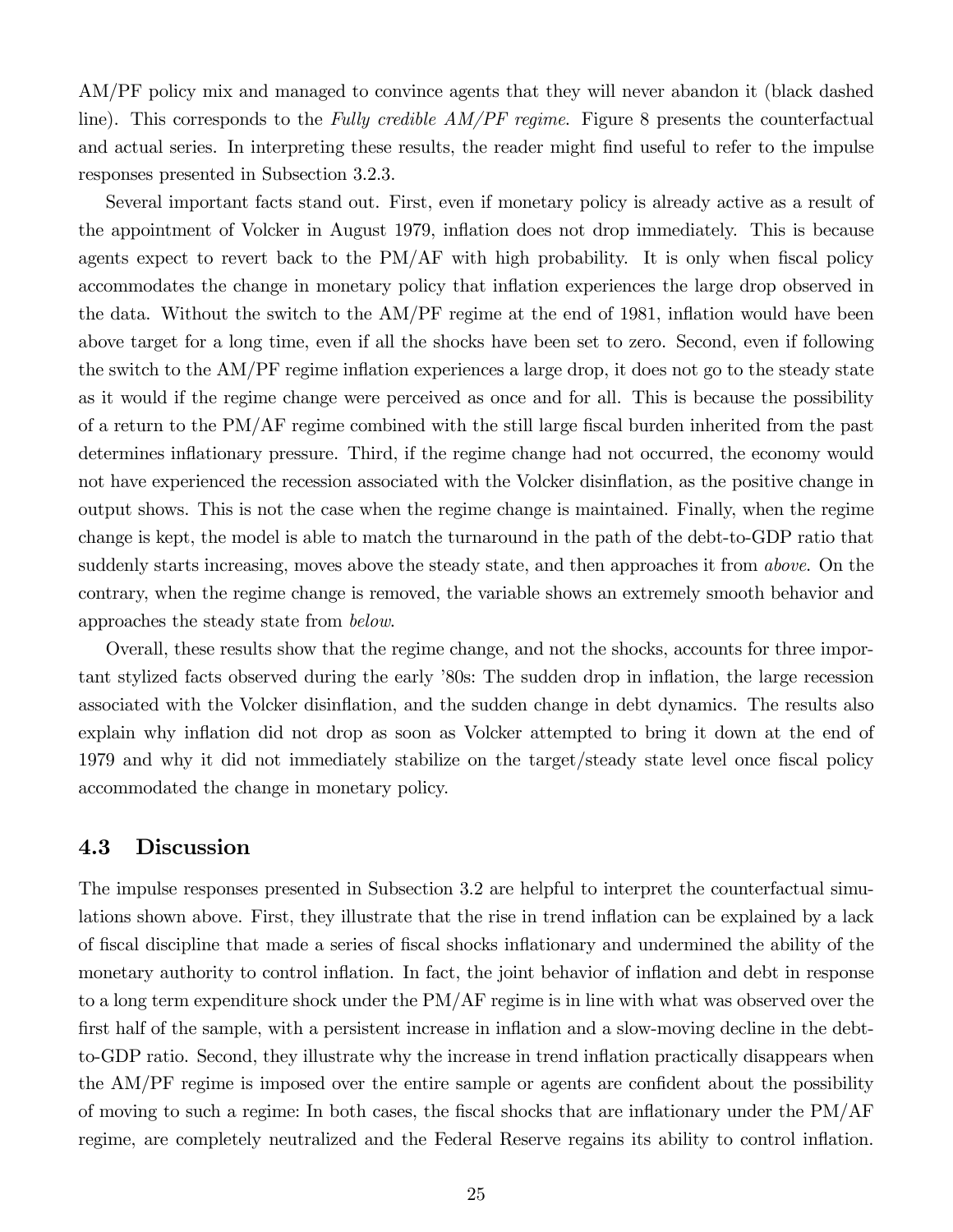AM/PF policy mix and managed to convince agents that they will never abandon it (black dashed line). This corresponds to the *Fully credible AM/PF regime*. Figure 8 presents the counterfactual and actual series. In interpreting these results, the reader might find useful to refer to the impulse responses presented in Subsection 3.2.3.

Several important facts stand out. First, even if monetary policy is already active as a result of the appointment of Volcker in August 1979, inflation does not drop immediately. This is because agents expect to revert back to the PM/AF with high probability. It is only when fiscal policy accommodates the change in monetary policy that inflation experiences the large drop observed in the data. Without the switch to the AM/PF regime at the end of 1981, inflation would have been above target for a long time, even if all the shocks have been set to zero. Second, even if following the switch to the AM/PF regime inflation experiences a large drop, it does not go to the steady state as it would if the regime change were perceived as once and for all. This is because the possibility of a return to the PM/AF regime combined with the still large fiscal burden inherited from the past determines inflationary pressure. Third, if the regime change had not occurred, the economy would not have experienced the recession associated with the Volcker disinflation, as the positive change in output shows. This is not the case when the regime change is maintained. Finally, when the regime change is kept, the model is able to match the turnaround in the path of the debt-to-GDP ratio that suddenly starts increasing, moves above the steady state, and then approaches it from *above*. On the contrary, when the regime change is removed, the variable shows an extremely smooth behavior and approaches the steady state from *below*.

Overall, these results show that the regime change, and not the shocks, accounts for three important stylized facts observed during the early '80s: The sudden drop in inflation, the large recession associated with the Volcker disinflation, and the sudden change in debt dynamics. The results also explain why inflation did not drop as soon as Volcker attempted to bring it down at the end of 1979 and why it did not immediately stabilize on the target/steady state level once fiscal policy accommodated the change in monetary policy.

### 4.3 Discussion

The impulse responses presented in Subsection 3.2 are helpful to interpret the counterfactual simulations shown above. First, they illustrate that the rise in trend inflation can be explained by a lack of fiscal discipline that made a series of fiscal shocks inflationary and undermined the ability of the monetary authority to control inflation. In fact, the joint behavior of inflation and debt in response to a long term expenditure shock under the PM/AF regime is in line with what was observed over the first half of the sample, with a persistent increase in inflation and a slow-moving decline in the debt-to-GDP ratio. Second, they illustrate why the increase in trend inflation practically disappears when the AM/PF regime is imposed over the entire sample or agents are confident about the possibility of moving to such a regime: In both cases, the fiscal shocks that are inflationary under the PM/AF regime, are completely neutralized and the Federal Reserve regains its ability to control inflation.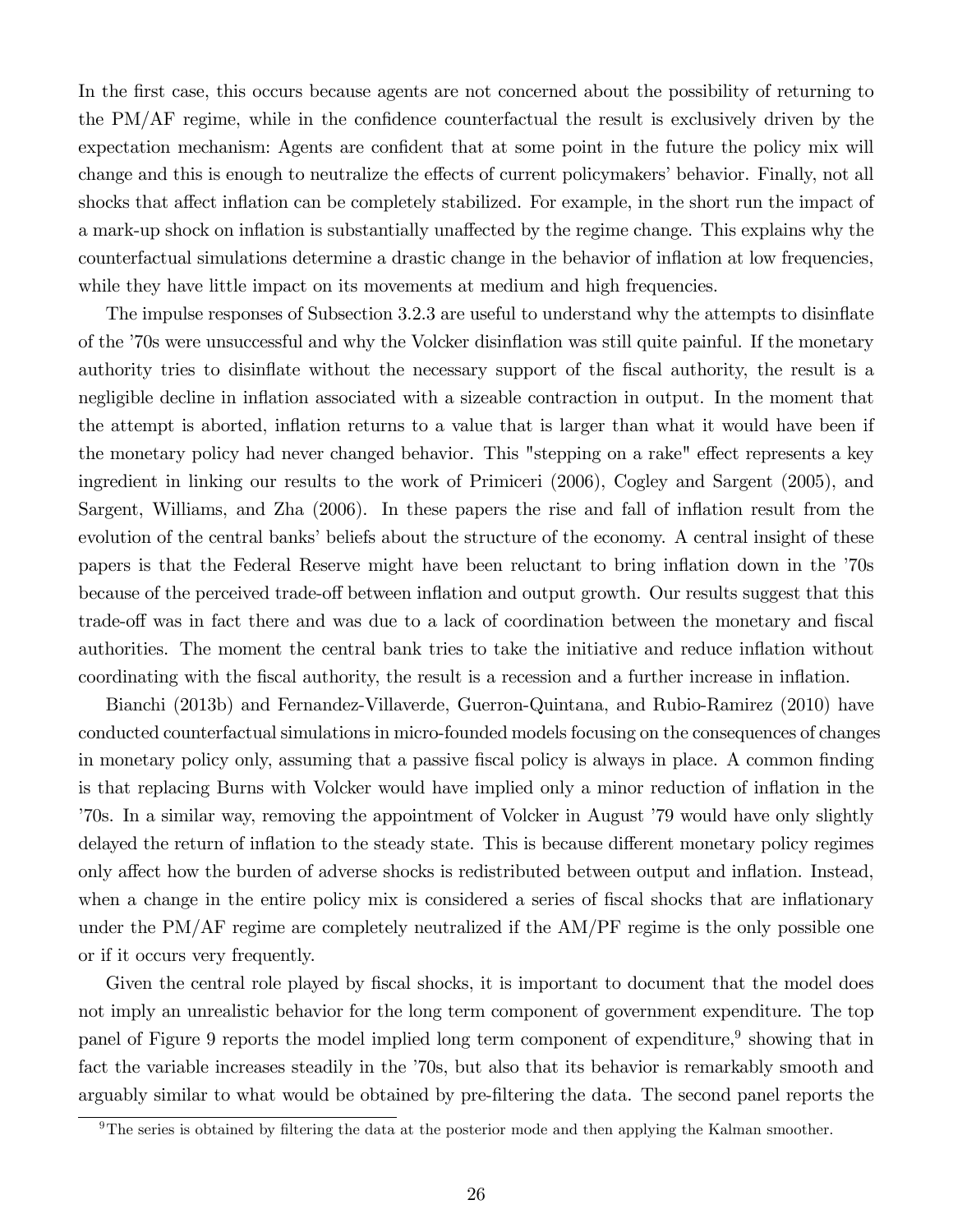In the first case, this occurs because agents are not concerned about the possibility of returning to the PM/AF regime, while in the confidence counterfactual the result is exclusively driven by the expectation mechanism: Agents are confident that at some point in the future the policy mix will change and this is enough to neutralize the effects of current policymakers' behavior. Finally, not all shocks that affect inflation can be completely stabilized. For example, in the short run the impact of a mark-up shock on inflation is substantially unaffected by the regime change. This explains why the counterfactual simulations determine a drastic change in the behavior of inflation at low frequencies, while they have little impact on its movements at medium and high frequencies.

The impulse responses of Subsection 3.2.3 are useful to understand why the attempts to disinflate of the '70s were unsuccessful and why the Volcker disinflation was still quite painful. If the monetary authority tries to disinflate without the necessary support of the fiscal authority, the result is a negligible decline in inflation associated with a sizeable contraction in output. In the moment that the attempt is aborted, inflation returns to a value that is larger than what it would have been if the monetary policy had never changed behavior. This "stepping on a rake" effect represents a key ingredient in linking our results to the work of Primiceri (2006), Cogley and Sargent (2005), and Sargent, Williams, and Zha (2006). In these papers the rise and fall of inflation result from the evolution of the central banks' beliefs about the structure of the economy. A central insight of these papers is that the Federal Reserve might have been reluctant to bring inflation down in the '70s because of the perceived trade-off between inflation and output growth. Our results suggest that this trade-off was in fact there and was due to a lack of coordination between the monetary and fiscal authorities. The moment the central bank tries to take the initiative and reduce inflation without coordinating with the fiscal authority, the result is a recession and a further increase in inflation.

Bianchi (2013b) and Fernandez-Villaverde, Guerron-Quintana, and Rubio-Ramirez (2010) have conducted counterfactual simulations in micro-founded models focusing on the consequences of changes in monetary policy only, assuming that a passive fiscal policy is always in place. A common finding is that replacing Burns with Volcker would have implied only a minor reduction of inflation in the '70s. In a similar way, removing the appointment of Volcker in August '79 would have only slightly delayed the return of inflation to the steady state. This is because different monetary policy regimes only affect how the burden of adverse shocks is redistributed between output and inflation. Instead, when a change in the entire policy mix is considered a series of fiscal shocks that are inflationary under the PM/AF regime are completely neutralized if the AM/PF regime is the only possible one or if it occurs very frequently.

Given the central role played by fiscal shocks, it is important to document that the model does not imply an unrealistic behavior for the long term component of government expenditure. The top panel of Figure 9 reports the model implied long term component of expenditure,[9] showing that in fact the variable increases steadily in the '70s, but also that its behavior is remarkably smooth and arguably similar to what would be obtained by pre-filtering the data. The second panel reports the

[9] The series is obtained by filtering the data at the posterior mode and then applying the Kalman smoother.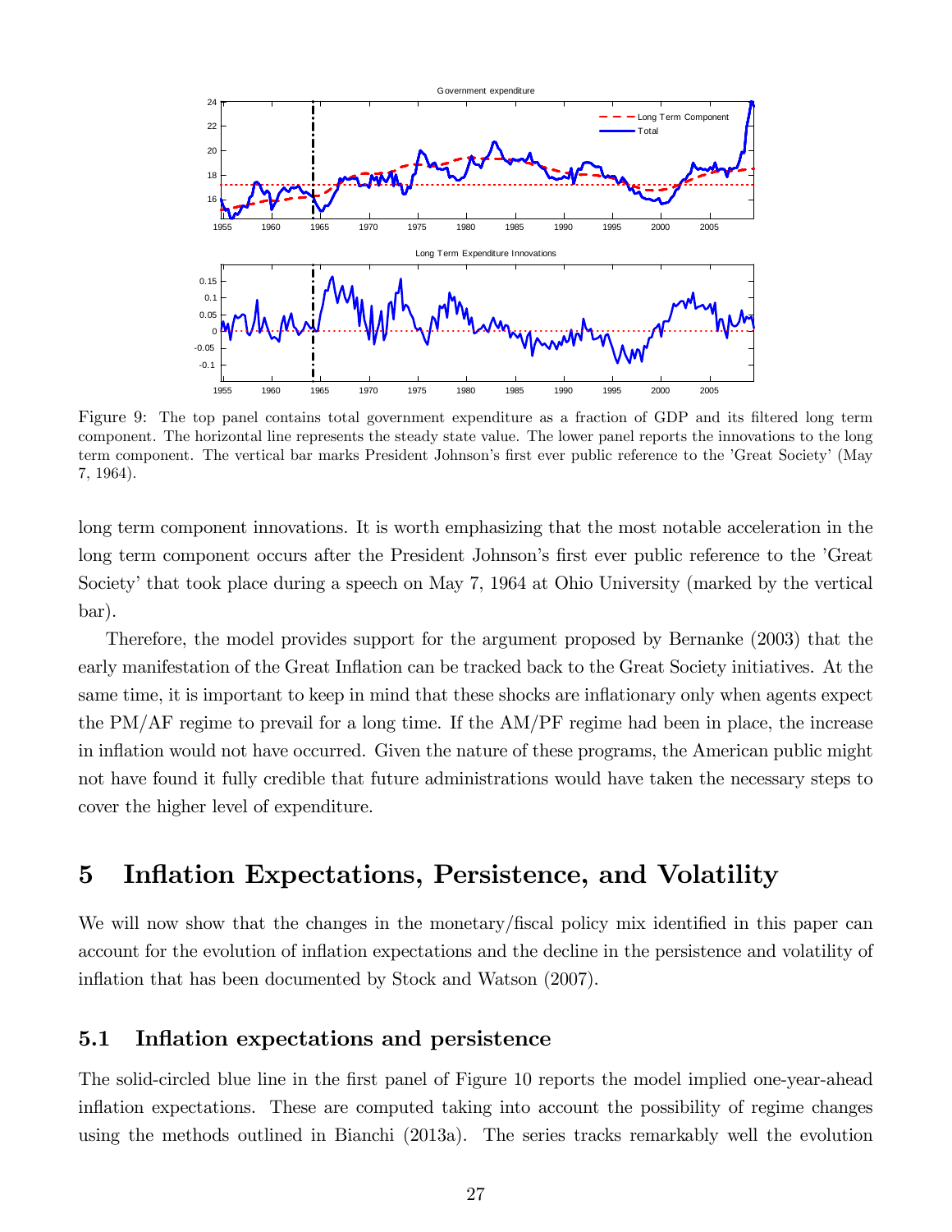Figure 9: The top panel contains total government expenditure as a fraction of GDP and its filtered long term component. The horizontal line represents the steady state value. The lower panel reports the innovations to the long term component. The vertical bar marks President Johnson's first ever public reference to the 'Great Society' (May 7, 1964).

long term component innovations. It is worth emphasizing that the most notable acceleration in the long term component occurs after the President Johnson's first ever public reference to the 'Great Society' that took place during a speech on May 7, 1964 at Ohio University (marked by the vertical bar).

Therefore, the model provides support for the argument proposed by Bernanke (2003) that the early manifestation of the Great Inflation can be tracked back to the Great Society initiatives. At the same time, it is important to keep in mind that these shocks are inflationary only when agents expect the PM/AF regime to prevail for a long time. If the AM/PF regime had been in place, the increase in inflation would not have occurred. Given the nature of these programs, the American public might not have found it fully credible that future administrations would have taken the necessary steps to cover the higher level of expenditure.

## 5 Inflation Expectations, Persistence, and Volatility

We will now show that the changes in the monetary/fiscal policy mix identified in this paper can account for the evolution of inflation expectations and the decline in the persistence and volatility of inflation that has been documented by Stock and Watson (2007).

### 5.1 Inflation expectations and persistence

The solid-circled blue line in the first panel of Figure 10 reports the model implied one-year-ahead inflation expectations. These are computed taking into account the possibility of regime changes using the methods outlined in Bianchi (2013a). The series tracks remarkably well the evolution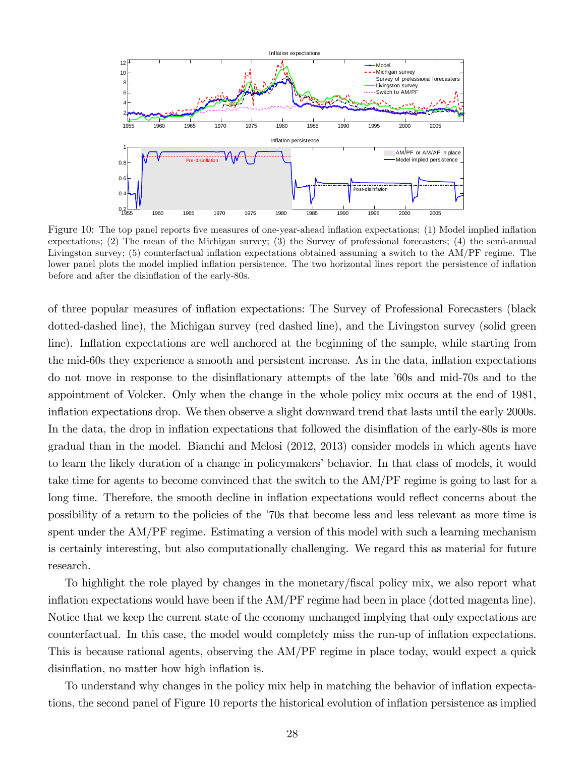Figure 10: The top panel reports five measures of one-year-ahead inflation expectations: (1) Model implied inflation expectations; (2) The mean of the Michigan survey; (3) the Survey of professional forecasters; (4) the semi-annual Livingston survey; (5) counterfactual inflation expectations obtained assuming a switch to the AM/PF regime. The lower panel plots the model implied inflation persistence. The two horizontal lines report the persistence of inflation before and after the disinflation of the early-80s.

of three popular measures of inflation expectations: The Survey of Professional Forecasters (black dotted-dashed line), the Michigan survey (red dashed line), and the Livingston survey (solid green line). Inflation expectations are well anchored at the beginning of the sample, while starting from the mid-60s they experience a smooth and persistent increase. As in the data, inflation expectations do not move in response to the disinflationary attempts of the late '60s and mid-70s and to the appointment of Volcker. Only when the change in the whole policy mix occurs at the end of 1981, inflation expectations drop. We then observe a slight downward trend that lasts until the early 2000s. In the data, the drop in inflation expectations that followed the disinflation of the early-80s is more gradual than in the model. Bianchi and Melosi (2012, 2013) consider models in which agents have to learn the likely duration of a change in policymakers' behavior. In that class of models, it would take time for agents to become convinced that the switch to the AM/PF regime is going to last for a long time. Therefore, the smooth decline in inflation expectations would reflect concerns about the possibility of a return to the policies of the '70s that become less and less relevant as more time is spent under the AM/PF regime. Estimating a version of this model with such a learning mechanism is certainly interesting, but also computationally challenging. We regard this as material for future research.

To highlight the role played by changes in the monetary/fiscal policy mix, we also report what inflation expectations would have been if the AM/PF regime had been in place (dotted magenta line). Notice that we keep the current state of the economy unchanged implying that only expectations are counterfactual. In this case, the model would completely miss the run-up of inflation expectations. This is because rational agents, observing the AM/PF regime in place today, would expect a quick disinflation, no matter how high inflation is.

To understand why changes in the policy mix help in matching the behavior of inflation expectations, the second panel of Figure 10 reports the historical evolution of inflation persistence as implied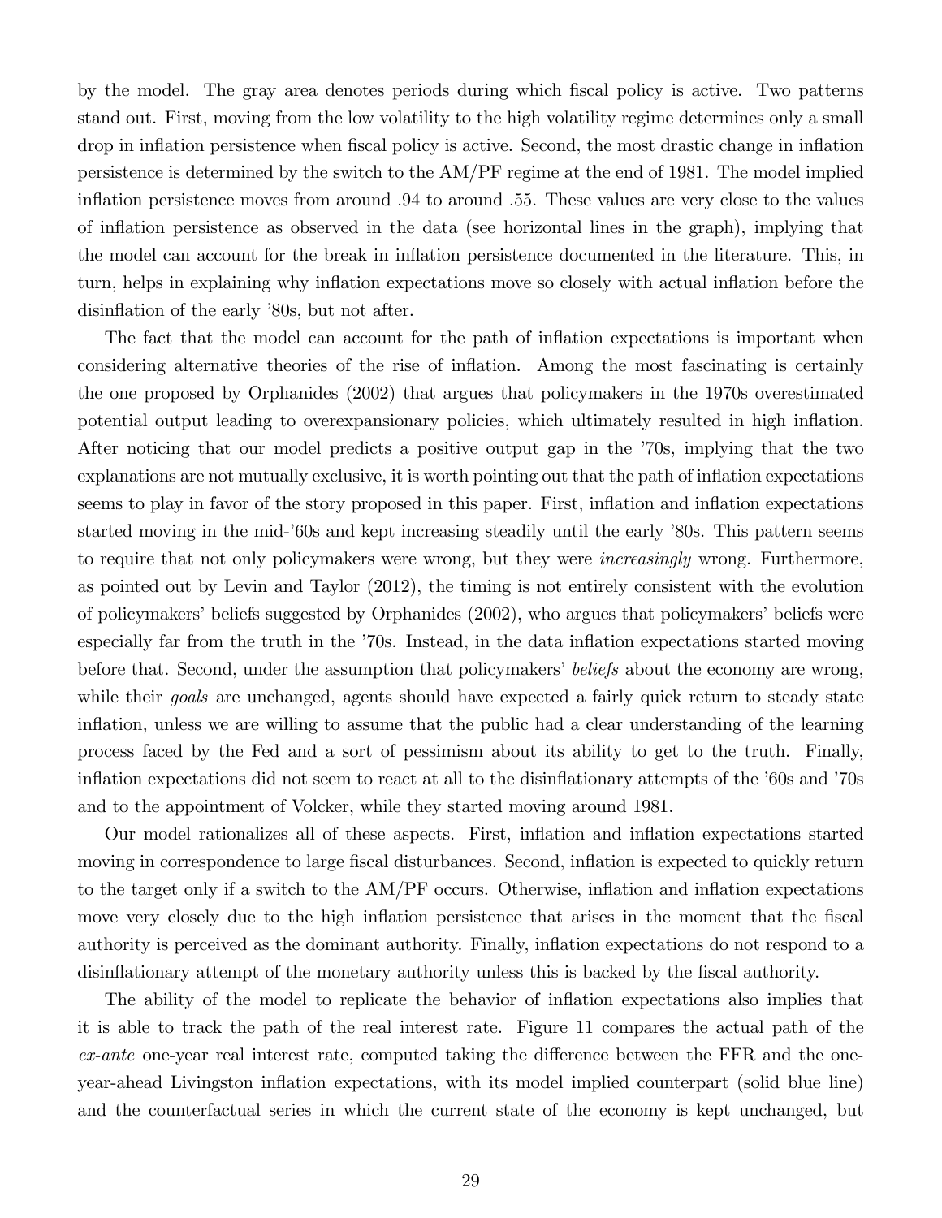by the model. The gray area denotes periods during which fiscal policy is active. Two patterns stand out. First, moving from the low volatility to the high volatility regime determines only a small drop in inflation persistence when fiscal policy is active. Second, the most drastic change in inflation persistence is determined by the switch to the AM/PF regime at the end of 1981. The model implied inflation persistence moves from around .94 to around .55. These values are very close to the values of inflation persistence as observed in the data (see horizontal lines in the graph), implying that the model can account for the break in inflation persistence documented in the literature. This, in turn, helps in explaining why inflation expectations move so closely with actual inflation before the disinflation of the early '80s, but not after.

The fact that the model can account for the path of inflation expectations is important when considering alternative theories of the rise of inflation. Among the most fascinating is certainly the one proposed by Orphanides (2002) that argues that policymakers in the 1970s overestimated potential output leading to overexpansionary policies, which ultimately resulted in high inflation. After noticing that our model predicts a positive output gap in the '70s, implying that the two explanations are not mutually exclusive, it is worth pointing out that the path of inflation expectations seems to play in favor of the story proposed in this paper. First, inflation and inflation expectations started moving in the mid-'60s and kept increasing steadily until the early '80s. This pattern seems to require that not only policymakers were wrong, but they were *increasingly* wrong. Furthermore, as pointed out by Levin and Taylor (2012), the timing is not entirely consistent with the evolution of policymakers' beliefs suggested by Orphanides (2002), who argues that policymakers' beliefs were especially far from the truth in the '70s. Instead, in the data inflation expectations started moving before that. Second, under the assumption that policymakers' *beliefs* about the economy are wrong, while their *goals* are unchanged, agents should have expected a fairly quick return to steady state inflation, unless we are willing to assume that the public had a clear understanding of the learning process faced by the Fed and a sort of pessimism about its ability to get to the truth. Finally, inflation expectations did not seem to react at all to the disinflationary attempts of the '60s and '70s and to the appointment of Volcker, while they started moving around 1981.

Our model rationalizes all of these aspects. First, inflation and inflation expectations started moving in correspondence to large fiscal disturbances. Second, inflation is expected to quickly return to the target only if a switch to the AM/PF occurs. Otherwise, inflation and inflation expectations move very closely due to the high inflation persistence that arises in the moment that the fiscal authority is perceived as the dominant authority. Finally, inflation expectations do not respond to a disinflationary attempt of the monetary authority unless this is backed by the fiscal authority.

The ability of the model to replicate the behavior of inflation expectations also implies that it is able to track the path of the real interest rate. Figure 11 compares the actual path of the *ex-ante* one-year real interest rate, computed taking the difference between the FFR and the one-year-ahead Livingston inflation expectations, with its model implied counterpart (solid blue line) and the counterfactual series in which the current state of the economy is kept unchanged, but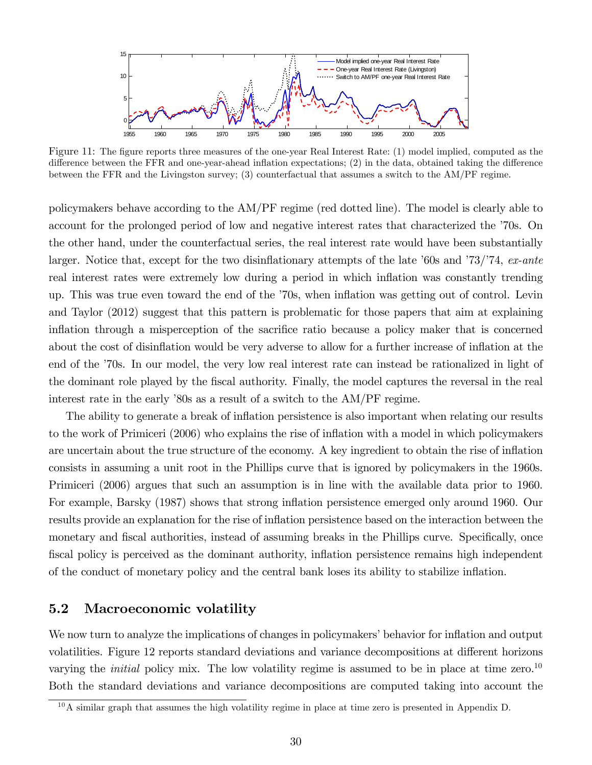Figure 11: The figure reports three measures of the one-year Real Interest Rate: (1) model implied, computed as the difference between the FFR and one-year-ahead inflation expectations; (2) in the data, obtained taking the difference between the FFR and the Livingston survey; (3) counterfactual that assumes a switch to the AM/PF regime.

policymakers behave according to the AM/PF regime (red dotted line). The model is clearly able to account for the prolonged period of low and negative interest rates that characterized the '70s. On the other hand, under the counterfactual series, the real interest rate would have been substantially larger. Notice that, except for the two disinflationary attempts of the late '60s and '73/'74, *ex-ante* real interest rates were extremely low during a period in which inflation was constantly trending up. This was true even toward the end of the '70s, when inflation was getting out of control. Levin and Taylor (2012) suggest that this pattern is problematic for those papers that aim at explaining inflation through a misperception of the sacrifice ratio because a policy maker that is concerned about the cost of disinflation would be very adverse to allow for a further increase of inflation at the end of the '70s. In our model, the very low real interest rate can instead be rationalized in light of the dominant role played by the fiscal authority. Finally, the model captures the reversal in the real interest rate in the early '80s as a result of a switch to the AM/PF regime.

The ability to generate a break of inflation persistence is also important when relating our results to the work of Primiceri (2006) who explains the rise of inflation with a model in which policymakers are uncertain about the true structure of the economy. A key ingredient to obtain the rise of inflation consists in assuming a unit root in the Phillips curve that is ignored by policymakers in the 1960s. Primiceri (2006) argues that such an assumption is in line with the available data prior to 1960. For example, Barsky (1987) shows that strong inflation persistence emerged only around 1960. Our results provide an explanation for the rise of inflation persistence based on the interaction between the monetary and fiscal authorities, instead of assuming breaks in the Phillips curve. Specifically, once fiscal policy is perceived as the dominant authority, inflation persistence remains high independent of the conduct of monetary policy and the central bank loses its ability to stabilize inflation.

## 5.2 Macroeconomic volatility

We now turn to analyze the implications of changes in policymakers' behavior for inflation and output volatilities. Figure 12 reports standard deviations and variance decompositions at different horizons varying the *initial* policy mix. The low volatility regime is assumed to be in place at time zero.[10] Both the standard deviations and variance decompositions are computed taking into account the

[10] A similar graph that assumes the high volatility regime in place at time zero is presented in Appendix D.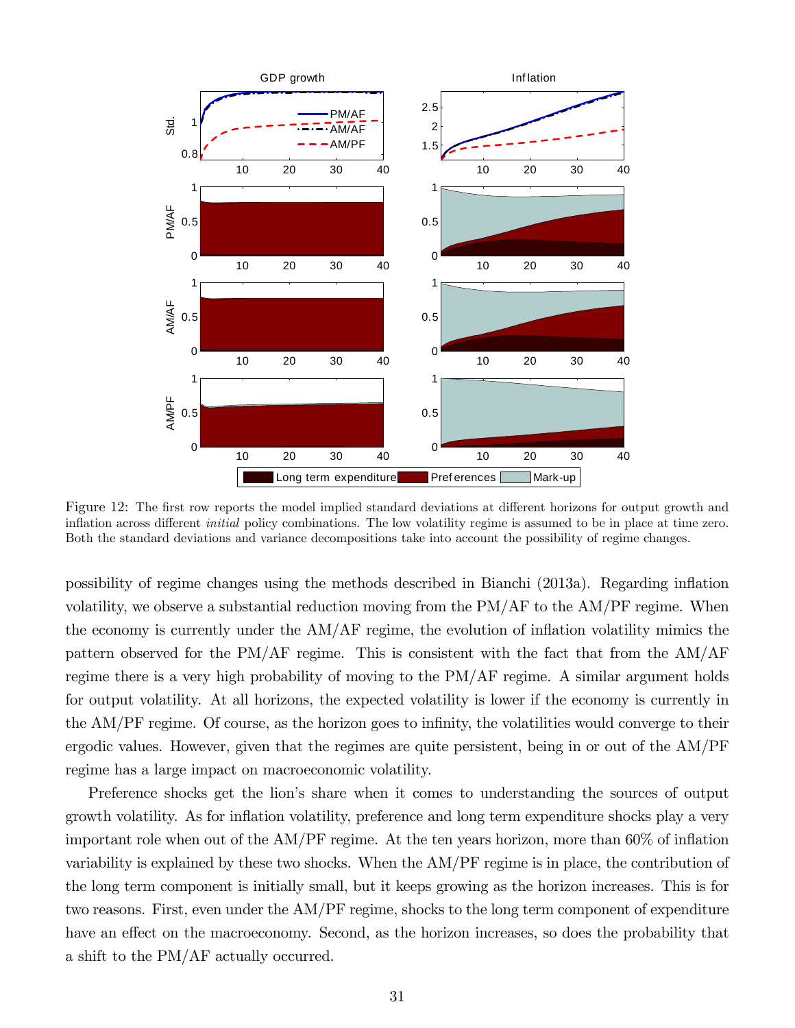Figure 12: The first row reports the model implied standard deviations at different horizons for output growth and inflation across different *initial* policy combinations. The low volatility regime is assumed to be in place at time zero. Both the standard deviations and variance decompositions take into account the possibility of regime changes.

possibility of regime changes using the methods described in Bianchi (2013a). Regarding inflation volatility, we observe a substantial reduction moving from the PM/AF to the AM/PF regime. When the economy is currently under the AM/AF regime, the evolution of inflation volatility mimics the pattern observed for the PM/AF regime. This is consistent with the fact that from the AM/AF regime there is a very high probability of moving to the PM/AF regime. A similar argument holds for output volatility. At all horizons, the expected volatility is lower if the economy is currently in the AM/PF regime. Of course, as the horizon goes to infinity, the volatilities would converge to their ergodic values. However, given that the regimes are quite persistent, being in or out of the AM/PF regime has a large impact on macroeconomic volatility.

Preference shocks get the lion's share when it comes to understanding the sources of output growth volatility. As for inflation volatility, preference and long term expenditure shocks play a very important role when out of the AM/PF regime. At the ten years horizon, more than 60% of inflation variability is explained by these two shocks. When the AM/PF regime is in place, the contribution of the long term component is initially small, but it keeps growing as the horizon increases. This is for two reasons. First, even under the AM/PF regime, shocks to the long term component of expenditure have an effect on the macroeconomy. Second, as the horizon increases, so does the probability that a shift to the PM/AF actually occurred.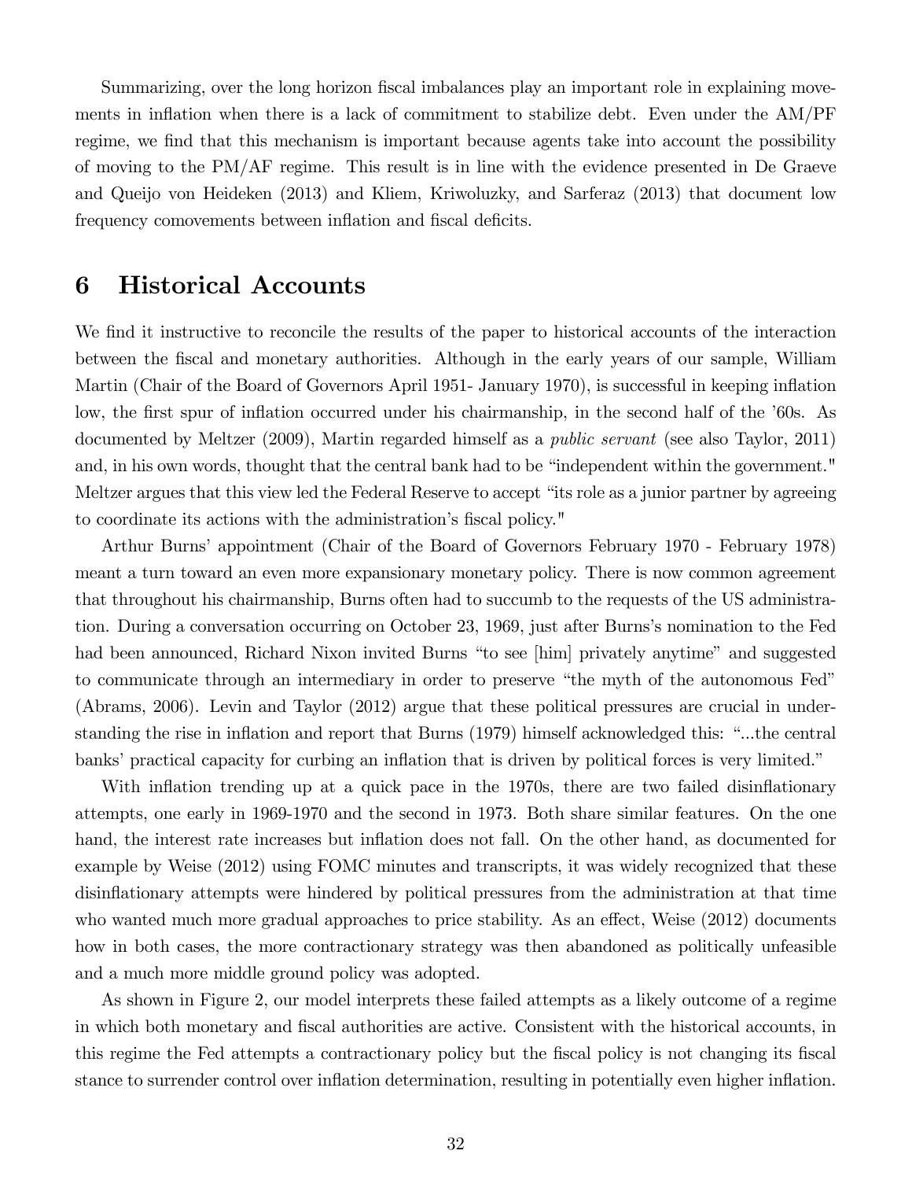Summarizing, over the long horizon fiscal imbalances play an important role in explaining movements in inflation when there is a lack of commitment to stabilize debt. Even under the AM/PF regime, we find that this mechanism is important because agents take into account the possibility of moving to the PM/AF regime. This result is in line with the evidence presented in De Graeve and Queijo von Heideken (2013) and Kliem, Kriwoluzky, and Sarferaz (2013) that document low frequency comovements between inflation and fiscal deficits.

# 6 Historical Accounts

We find it instructive to reconcile the results of the paper to historical accounts of the interaction between the fiscal and monetary authorities. Although in the early years of our sample, William Martin (Chair of the Board of Governors April 1951- January 1970), is successful in keeping inflation low, the first spur of inflation occurred under his chairmanship, in the second half of the '60s. As documented by Meltzer (2009), Martin regarded himself as a *public servant* (see also Taylor, 2011) and, in his own words, thought that the central bank had to be "independent within the government." Meltzer argues that this view led the Federal Reserve to accept "its role as a junior partner by agreeing to coordinate its actions with the administration's fiscal policy."

Arthur Burns' appointment (Chair of the Board of Governors February 1970 - February 1978) meant a turn toward an even more expansionary monetary policy. There is now common agreement that throughout his chairmanship, Burns often had to succumb to the requests of the US administration. During a conversation occurring on October 23, 1969, just after Burns's nomination to the Fed had been announced, Richard Nixon invited Burns "to see [him] privately anytime" and suggested to communicate through an intermediary in order to preserve "the myth of the autonomous Fed" (Abrams, 2006). Levin and Taylor (2012) argue that these political pressures are crucial in understanding the rise in inflation and report that Burns (1979) himself acknowledged this: "...the central banks' practical capacity for curbing an inflation that is driven by political forces is very limited."

With inflation trending up at a quick pace in the 1970s, there are two failed disinflationary attempts, one early in 1969-1970 and the second in 1973. Both share similar features. On the one hand, the interest rate increases but inflation does not fall. On the other hand, as documented for example by Weise (2012) using FOMC minutes and transcripts, it was widely recognized that these disinflationary attempts were hindered by political pressures from the administration at that time who wanted much more gradual approaches to price stability. As an effect, Weise (2012) documents how in both cases, the more contractionary strategy was then abandoned as politically unfeasible and a much more middle ground policy was adopted.

As shown in Figure 2, our model interprets these failed attempts as a likely outcome of a regime in which both monetary and fiscal authorities are active. Consistent with the historical accounts, in this regime the Fed attempts a contractionary policy but the fiscal policy is not changing its fiscal stance to surrender control over inflation determination, resulting in potentially even higher inflation.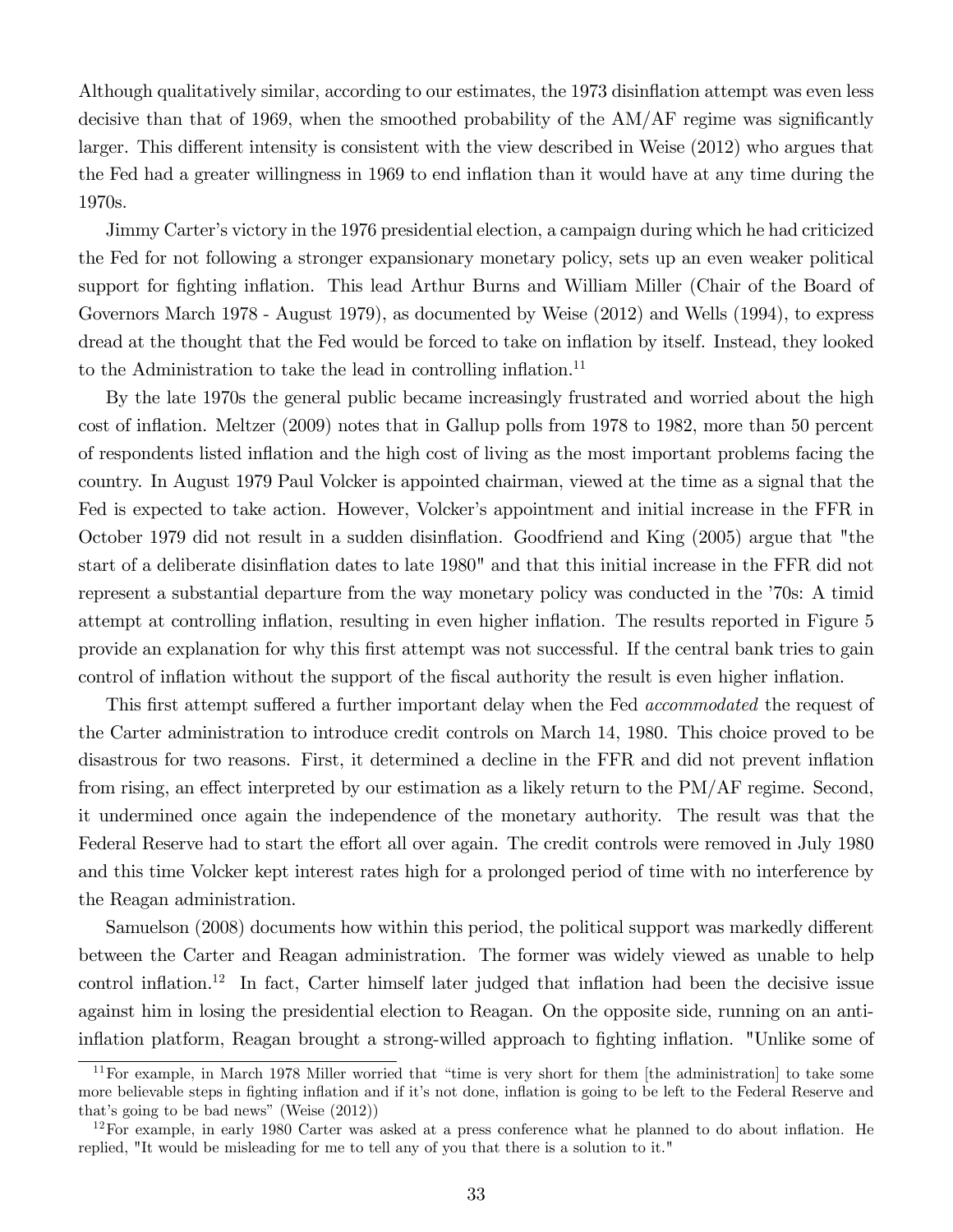Although qualitatively similar, according to our estimates, the 1973 disinflation attempt was even less decisive than that of 1969, when the smoothed probability of the AM/AF regime was significantly larger. This different intensity is consistent with the view described in Weise (2012) who argues that the Fed had a greater willingness in 1969 to end inflation than it would have at any time during the 1970s.

Jimmy Carter's victory in the 1976 presidential election, a campaign during which he had criticized the Fed for not following a stronger expansionary monetary policy, sets up an even weaker political support for fighting inflation. This lead Arthur Burns and William Miller (Chair of the Board of Governors March 1978 - August 1979), as documented by Weise (2012) and Wells (1994), to express dread at the thought that the Fed would be forced to take on inflation by itself. Instead, they looked to the Administration to take the lead in controlling inflation.[11]

By the late 1970s the general public became increasingly frustrated and worried about the high cost of inflation. Meltzer (2009) notes that in Gallup polls from 1978 to 1982, more than 50 percent of respondents listed inflation and the high cost of living as the most important problems facing the country. In August 1979 Paul Volcker is appointed chairman, viewed at the time as a signal that the Fed is expected to take action. However, Volcker's appointment and initial increase in the FFR in October 1979 did not result in a sudden disinflation. Goodfriend and King (2005) argue that "the start of a deliberate disinflation dates to late 1980" and that this initial increase in the FFR did not represent a substantial departure from the way monetary policy was conducted in the '70s: A timid attempt at controlling inflation, resulting in even higher inflation. The results reported in Figure 5 provide an explanation for why this first attempt was not successful. If the central bank tries to gain control of inflation without the support of the fiscal authority the result is even higher inflation.

This first attempt suffered a further important delay when the Fed *accommodated* the request of the Carter administration to introduce credit controls on March 14, 1980. This choice proved to be disastrous for two reasons. First, it determined a decline in the FFR and did not prevent inflation from rising, an effect interpreted by our estimation as a likely return to the PM/AF regime. Second, it undermined once again the independence of the monetary authority. The result was that the Federal Reserve had to start the effort all over again. The credit controls were removed in July 1980 and this time Volcker kept interest rates high for a prolonged period of time with no interference by the Reagan administration.

Samuelson (2008) documents how within this period, the political support was markedly different between the Carter and Reagan administration. The former was widely viewed as unable to help control inflation.[12] In fact, Carter himself later judged that inflation had been the decisive issue against him in losing the presidential election to Reagan. On the opposite side, running on an anti-inflation platform, Reagan brought a strong-willed approach to fighting inflation. "Unlike some of

[11] For example, in March 1978 Miller worried that "time is very short for them [the administration] to take some more believable steps in fighting inflation and if it's not done, inflation is going to be left to the Federal Reserve and that's going to be bad news" (Weise (2012))

[12] For example, in early 1980 Carter was asked at a press conference what he planned to do about inflation. He replied, "It would be misleading for me to tell any of you that there is a solution to it."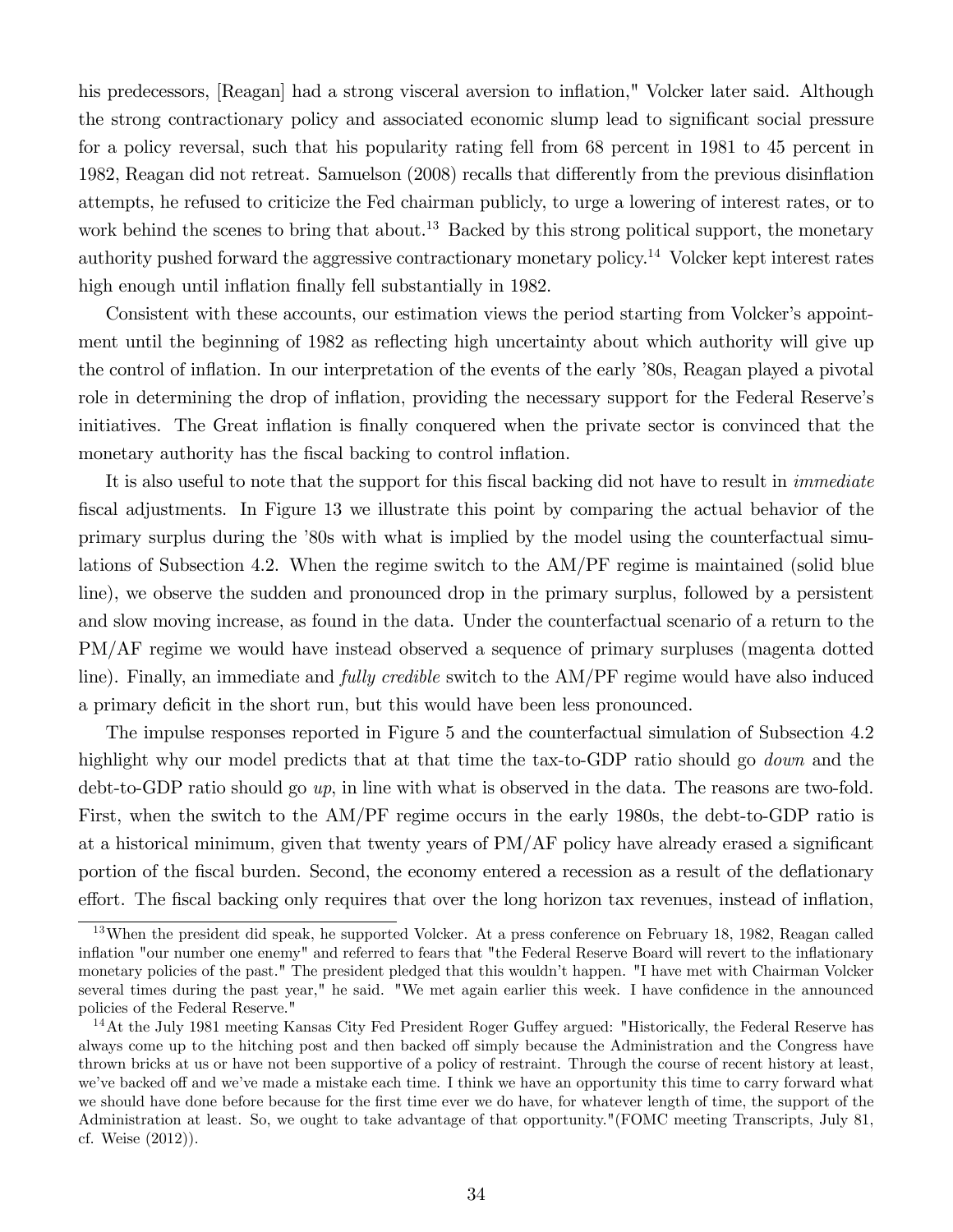his predecessors, [Reagan] had a strong visceral aversion to inflation," Volcker later said. Although the strong contractionary policy and associated economic slump lead to significant social pressure for a policy reversal, such that his popularity rating fell from 68 percent in 1981 to 45 percent in 1982, Reagan did not retreat. Samuelson (2008) recalls that differently from the previous disinflation attempts, he refused to criticize the Fed chairman publicly, to urge a lowering of interest rates, or to work behind the scenes to bring that about.[13] Backed by this strong political support, the monetary authority pushed forward the aggressive contractionary monetary policy.[14] Volcker kept interest rates high enough until inflation finally fell substantially in 1982.

Consistent with these accounts, our estimation views the period starting from Volcker's appointment until the beginning of 1982 as reflecting high uncertainty about which authority will give up the control of inflation. In our interpretation of the events of the early '80s, Reagan played a pivotal role in determining the drop of inflation, providing the necessary support for the Federal Reserve's initiatives. The Great inflation is finally conquered when the private sector is convinced that the monetary authority has the fiscal backing to control inflation.

It is also useful to note that the support for this fiscal backing did not have to result in *immediate* fiscal adjustments. In Figure 13 we illustrate this point by comparing the actual behavior of the primary surplus during the '80s with what is implied by the model using the counterfactual simulations of Subsection 4.2. When the regime switch to the AM/PF regime is maintained (solid blue line), we observe the sudden and pronounced drop in the primary surplus, followed by a persistent and slow moving increase, as found in the data. Under the counterfactual scenario of a return to the PM/AF regime we would have instead observed a sequence of primary surpluses (magenta dotted line). Finally, an immediate and *fully credible* switch to the AM/PF regime would have also induced a primary deficit in the short run, but this would have been less pronounced.

The impulse responses reported in Figure 5 and the counterfactual simulation of Subsection 4.2 highlight why our model predicts that at that time the tax-to-GDP ratio should go *down* and the debt-to-GDP ratio should go *up*, in line with what is observed in the data. The reasons are two-fold. First, when the switch to the AM/PF regime occurs in the early 1980s, the debt-to-GDP ratio is at a historical minimum, given that twenty years of PM/AF policy have already erased a significant portion of the fiscal burden. Second, the economy entered a recession as a result of the deflationary effort. The fiscal backing only requires that over the long horizon tax revenues, instead of inflation,

[13] When the president did speak, he supported Volcker. At a press conference on February 18, 1982, Reagan called inflation "our number one enemy" and referred to fears that "the Federal Reserve Board will revert to the inflationary monetary policies of the past." The president pledged that this wouldn't happen. "I have met with Chairman Volcker several times during the past year," he said. "We met again earlier this week. I have confidence in the announced policies of the Federal Reserve."

[14] At the July 1981 meeting Kansas City Fed President Roger Guffey argued: "Historically, the Federal Reserve has always come up to the hitching post and then backed off simply because the Administration and the Congress have thrown bricks at us or have not been supportive of a policy of restraint. Through the course of recent history at least, we've backed off and we've made a mistake each time. I think we have an opportunity this time to carry forward what we should have done before because for the first time ever we do have, for whatever length of time, the support of the Administration at least. So, we ought to take advantage of that opportunity."(FOMC meeting Transcripts, July 81, cf. Weise (2012)).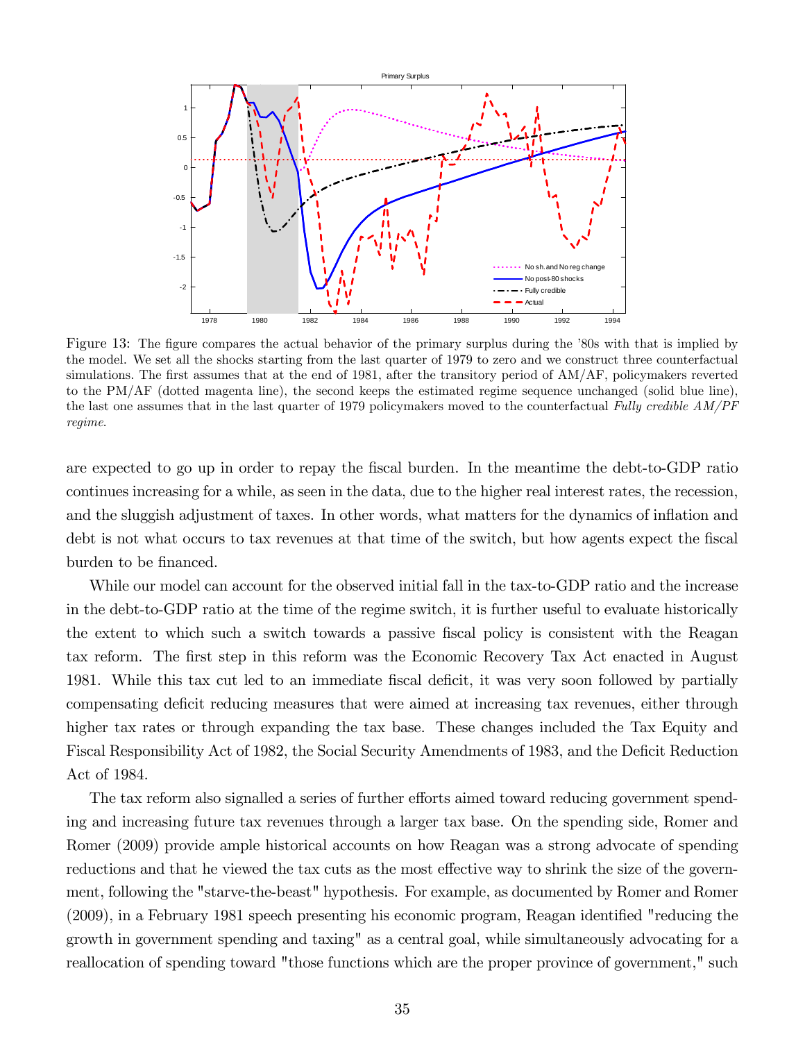Figure 13: The figure compares the actual behavior of the primary surplus during the '80s with that is implied by the model. We set all the shocks starting from the last quarter of 1979 to zero and we construct three counterfactual simulations. The first assumes that at the end of 1981, after the transitory period of AM/AF, policymakers reverted to the PM/AF (dotted magenta line), the second keeps the estimated regime sequence unchanged (solid blue line), the last one assumes that in the last quarter of 1979 policymakers moved to the counterfactual *Fully credible AM/PF regime*.

are expected to go up in order to repay the fiscal burden. In the meantime the debt-to-GDP ratio continues increasing for a while, as seen in the data, due to the higher real interest rates, the recession, and the sluggish adjustment of taxes. In other words, what matters for the dynamics of inflation and debt is not what occurs to tax revenues at that time of the switch, but how agents expect the fiscal burden to be financed.

While our model can account for the observed initial fall in the tax-to-GDP ratio and the increase in the debt-to-GDP ratio at the time of the regime switch, it is further useful to evaluate historically the extent to which such a switch towards a passive fiscal policy is consistent with the Reagan tax reform. The first step in this reform was the Economic Recovery Tax Act enacted in August 1981. While this tax cut led to an immediate fiscal deficit, it was very soon followed by partially compensating deficit reducing measures that were aimed at increasing tax revenues, either through higher tax rates or through expanding the tax base. These changes included the Tax Equity and Fiscal Responsibility Act of 1982, the Social Security Amendments of 1983, and the Deficit Reduction Act of 1984.

The tax reform also signalled a series of further efforts aimed toward reducing government spending and increasing future tax revenues through a larger tax base. On the spending side, Romer and Romer (2009) provide ample historical accounts on how Reagan was a strong advocate of spending reductions and that he viewed the tax cuts as the most effective way to shrink the size of the government, following the "starve-the-beast" hypothesis. For example, as documented by Romer and Romer (2009), in a February 1981 speech presenting his economic program, Reagan identified "reducing the growth in government spending and taxing" as a central goal, while simultaneously advocating for a reallocation of spending toward "those functions which are the proper province of government," such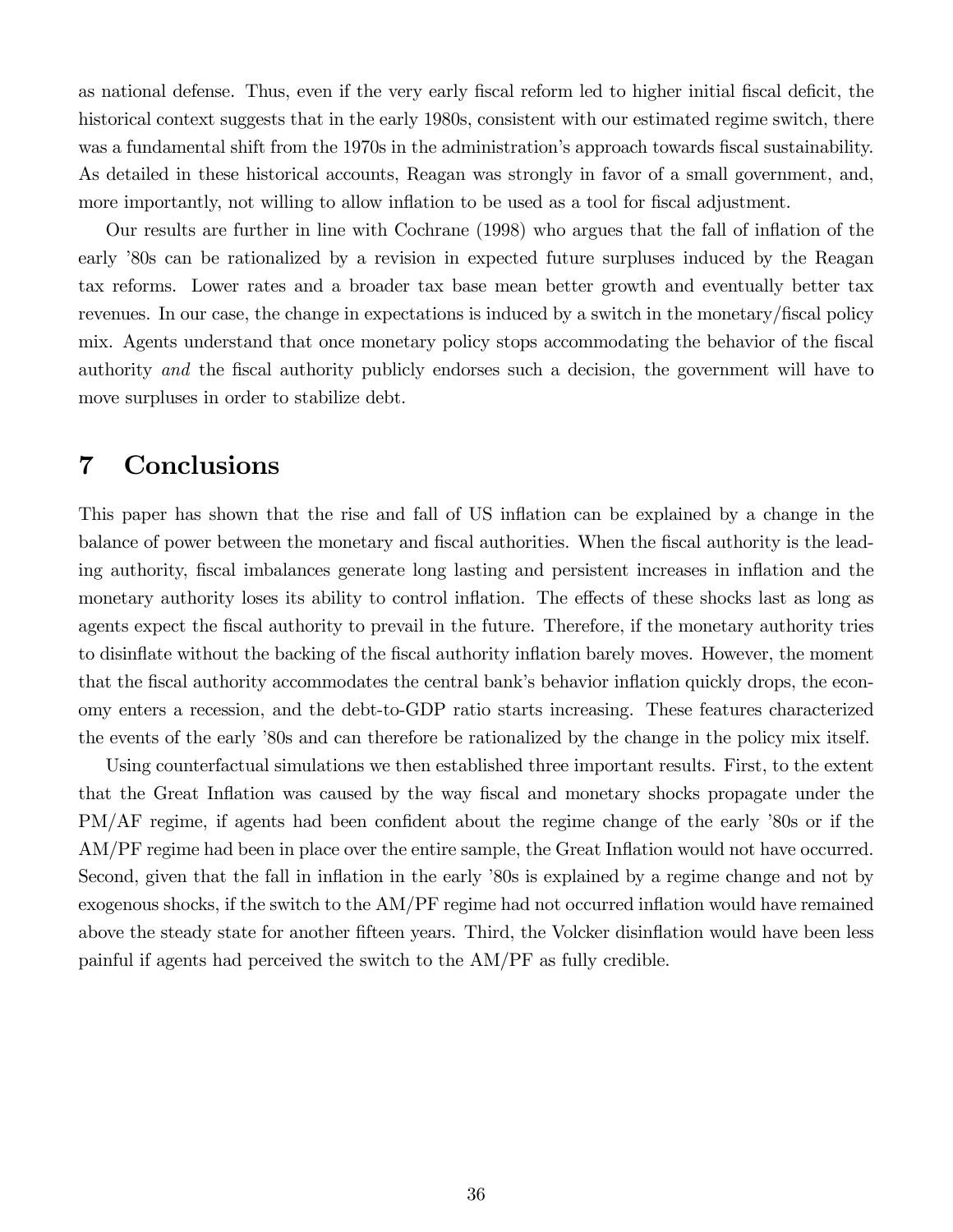as national defense. Thus, even if the very early fiscal reform led to higher initial fiscal deficit, the historical context suggests that in the early 1980s, consistent with our estimated regime switch, there was a fundamental shift from the 1970s in the administration's approach towards fiscal sustainability. As detailed in these historical accounts, Reagan was strongly in favor of a small government, and, more importantly, not willing to allow inflation to be used as a tool for fiscal adjustment.

Our results are further in line with Cochrane (1998) who argues that the fall of inflation of the early '80s can be rationalized by a revision in expected future surpluses induced by the Reagan tax reforms. Lower rates and a broader tax base mean better growth and eventually better tax revenues. In our case, the change in expectations is induced by a switch in the monetary/fiscal policy mix. Agents understand that once monetary policy stops accommodating the behavior of the fiscal authority *and* the fiscal authority publicly endorses such a decision, the government will have to move surpluses in order to stabilize debt.

# 7 Conclusions

This paper has shown that the rise and fall of US inflation can be explained by a change in the balance of power between the monetary and fiscal authorities. When the fiscal authority is the leading authority, fiscal imbalances generate long lasting and persistent increases in inflation and the monetary authority loses its ability to control inflation. The effects of these shocks last as long as agents expect the fiscal authority to prevail in the future. Therefore, if the monetary authority tries to disinflate without the backing of the fiscal authority inflation barely moves. However, the moment that the fiscal authority accommodates the central bank's behavior inflation quickly drops, the economy enters a recession, and the debt-to-GDP ratio starts increasing. These features characterized the events of the early '80s and can therefore be rationalized by the change in the policy mix itself.

Using counterfactual simulations we then established three important results. First, to the extent that the Great Inflation was caused by the way fiscal and monetary shocks propagate under the PM/AF regime, if agents had been confident about the regime change of the early '80s or if the AM/PF regime had been in place over the entire sample, the Great Inflation would not have occurred. Second, given that the fall in inflation in the early '80s is explained by a regime change and not by exogenous shocks, if the switch to the AM/PF regime had not occurred inflation would have remained above the steady state for another fifteen years. Third, the Volcker disinflation would have been less painful if agents had perceived the switch to the AM/PF as fully credible.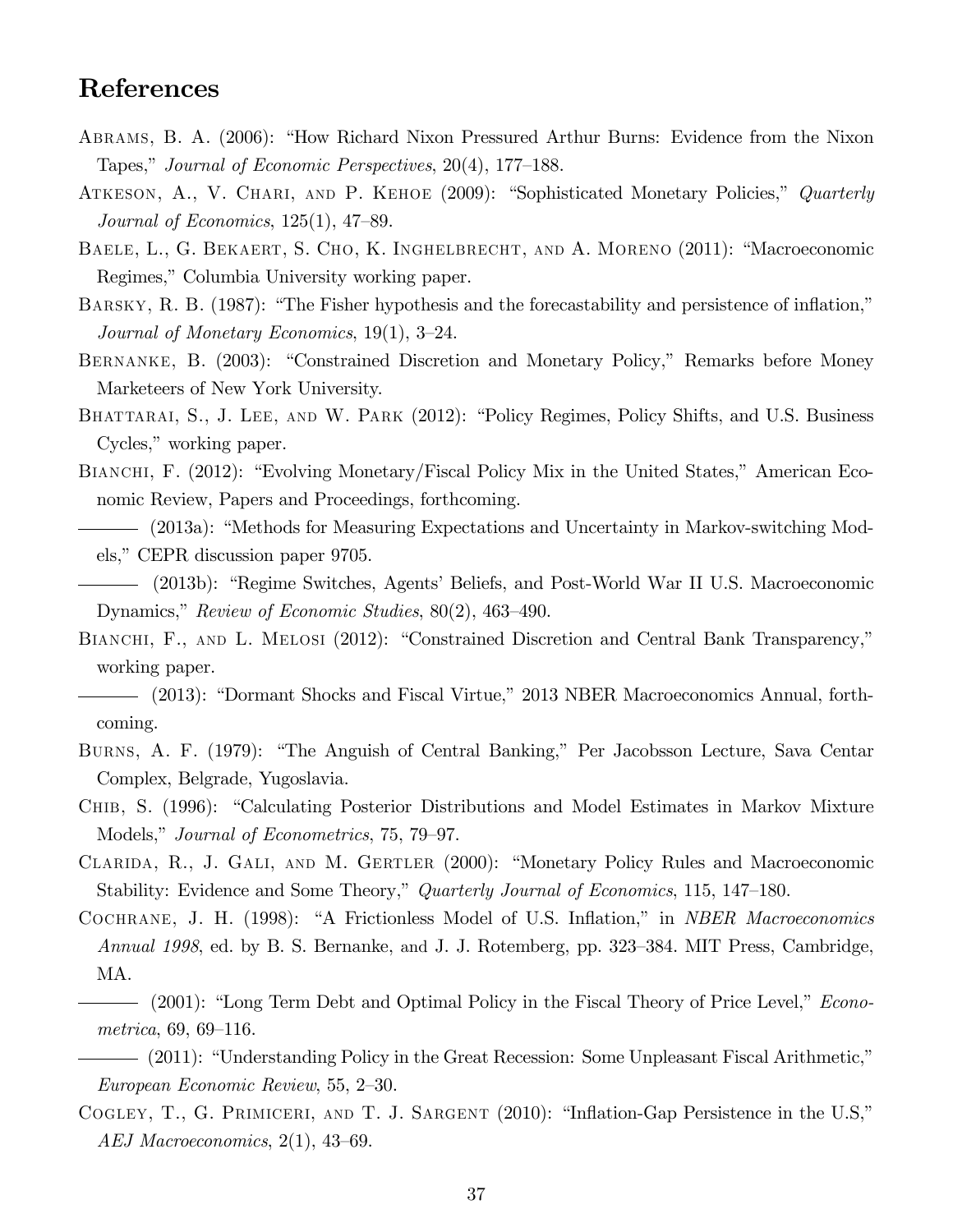## References

Abrams, B. A. (2006): "How Richard Nixon Pressured Arthur Burns: Evidence from the Nixon Tapes," *Journal of Economic Perspectives*, 20(4), 177–188.

Atkeson, A., V. Chari, and P. Kehoe (2009): "Sophisticated Monetary Policies," *Quarterly Journal of Economics*, 125(1), 47–89.

Baele, L., G. Bekaert, S. Cho, K. Inghelbrecht, and A. Moreno (2011): "Macroeconomic Regimes," Columbia University working paper.

Barsky, R. B. (1987): "The Fisher hypothesis and the forecastability and persistence of inflation," *Journal of Monetary Economics*, 19(1), 3–24.

Bernanke, B. (2003): "Constrained Discretion and Monetary Policy," Remarks before Money Marketeers of New York University.

Bhattarai, S., J. Lee, and W. Park (2012): "Policy Regimes, Policy Shifts, and U.S. Business Cycles," working paper.

Bianchi, F. (2012): "Evolving Monetary/Fiscal Policy Mix in the United States," American Economic Review, Papers and Proceedings, forthcoming.

——— (2013a): "Methods for Measuring Expectations and Uncertainty in Markov-switching Models," CEPR discussion paper 9705.

——— (2013b): "Regime Switches, Agents' Beliefs, and Post-World War II U.S. Macroeconomic Dynamics," *Review of Economic Studies*, 80(2), 463–490.

Bianchi, F., and L. Melosi (2012): "Constrained Discretion and Central Bank Transparency," working paper.

——— (2013): "Dormant Shocks and Fiscal Virtue," 2013 NBER Macroeconomics Annual, forthcoming.

Burns, A. F. (1979): "The Anguish of Central Banking," Per Jacobsson Lecture, Sava Centar Complex, Belgrade, Yugoslavia.

Chib, S. (1996): "Calculating Posterior Distributions and Model Estimates in Markov Mixture Models," *Journal of Econometrics*, 75, 79–97.

Clarida, R., J. Gali, and M. Gertler (2000): "Monetary Policy Rules and Macroeconomic Stability: Evidence and Some Theory," *Quarterly Journal of Economics*, 115, 147–180.

Cochrane, J. H. (1998): "A Frictionless Model of U.S. Inflation," in *NBER Macroeconomics Annual 1998*, ed. by B. S. Bernanke, and J. J. Rotemberg, pp. 323–384. MIT Press, Cambridge, MA.

——— (2001): "Long Term Debt and Optimal Policy in the Fiscal Theory of Price Level," *Econometrica*, 69, 69–116.

——— (2011): "Understanding Policy in the Great Recession: Some Unpleasant Fiscal Arithmetic," *European Economic Review*, 55, 2–30.

Cogley, T., G. Primiceri, and T. J. Sargent (2010): "Inflation-Gap Persistence in the U.S," *AEJ Macroeconomics*, 2(1), 43–69.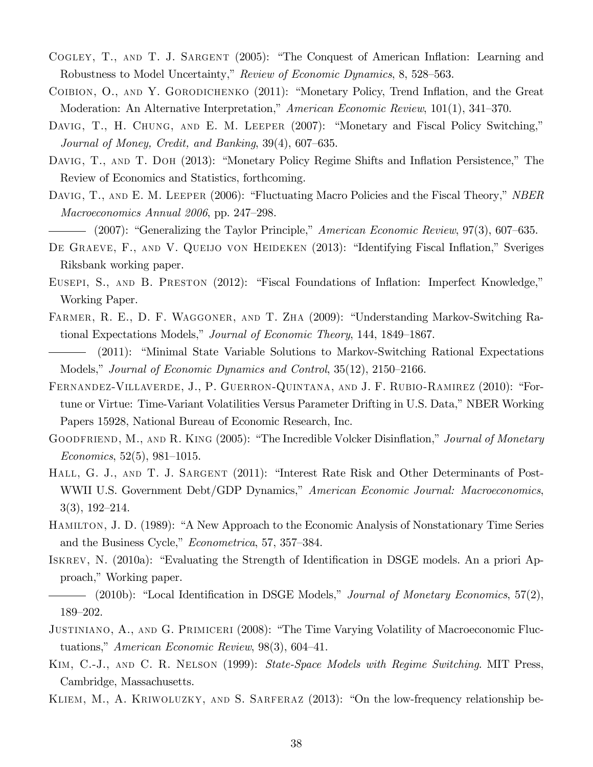Cogley, T., and T. J. Sargent (2005): "The Conquest of American Inflation: Learning and Robustness to Model Uncertainty," *Review of Economic Dynamics*, 8, 528–563.

Coibion, O., and Y. Gorodichenko (2011): "Monetary Policy, Trend Inflation, and the Great Moderation: An Alternative Interpretation," *American Economic Review*, 101(1), 341–370.

Davig, T., H. Chung, and E. M. Leeper (2007): "Monetary and Fiscal Policy Switching," *Journal of Money, Credit, and Banking*, 39(4), 607–635.

Davig, T., and T. Doh (2013): "Monetary Policy Regime Shifts and Inflation Persistence," The Review of Economics and Statistics, forthcoming.

Davig, T., and E. M. Leeper (2006): "Fluctuating Macro Policies and the Fiscal Theory," *NBER Macroeconomics Annual 2006*, pp. 247–298.

——— (2007): "Generalizing the Taylor Principle," *American Economic Review*, 97(3), 607–635.

De Graeve, F., and V. Queijo von Heideken (2013): "Identifying Fiscal Inflation," Sveriges Riksbank working paper.

Eusepi, S., and B. Preston (2012): "Fiscal Foundations of Inflation: Imperfect Knowledge," Working Paper.

Farmer, R. E., D. F. Waggoner, and T. Zha (2009): "Understanding Markov-Switching Rational Expectations Models," *Journal of Economic Theory*, 144, 1849–1867.

——— (2011): "Minimal State Variable Solutions to Markov-Switching Rational Expectations Models," *Journal of Economic Dynamics and Control*, 35(12), 2150–2166.

Fernandez-Villaverde, J., P. Guerron-Quintana, and J. F. Rubio-Ramirez (2010): "Fortune or Virtue: Time-Variant Volatilities Versus Parameter Drifting in U.S. Data," NBER Working Papers 15928, National Bureau of Economic Research, Inc.

Goodfriend, M., and R. King (2005): "The Incredible Volcker Disinflation," *Journal of Monetary Economics*, 52(5), 981–1015.

Hall, G. J., and T. J. Sargent (2011): "Interest Rate Risk and Other Determinants of Post-WWII U.S. Government Debt/GDP Dynamics," *American Economic Journal: Macroeconomics*, 3(3), 192–214.

Hamilton, J. D. (1989): "A New Approach to the Economic Analysis of Nonstationary Time Series and the Business Cycle," *Econometrica*, 57, 357–384.

Iskrev, N. (2010a): "Evaluating the Strength of Identification in DSGE models. An a priori Approach," Working paper.

——— (2010b): "Local Identification in DSGE Models," *Journal of Monetary Economics*, 57(2), 189–202.

Justiniano, A., and G. Primiceri (2008): "The Time Varying Volatility of Macroeconomic Fluctuations," *American Economic Review*, 98(3), 604–41.

Kim, C.-J., and C. R. Nelson (1999): *State-Space Models with Regime Switching*. MIT Press, Cambridge, Massachusetts.

Kliem, M., A. Kriwoluzky, and S. Sarferaz (2013): "On the low-frequency relationship be-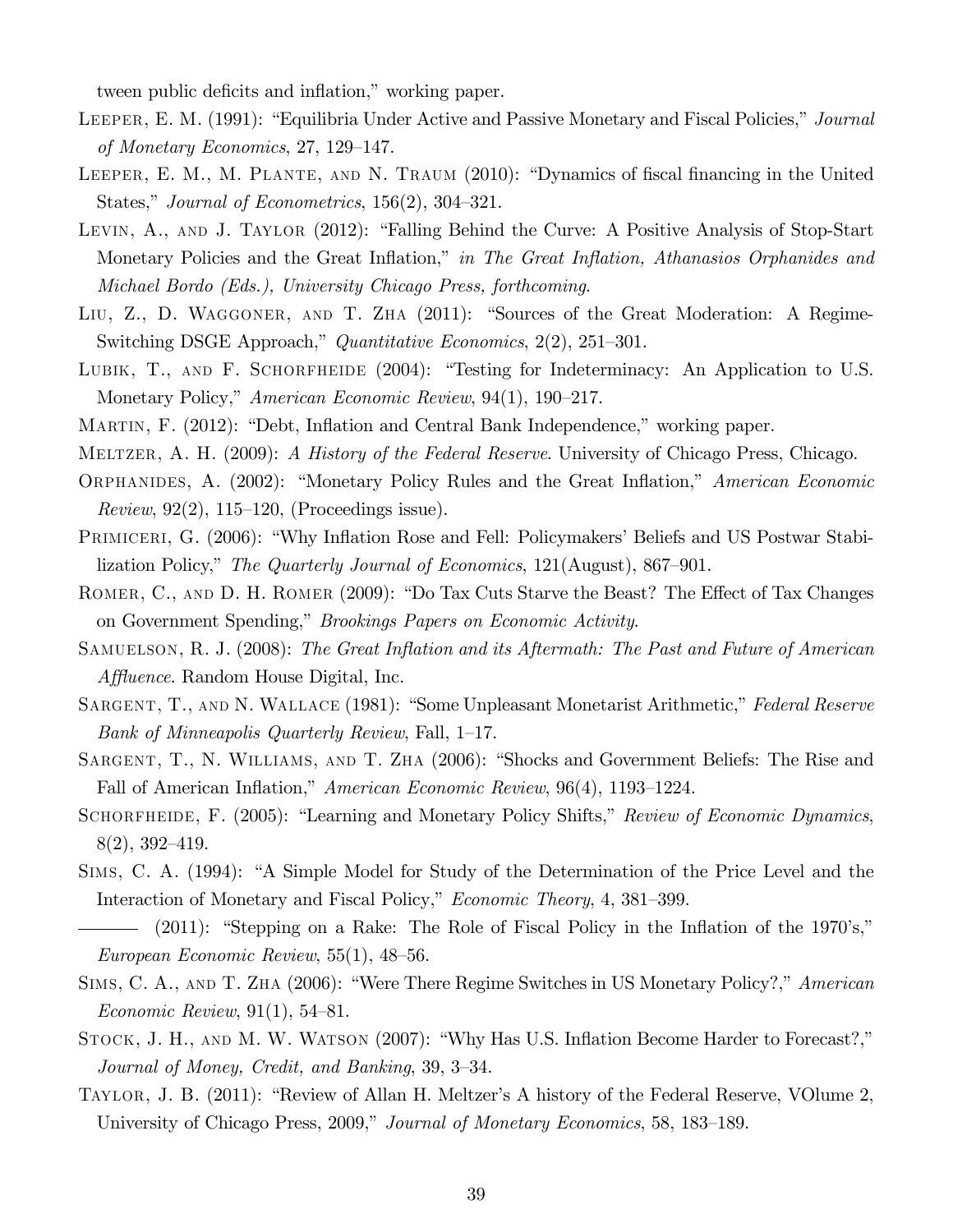tween public deficits and inflation," working paper.

Leeper, E. M. (1991): "Equilibria Under Active and Passive Monetary and Fiscal Policies," *Journal of Monetary Economics*, 27, 129–147.

Leeper, E. M., M. Plante, and N. Traum (2010): "Dynamics of fiscal financing in the United States," *Journal of Econometrics*, 156(2), 304–321.

Levin, A., and J. Taylor (2012): "Falling Behind the Curve: A Positive Analysis of Stop-Start Monetary Policies and the Great Inflation," *in The Great Inflation, Athanasios Orphanides and Michael Bordo (Eds.), University Chicago Press, forthcoming*.

Liu, Z., D. Waggoner, and T. Zha (2011): "Sources of the Great Moderation: A Regime-Switching DSGE Approach," *Quantitative Economics*, 2(2), 251–301.

Lubik, T., and F. Schorfheide (2004): "Testing for Indeterminacy: An Application to U.S. Monetary Policy," *American Economic Review*, 94(1), 190–217.

Martin, F. (2012): "Debt, Inflation and Central Bank Independence," working paper.

Meltzer, A. H. (2009): *A History of the Federal Reserve*. University of Chicago Press, Chicago.

Orphanides, A. (2002): "Monetary Policy Rules and the Great Inflation," *American Economic Review*, 92(2), 115–120, (Proceedings issue).

Primiceri, G. (2006): "Why Inflation Rose and Fell: Policymakers' Beliefs and US Postwar Stabilization Policy," *The Quarterly Journal of Economics*, 121(August), 867–901.

Romer, C., and D. H. Romer (2009): "Do Tax Cuts Starve the Beast? The Effect of Tax Changes on Government Spending," *Brookings Papers on Economic Activity*.

Samuelson, R. J. (2008): *The Great Inflation and its Aftermath: The Past and Future of American Affluence*. Random House Digital, Inc.

Sargent, T., and N. Wallace (1981): "Some Unpleasant Monetarist Arithmetic," *Federal Reserve Bank of Minneapolis Quarterly Review*, Fall, 1–17.

Sargent, T., N. Williams, and T. Zha (2006): "Shocks and Government Beliefs: The Rise and Fall of American Inflation," *American Economic Review*, 96(4), 1193–1224.

Schorfheide, F. (2005): "Learning and Monetary Policy Shifts," *Review of Economic Dynamics*, 8(2), 392–419.

Sims, C. A. (1994): "A Simple Model for Study of the Determination of the Price Level and the Interaction of Monetary and Fiscal Policy," *Economic Theory*, 4, 381–399.

——— (2011): "Stepping on a Rake: The Role of Fiscal Policy in the Inflation of the 1970's," *European Economic Review*, 55(1), 48–56.

Sims, C. A., and T. Zha (2006): "Were There Regime Switches in US Monetary Policy?," *American Economic Review*, 91(1), 54–81.

Stock, J. H., and M. W. Watson (2007): "Why Has U.S. Inflation Become Harder to Forecast?," *Journal of Money, Credit, and Banking*, 39, 3–34.

Taylor, J. B. (2011): "Review of Allan H. Meltzer's A history of the Federal Reserve, VOlume 2, University of Chicago Press, 2009," *Journal of Monetary Economics*, 58, 183–189.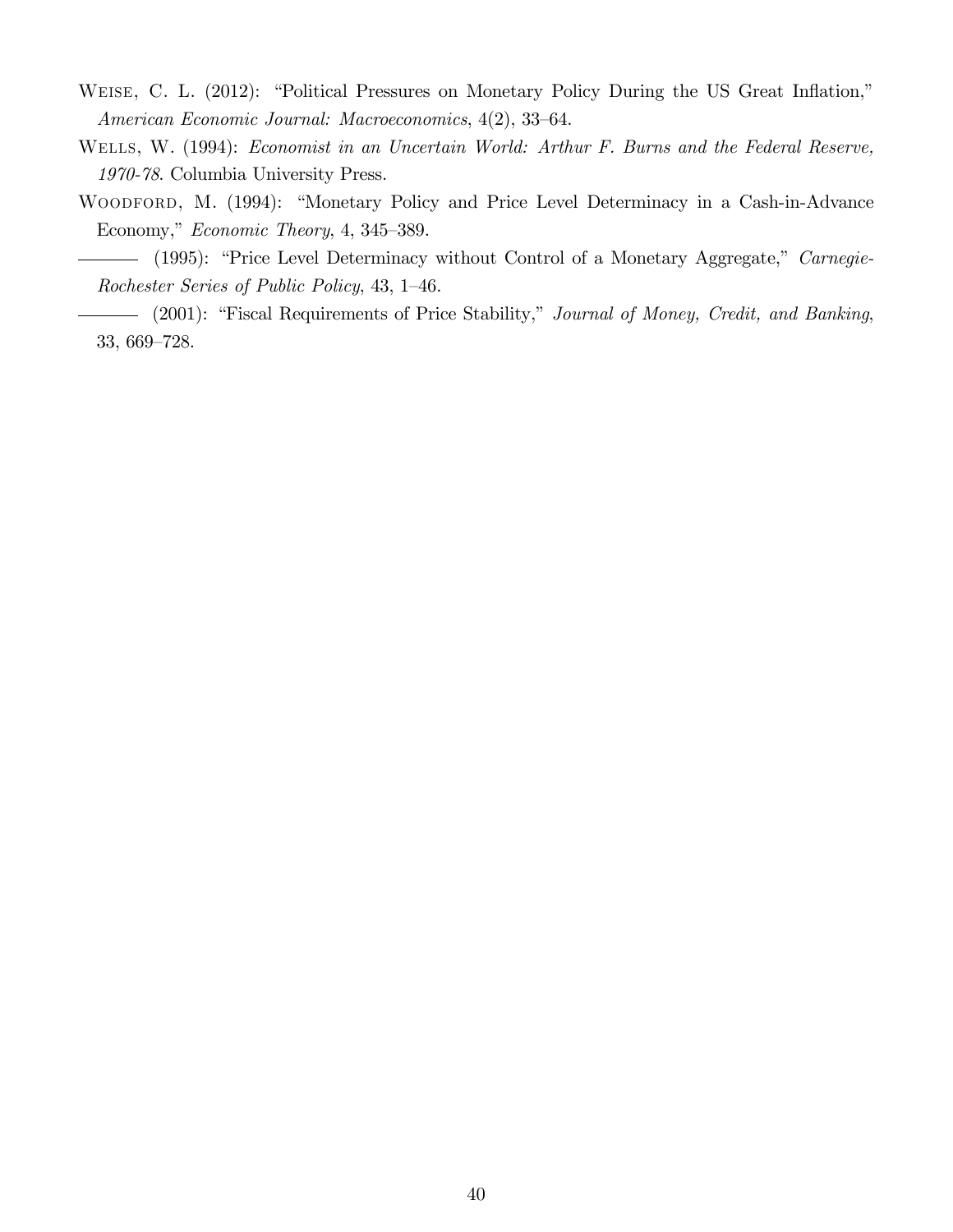Weise, C. L. (2012): "Political Pressures on Monetary Policy During the US Great Inflation," *American Economic Journal: Macroeconomics*, 4(2), 33–64.

Wells, W. (1994): *Economist in an Uncertain World: Arthur F. Burns and the Federal Reserve, 1970-78*. Columbia University Press.

Woodford, M. (1994): "Monetary Policy and Price Level Determinacy in a Cash-in-Advance Economy," *Economic Theory*, 4, 345–389.

——— (1995): "Price Level Determinacy without Control of a Monetary Aggregate," *Carnegie-Rochester Series of Public Policy*, 43, 1–46.

——— (2001): "Fiscal Requirements of Price Stability," *Journal of Money, Credit, and Banking*, 33, 669–728.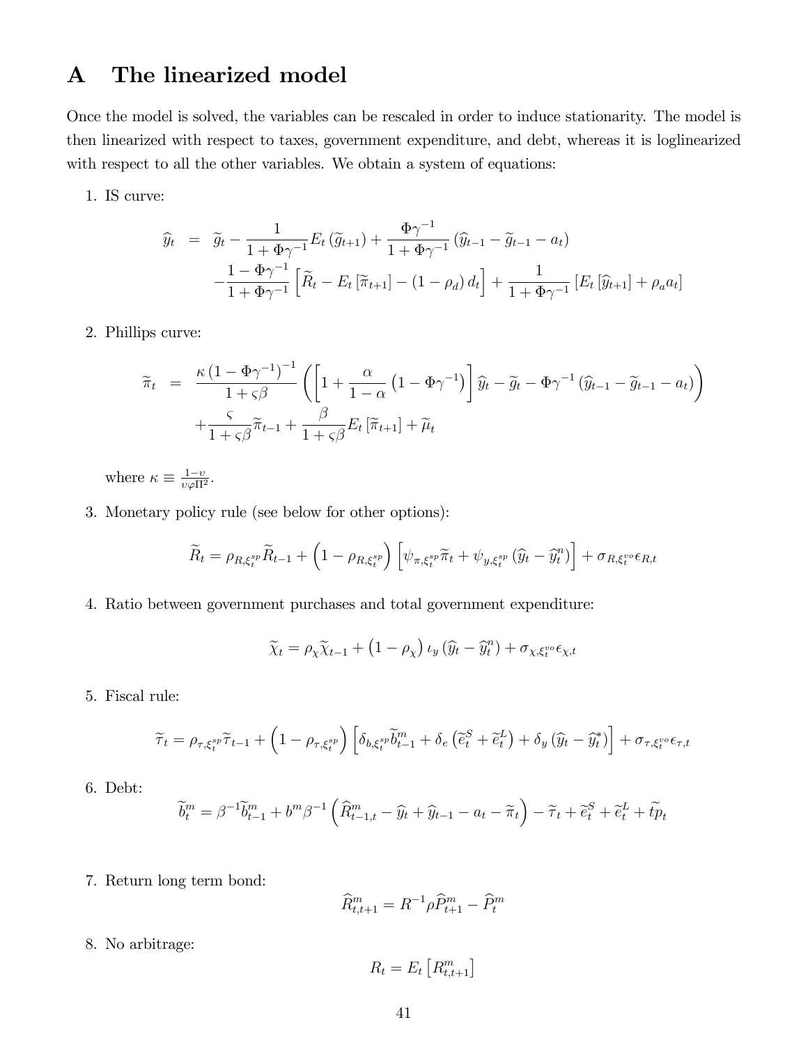# A The linearized model

Once the model is solved, the variables can be rescaled in order to induce stationarity. The model is then linearized with respect to taxes, government expenditure, and debt, whereas it is loglinearized with respect to all the other variables. We obtain a system of equations:

1. IS curve:

$$
\begin{aligned}
\widehat{y}_t &= \widetilde{g}_t - \frac{1}{1+\Phi\gamma^{-1}} E_t\left(\widetilde{g}_{t+1}\right) + \frac{\Phi\gamma^{-1}}{1+\Phi\gamma^{-1}}\left(\widehat{y}_{t-1} - \widetilde{g}_{t-1} - a_t\right) \\
&\quad - \frac{1-\Phi\gamma^{-1}}{1+\Phi\gamma^{-1}}\left[\widetilde{R}_t - E_t\left[\widetilde{\pi}_{t+1}\right] - \left(1-\rho_d\right) d_t\right] + \frac{1}{1+\Phi\gamma^{-1}}\left[E_t\left[\widehat{y}_{t+1}\right] + \rho_a a_t\right]
\end{aligned}
$$

2. Phillips curve:

$$
\begin{aligned}
\widetilde{\pi}_t &= \frac{\kappa\left(1-\Phi\gamma^{-1}\right)^{-1}}{1+\varsigma\beta}\left(\left[1 + \frac{\alpha}{1-\alpha}\left(1-\Phi\gamma^{-1}\right)\right]\widehat{y}_t - \widetilde{g}_t - \Phi\gamma^{-1}\left(\widehat{y}_{t-1} - \widetilde{g}_{t-1} - a_t\right)\right) \\
&\quad + \frac{\varsigma}{1+\varsigma\beta}\widetilde{\pi}_{t-1} + \frac{\beta}{1+\varsigma\beta} E_t\left[\widetilde{\pi}_{t+1}\right] + \widetilde{\mu}_t
\end{aligned}
$$

   where $\kappa \equiv \frac{1-\upsilon}{\upsilon\varphi\Pi^2}$.

3. Monetary policy rule (see below for other options):

$$
\widetilde{R}_t = \rho_{R,\xi_t^{sp}} \widetilde{R}_{t-1} + \left(1-\rho_{R,\xi_t^{sp}}\right)\left[\psi_{\pi,\xi_t^{sp}} \widetilde{\pi}_t + \psi_{y,\xi_t^{sp}}\left(\widehat{y}_t - \widehat{y}_t^n\right)\right] + \sigma_{R,\xi_t^{vo}} \epsilon_{R,t}
$$

4. Ratio between government purchases and total government expenditure:

$$
\widetilde{\chi}_t = \rho_\chi \widetilde{\chi}_{t-1} + \left(1-\rho_\chi\right)\iota_y\left(\widehat{y}_t - \widehat{y}_t^n\right) + \sigma_{\chi,\xi_t^{vo}} \epsilon_{\chi,t}
$$

5. Fiscal rule:

$$
\widetilde{\tau}_t = \rho_{\tau,\xi_t^{sp}} \widetilde{\tau}_{t-1} + \left(1-\rho_{\tau,\xi_t^{sp}}\right)\left[\delta_{b,\xi_t^{sp}} \widetilde{b}_{t-1}^m + \delta_e\left(\widetilde{e}_t^S + \widetilde{e}_t^L\right) + \delta_y\left(\widehat{y}_t - \widehat{y}_t^*\right)\right] + \sigma_{\tau,\xi_t^{vo}} \epsilon_{\tau,t}
$$

6. Debt:

$$
\widetilde{b}_t^m = \beta^{-1}\widetilde{b}_{t-1}^m + b^m\beta^{-1}\left(\widehat{R}_{t-1,t}^m - \widehat{y}_t + \widehat{y}_{t-1} - a_t - \widetilde{\pi}_t\right) - \widetilde{\tau}_t + \widetilde{e}_t^S + \widetilde{e}_t^L + \widetilde{tp}_t
$$

7. Return long term bond:

$$
\widehat{R}_{t,t+1}^m = R^{-1}\rho\widehat{P}_{t+1}^m - \widehat{P}_t^m
$$

8. No arbitrage:

$$
R_t = E_t\left[R_{t,t+1}^m\right]
$$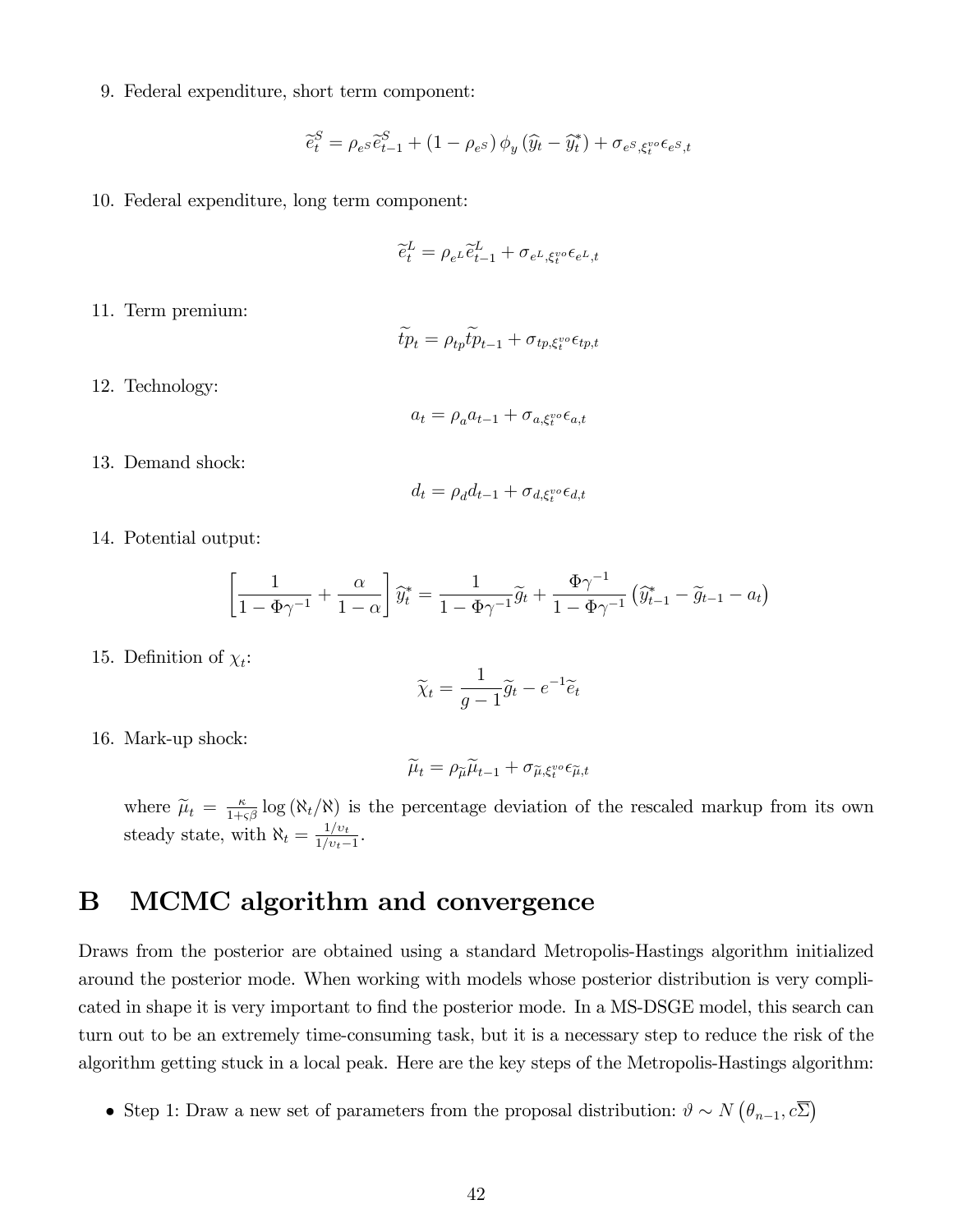9. Federal expenditure, short term component:

$$\widetilde{e}_t^S = \rho_{e^S}\widetilde{e}_{t-1}^S + (1-\rho_{e^S})\,\phi_y\left(\widehat{y}_t - \widehat{y}_t^*\right) + \sigma_{e^S,\xi_t^{vo}}\epsilon_{e^S,t}$$

10. Federal expenditure, long term component:

$$\widetilde{e}_t^L = \rho_{e^L}\widetilde{e}_{t-1}^L + \sigma_{e^L,\xi_t^{vo}}\epsilon_{e^L,t}$$

11. Term premium:

$$\widetilde{tp}_t = \rho_{tp}\widetilde{tp}_{t-1} + \sigma_{tp,\xi_t^{vo}}\epsilon_{tp,t}$$

12. Technology:

$$a_t = \rho_a a_{t-1} + \sigma_{a,\xi_t^{vo}}\epsilon_{a,t}$$

13. Demand shock:

$$d_t = \rho_d d_{t-1} + \sigma_{d,\xi_t^{vo}}\epsilon_{d,t}$$

14. Potential output:

$$\left[\frac{1}{1-\Phi\gamma^{-1}} + \frac{\alpha}{1-\alpha}\right]\widehat{y}_t^* = \frac{1}{1-\Phi\gamma^{-1}}\widetilde{g}_t + \frac{\Phi\gamma^{-1}}{1-\Phi\gamma^{-1}}\left(\widehat{y}_{t-1}^* - \widetilde{g}_{t-1} - a_t\right)$$

15. Definition of $\chi_t$:

$$\widetilde{\chi}_t = \frac{1}{g-1}\widetilde{g}_t - e^{-1}\widetilde{e}_t$$

16. Mark-up shock:

$$\widetilde{\mu}_t = \rho_{\widetilde{\mu}}\widetilde{\mu}_{t-1} + \sigma_{\widetilde{\mu},\xi_t^{vo}}\epsilon_{\widetilde{\mu},t}$$

where $\widetilde{\mu}_t = \frac{\kappa}{1+\varsigma\beta}\log\left(\aleph_t/\aleph\right)$ is the percentage deviation of the rescaled markup from its own steady state, with $\aleph_t = \frac{1/\upsilon_t}{1/\upsilon_t - 1}$.

# B MCMC algorithm and convergence

Draws from the posterior are obtained using a standard Metropolis-Hastings algorithm initialized around the posterior mode. When working with models whose posterior distribution is very complicated in shape it is very important to find the posterior mode. In a MS-DSGE model, this search can turn out to be an extremely time-consuming task, but it is a necessary step to reduce the risk of the algorithm getting stuck in a local peak. Here are the key steps of the Metropolis-Hastings algorithm:

- Step 1: Draw a new set of parameters from the proposal distribution: $\vartheta \sim N\left(\theta_{n-1}, c\overline{\Sigma}\right)$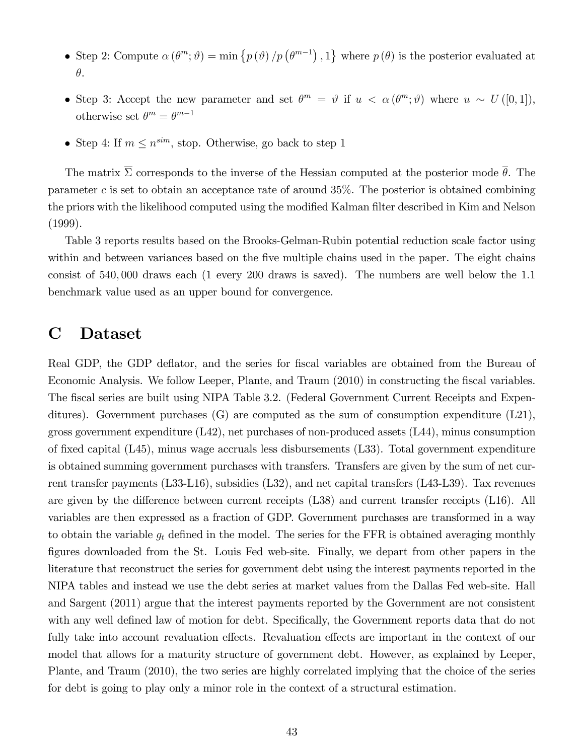- Step 2: Compute $\alpha\left(\theta^{m};\vartheta\right)=\min\left\{p\left(\vartheta\right)/p\left(\theta^{m-1}\right),1\right\}$ where $p\left(\theta\right)$ is the posterior evaluated at $\theta$.
- Step 3: Accept the new parameter and set $\theta^{m}=\vartheta$ if $u<\alpha\left(\theta^{m};\vartheta\right)$ where $u\sim U\left([0,1]\right)$, otherwise set $\theta^{m}=\theta^{m-1}$
- Step 4: If $m\leq n^{sim}$, stop. Otherwise, go back to step 1

The matrix $\overline{\Sigma}$ corresponds to the inverse of the Hessian computed at the posterior mode $\overline{\theta}$. The parameter $c$ is set to obtain an acceptance rate of around 35%. The posterior is obtained combining the priors with the likelihood computed using the modified Kalman filter described in Kim and Nelson (1999).

Table 3 reports results based on the Brooks-Gelman-Rubin potential reduction scale factor using within and between variances based on the five multiple chains used in the paper. The eight chains consist of 540,000 draws each (1 every 200 draws is saved). The numbers are well below the 1.1 benchmark value used as an upper bound for convergence.

# C Dataset

Real GDP, the GDP deflator, and the series for fiscal variables are obtained from the Bureau of Economic Analysis. We follow Leeper, Plante, and Traum (2010) in constructing the fiscal variables. The fiscal series are built using NIPA Table 3.2. (Federal Government Current Receipts and Expenditures). Government purchases (G) are computed as the sum of consumption expenditure (L21), gross government expenditure (L42), net purchases of non-produced assets (L44), minus consumption of fixed capital (L45), minus wage accruals less disbursements (L33). Total government expenditure is obtained summing government purchases with transfers. Transfers are given by the sum of net current transfer payments (L33-L16), subsidies (L32), and net capital transfers (L43-L39). Tax revenues are given by the difference between current receipts (L38) and current transfer receipts (L16). All variables are then expressed as a fraction of GDP. Government purchases are transformed in a way to obtain the variable $g_t$ defined in the model. The series for the FFR is obtained averaging monthly figures downloaded from the St. Louis Fed web-site. Finally, we depart from other papers in the literature that reconstruct the series for government debt using the interest payments reported in the NIPA tables and instead we use the debt series at market values from the Dallas Fed web-site. Hall and Sargent (2011) argue that the interest payments reported by the Government are not consistent with any well defined law of motion for debt. Specifically, the Government reports data that do not fully take into account revaluation effects. Revaluation effects are important in the context of our model that allows for a maturity structure of government debt. However, as explained by Leeper, Plante, and Traum (2010), the two series are highly correlated implying that the choice of the series for debt is going to play only a minor role in the context of a structural estimation.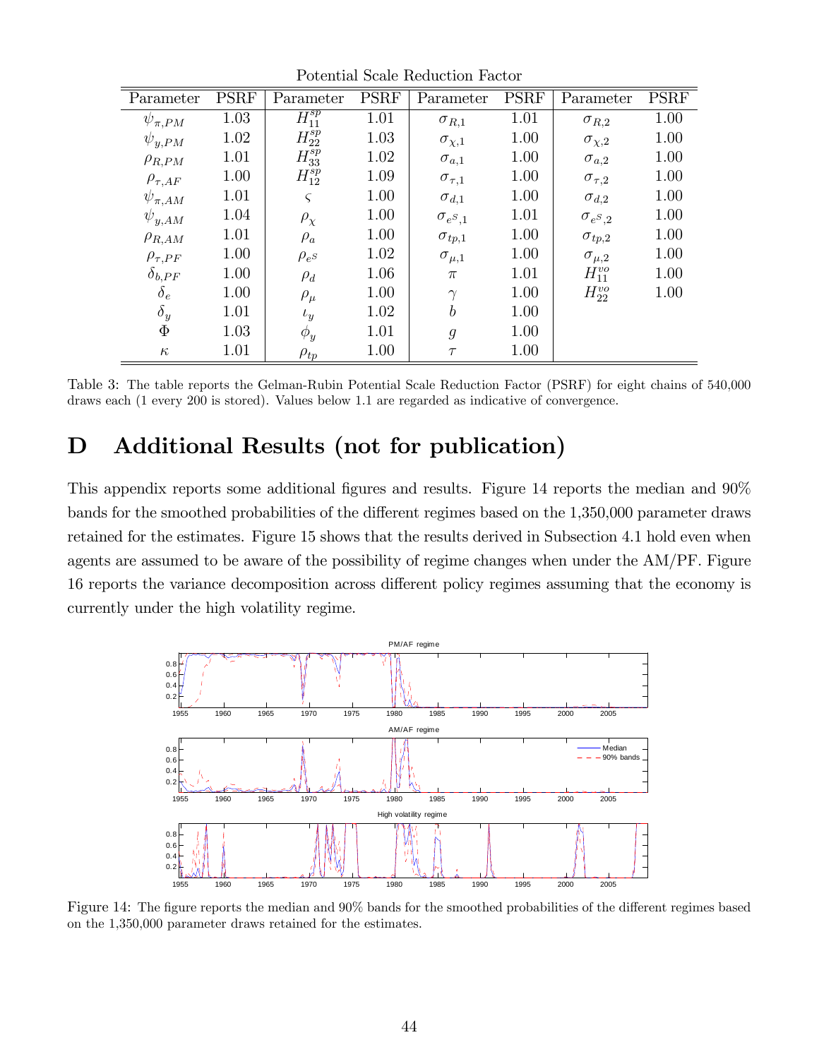Potential Scale Reduction Factor

| Parameter | PSRF | Parameter | PSRF | Parameter | PSRF | Parameter | PSRF |
|---|---|---|---|---|---|---|---|
| $\psi_{\pi,PM}$ | 1.03 | $H_{11}^{sp}$ | 1.01 | $\sigma_{R,1}$ | 1.01 | $\sigma_{R,2}$ | 1.00 |
| $\psi_{y,PM}$ | 1.02 | $H_{22}^{sp}$ | 1.03 | $\sigma_{\chi,1}$ | 1.00 | $\sigma_{\chi,2}$ | 1.00 |
| $\rho_{R,PM}$ | 1.01 | $H_{33}^{sp}$ | 1.02 | $\sigma_{a,1}$ | 1.00 | $\sigma_{a,2}$ | 1.00 |
| $\rho_{\tau,AF}$ | 1.00 | $H_{12}^{sp}$ | 1.09 | $\sigma_{\tau,1}$ | 1.00 | $\sigma_{\tau,2}$ | 1.00 |
| $\psi_{\pi,AM}$ | 1.01 | $\varsigma$ | 1.00 | $\sigma_{d,1}$ | 1.00 | $\sigma_{d,2}$ | 1.00 |
| $\psi_{y,AM}$ | 1.04 | $\rho_{\chi}$ | 1.00 | $\sigma_{e^S,1}$ | 1.01 | $\sigma_{e^S,2}$ | 1.00 |
| $\rho_{R,AM}$ | 1.01 | $\rho_{a}$ | 1.00 | $\sigma_{tp,1}$ | 1.00 | $\sigma_{tp,2}$ | 1.00 |
| $\rho_{\tau,PF}$ | 1.00 | $\rho_{e^S}$ | 1.02 | $\sigma_{\mu,1}$ | 1.00 | $\sigma_{\mu,2}$ | 1.00 |
| $\delta_{b,PF}$ | 1.00 | $\rho_{d}$ | 1.06 | $\pi$ | 1.01 | $H_{11}^{vo}$ | 1.00 |
| $\delta_{e}$ | 1.00 | $\rho_{\mu}$ | 1.00 | $\gamma$ | 1.00 | $H_{22}^{vo}$ | 1.00 |
| $\delta_{y}$ | 1.01 | $\iota_{y}$ | 1.02 | $b$ | 1.00 | | |
| $\Phi$ | 1.03 | $\phi_{y}$ | 1.01 | $g$ | 1.00 | | |
| $\kappa$ | 1.01 | $\rho_{tp}$ | 1.00 | $\tau$ | 1.00 | | |

Table 3: The table reports the Gelman-Rubin Potential Scale Reduction Factor (PSRF) for eight chains of 540,000 draws each (1 every 200 is stored). Values below 1.1 are regarded as indicative of convergence.

# D Additional Results (not for publication)

This appendix reports some additional figures and results. Figure 14 reports the median and 90% bands for the smoothed probabilities of the different regimes based on the 1,350,000 parameter draws retained for the estimates. Figure 15 shows that the results derived in Subsection 4.1 hold even when agents are assumed to be aware of the possibility of regime changes when under the AM/PF. Figure 16 reports the variance decomposition across different policy regimes assuming that the economy is currently under the high volatility regime.

Figure 14: The figure reports the median and 90% bands for the smoothed probabilities of the different regimes based on the 1,350,000 parameter draws retained for the estimates.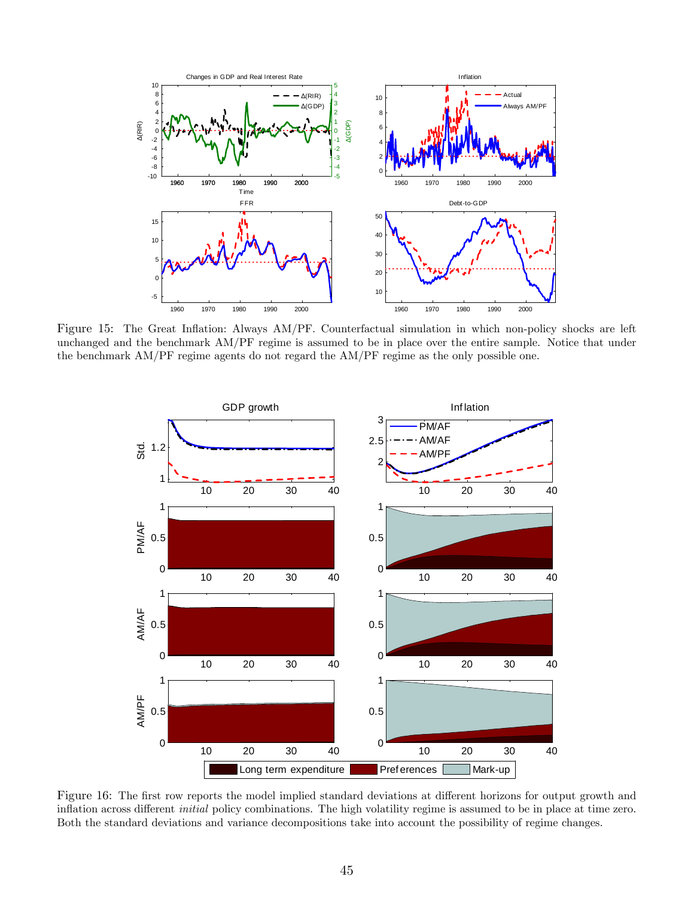Changes in GDP and Real Interest Rate

10
8
6
4
2
0
-2
-4
-6
-8
-10

Δ(RIR)

5
4
3
2
1
0
-1
-2
-3
-4
-5

Δ(GDP)

Δ(RIR)
Δ(GDP)

1960 1970 1980 1990 2000

Time

Inflation

10
8
6
4
2
0

Actual
Always AM/PF

1960 1970 1980 1990 2000

FFR

15
10
5
0
-5

1960 1970 1980 1990 2000

Debt-to-GDP

50
40
30
20
10

1960 1970 1980 1990 2000

Figure 15: The Great Inflation: Always AM/PF. Counterfactual simulation in which non-policy shocks are left unchanged and the benchmark AM/PF regime is assumed to be in place over the entire sample. Notice that under the benchmark AM/PF regime agents do not regard the AM/PF regime as the only possible one.

GDP growth

Std.

1.2
1

10 20 30 40

Inflation

3
2.5
2

PM/AF
AM/AF
AM/PF

10 20 30 40

PM/AF

1
0.5
0

10 20 30 40

AM/AF

1
0.5
0

10 20 30 40

AM/PF

1
0.5
0

10 20 30 40

Long term expenditure
Preferences
Mark-up

Figure 16: The first row reports the model implied standard deviations at different horizons for output growth and inflation across different *initial* policy combinations. The high volatility regime is assumed to be in place at time zero. Both the standard deviations and variance decompositions take into account the possibility of regime changes.